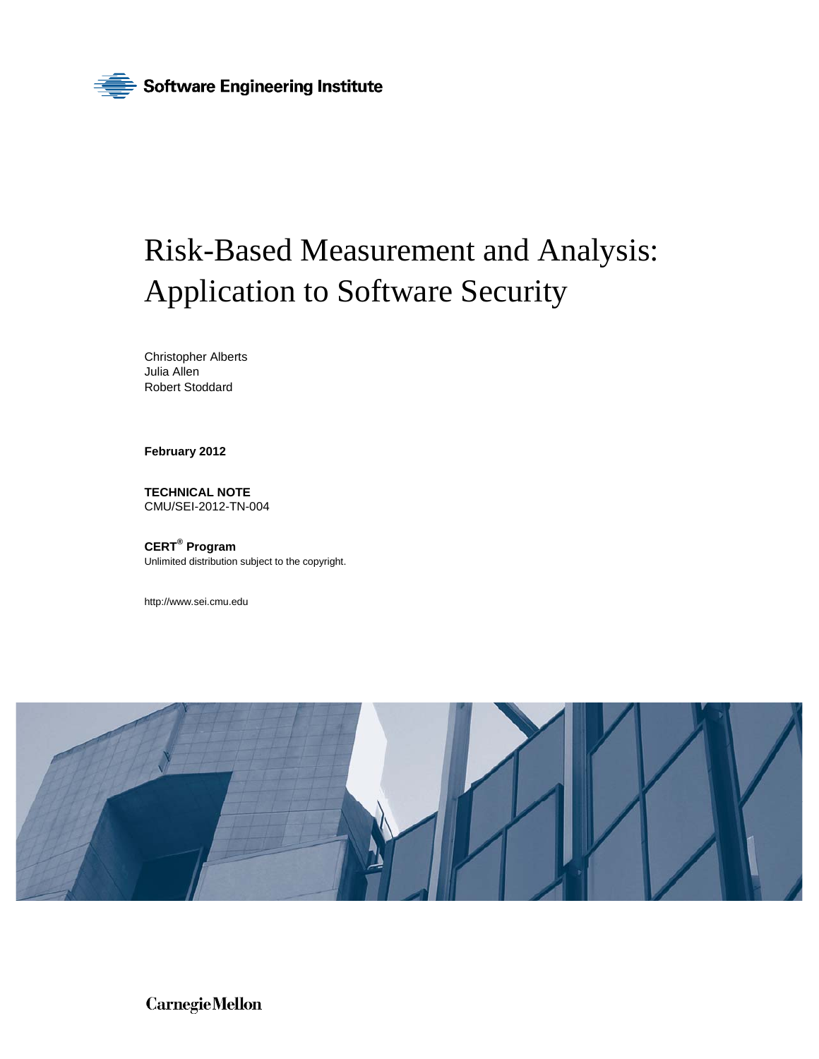Software Engineering Institute

# Risk-Based Measurement and Analysis: Application to Software Security

Christopher Alberts
Julia Allen
Robert Stoddard

**February 2012**

**TECHNICAL NOTE**
CMU/SEI-2012-TN-004

**CERT® Program**
Unlimited distribution subject to the copyright.

http://www.sei.cmu.edu

Carnegie Mellon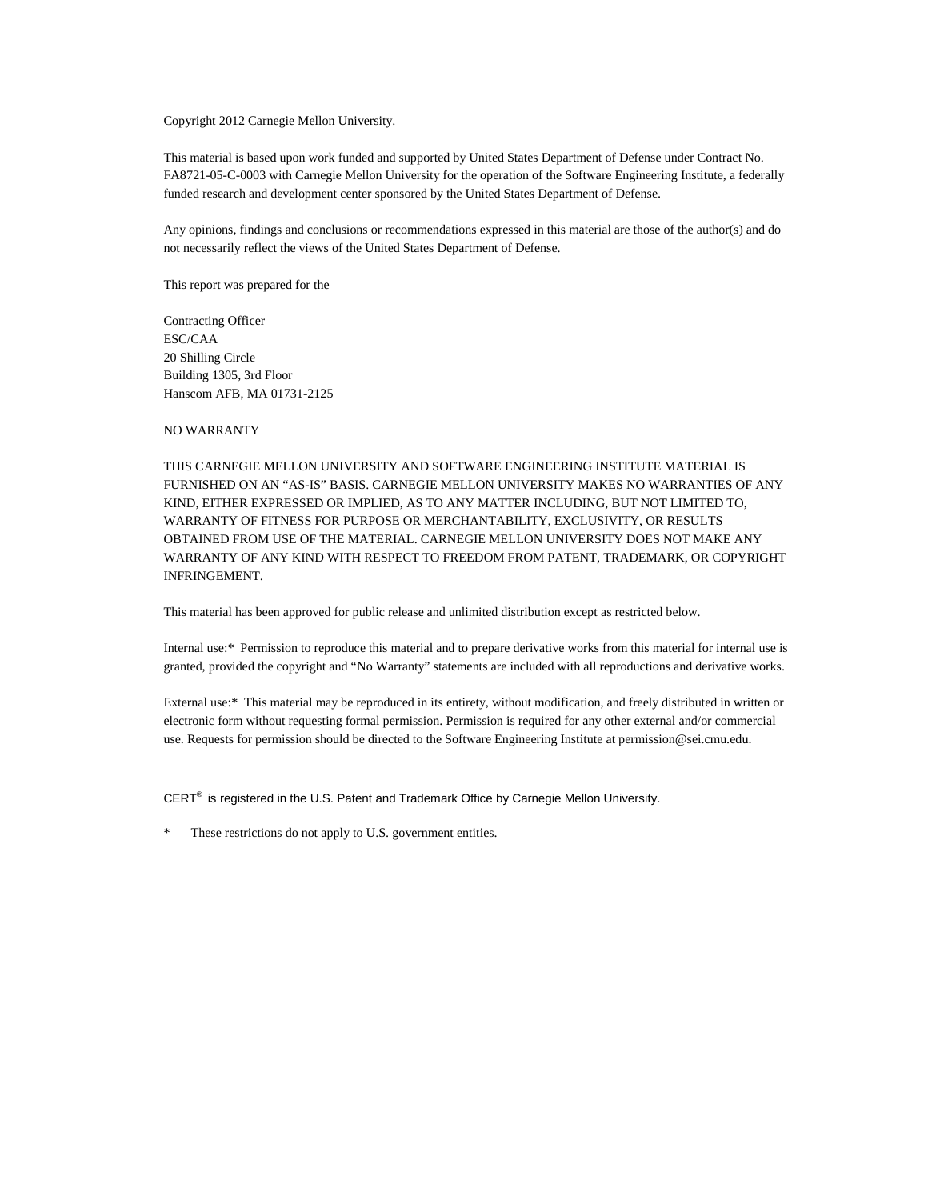Copyright 2012 Carnegie Mellon University.

This material is based upon work funded and supported by United States Department of Defense under Contract No. FA8721-05-C-0003 with Carnegie Mellon University for the operation of the Software Engineering Institute, a federally funded research and development center sponsored by the United States Department of Defense.

Any opinions, findings and conclusions or recommendations expressed in this material are those of the author(s) and do not necessarily reflect the views of the United States Department of Defense.

This report was prepared for the

Contracting Officer
ESC/CAA
20 Shilling Circle
Building 1305, 3rd Floor
Hanscom AFB, MA 01731-2125

NO WARRANTY

THIS CARNEGIE MELLON UNIVERSITY AND SOFTWARE ENGINEERING INSTITUTE MATERIAL IS FURNISHED ON AN "AS-IS" BASIS. CARNEGIE MELLON UNIVERSITY MAKES NO WARRANTIES OF ANY KIND, EITHER EXPRESSED OR IMPLIED, AS TO ANY MATTER INCLUDING, BUT NOT LIMITED TO, WARRANTY OF FITNESS FOR PURPOSE OR MERCHANTABILITY, EXCLUSIVITY, OR RESULTS OBTAINED FROM USE OF THE MATERIAL. CARNEGIE MELLON UNIVERSITY DOES NOT MAKE ANY WARRANTY OF ANY KIND WITH RESPECT TO FREEDOM FROM PATENT, TRADEMARK, OR COPYRIGHT INFRINGEMENT.

This material has been approved for public release and unlimited distribution except as restricted below.

Internal use:* Permission to reproduce this material and to prepare derivative works from this material for internal use is granted, provided the copyright and "No Warranty" statements are included with all reproductions and derivative works.

External use:* This material may be reproduced in its entirety, without modification, and freely distributed in written or electronic form without requesting formal permission. Permission is required for any other external and/or commercial use. Requests for permission should be directed to the Software Engineering Institute at permission@sei.cmu.edu.

CERT® is registered in the U.S. Patent and Trademark Office by Carnegie Mellon University.

* These restrictions do not apply to U.S. government entities.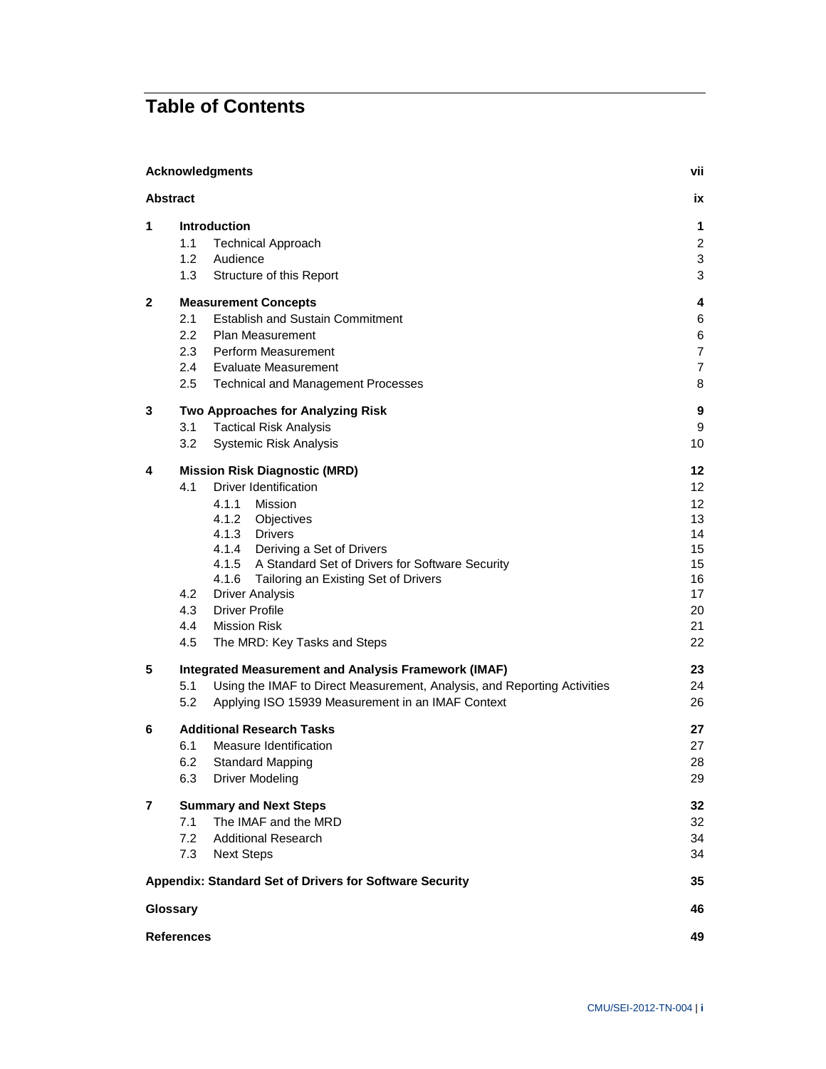# Table of Contents

| | | |
|---|---|---|
| **Acknowledgments** | | **vii** |
| **Abstract** | | **ix** |
| **1** | **Introduction** | **1** |
| | 1.1 Technical Approach | 2 |
| | 1.2 Audience | 3 |
| | 1.3 Structure of this Report | 3 |
| **2** | **Measurement Concepts** | **4** |
| | 2.1 Establish and Sustain Commitment | 6 |
| | 2.2 Plan Measurement | 6 |
| | 2.3 Perform Measurement | 7 |
| | 2.4 Evaluate Measurement | 7 |
| | 2.5 Technical and Management Processes | 8 |
| **3** | **Two Approaches for Analyzing Risk** | **9** |
| | 3.1 Tactical Risk Analysis | 9 |
| | 3.2 Systemic Risk Analysis | 10 |
| **4** | **Mission Risk Diagnostic (MRD)** | **12** |
| | 4.1 Driver Identification | 12 |
| | 4.1.1 Mission | 12 |
| | 4.1.2 Objectives | 13 |
| | 4.1.3 Drivers | 14 |
| | 4.1.4 Deriving a Set of Drivers | 15 |
| | 4.1.5 A Standard Set of Drivers for Software Security | 15 |
| | 4.1.6 Tailoring an Existing Set of Drivers | 16 |
| | 4.2 Driver Analysis | 17 |
| | 4.3 Driver Profile | 20 |
| | 4.4 Mission Risk | 21 |
| | 4.5 The MRD: Key Tasks and Steps | 22 |
| **5** | **Integrated Measurement and Analysis Framework (IMAF)** | **23** |
| | 5.1 Using the IMAF to Direct Measurement, Analysis, and Reporting Activities | 24 |
| | 5.2 Applying ISO 15939 Measurement in an IMAF Context | 26 |
| **6** | **Additional Research Tasks** | **27** |
| | 6.1 Measure Identification | 27 |
| | 6.2 Standard Mapping | 28 |
| | 6.3 Driver Modeling | 29 |
| **7** | **Summary and Next Steps** | **32** |
| | 7.1 The IMAF and the MRD | 32 |
| | 7.2 Additional Research | 34 |
| | 7.3 Next Steps | 34 |
| **Appendix: Standard Set of Drivers for Software Security** | | **35** |
| **Glossary** | | **46** |
| **References** | | **49** |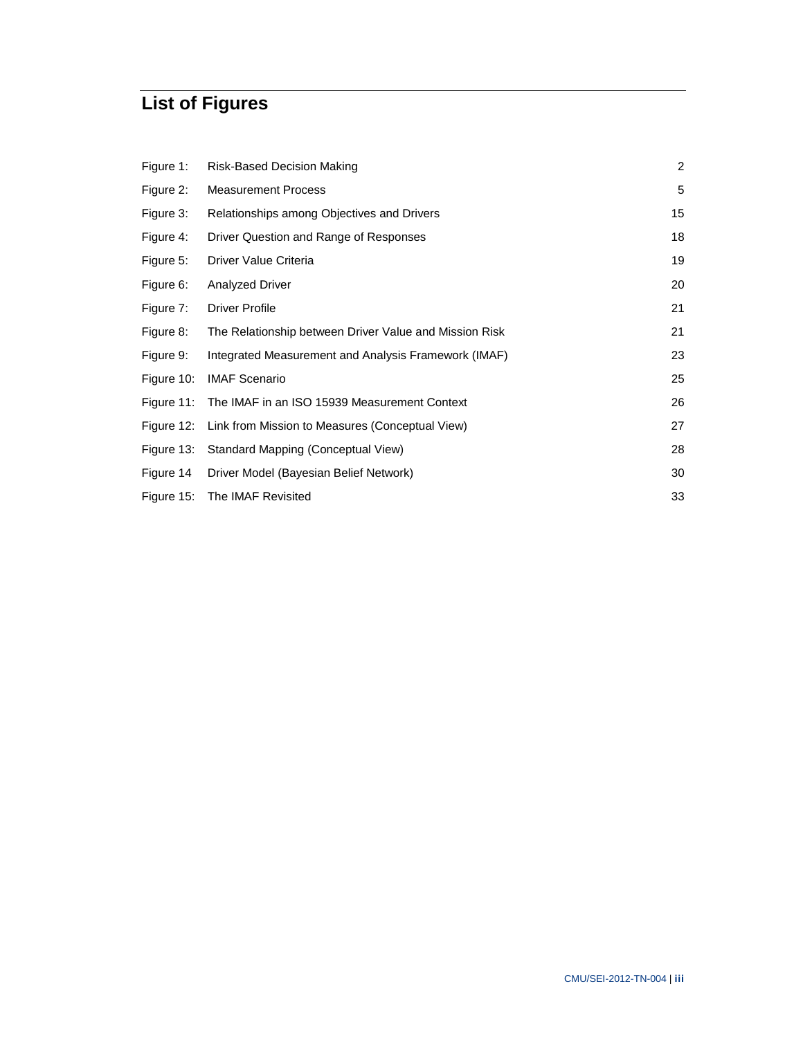# List of Figures

| | | |
|---|---|---|
| Figure 1: | Risk-Based Decision Making | 2 |
| Figure 2: | Measurement Process | 5 |
| Figure 3: | Relationships among Objectives and Drivers | 15 |
| Figure 4: | Driver Question and Range of Responses | 18 |
| Figure 5: | Driver Value Criteria | 19 |
| Figure 6: | Analyzed Driver | 20 |
| Figure 7: | Driver Profile | 21 |
| Figure 8: | The Relationship between Driver Value and Mission Risk | 21 |
| Figure 9: | Integrated Measurement and Analysis Framework (IMAF) | 23 |
| Figure 10: | IMAF Scenario | 25 |
| Figure 11: | The IMAF in an ISO 15939 Measurement Context | 26 |
| Figure 12: | Link from Mission to Measures (Conceptual View) | 27 |
| Figure 13: | Standard Mapping (Conceptual View) | 28 |
| Figure 14 | Driver Model (Bayesian Belief Network) | 30 |
| Figure 15: | The IMAF Revisited | 33 |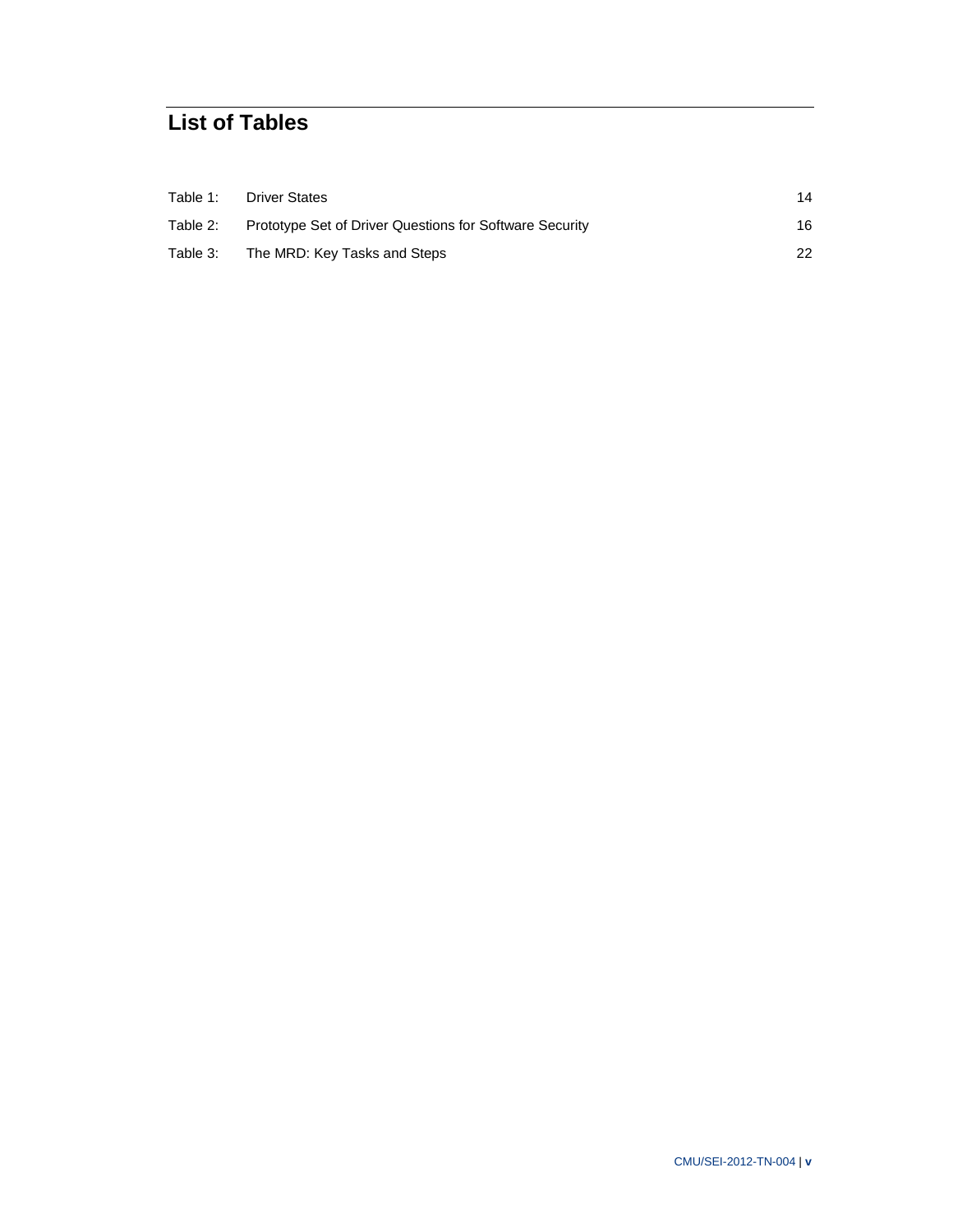# List of Tables

| | | |
|---|---|---|
| Table 1: | Driver States | 14 |
| Table 2: | Prototype Set of Driver Questions for Software Security | 16 |
| Table 3: | The MRD: Key Tasks and Steps | 22 |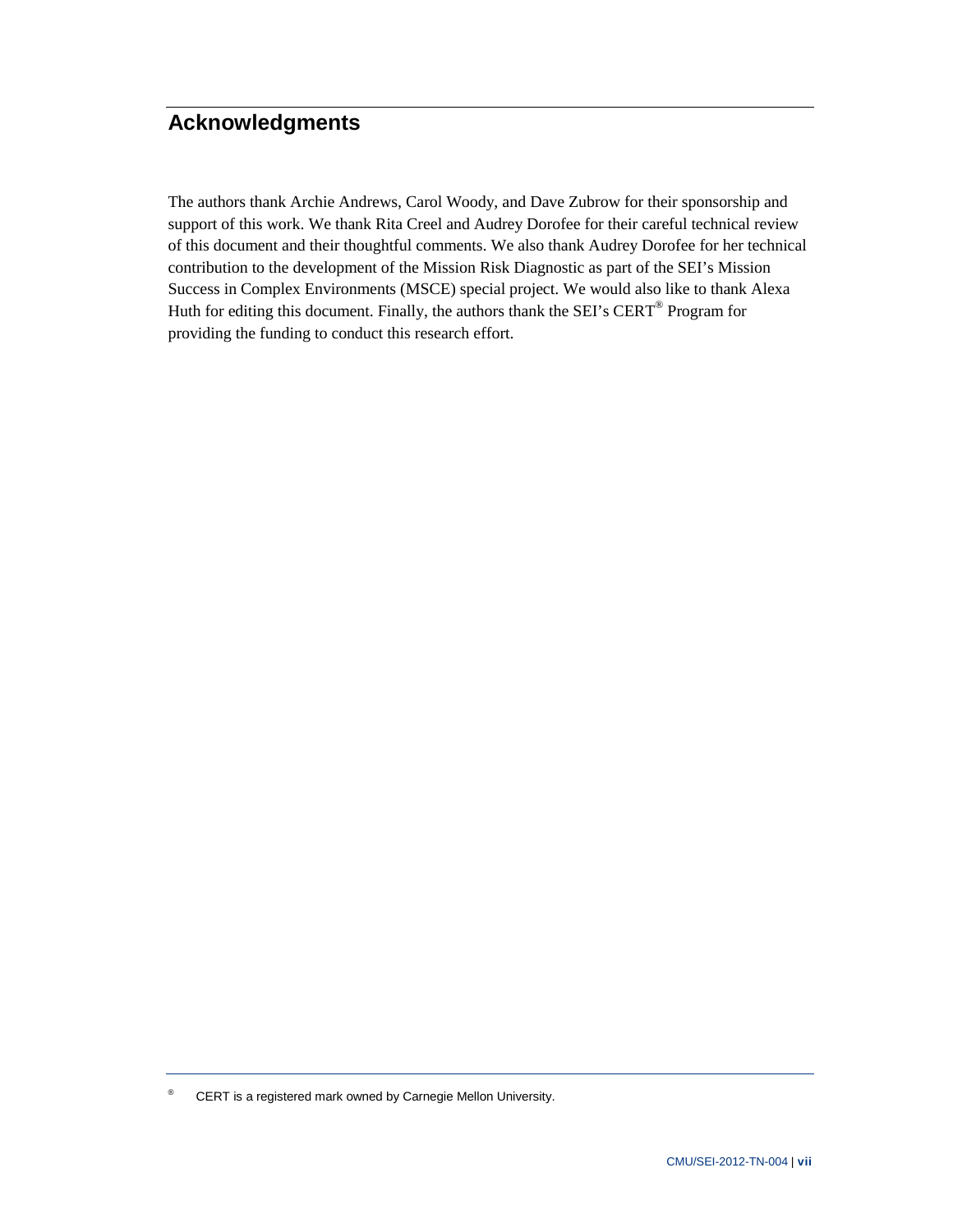# Acknowledgments

The authors thank Archie Andrews, Carol Woody, and Dave Zubrow for their sponsorship and support of this work. We thank Rita Creel and Audrey Dorofee for their careful technical review of this document and their thoughtful comments. We also thank Audrey Dorofee for her technical contribution to the development of the Mission Risk Diagnostic as part of the SEI's Mission Success in Complex Environments (MSCE) special project. We would also like to thank Alexa Huth for editing this document. Finally, the authors thank the SEI's CERT® Program for providing the funding to conduct this research effort.

---

® CERT is a registered mark owned by Carnegie Mellon University.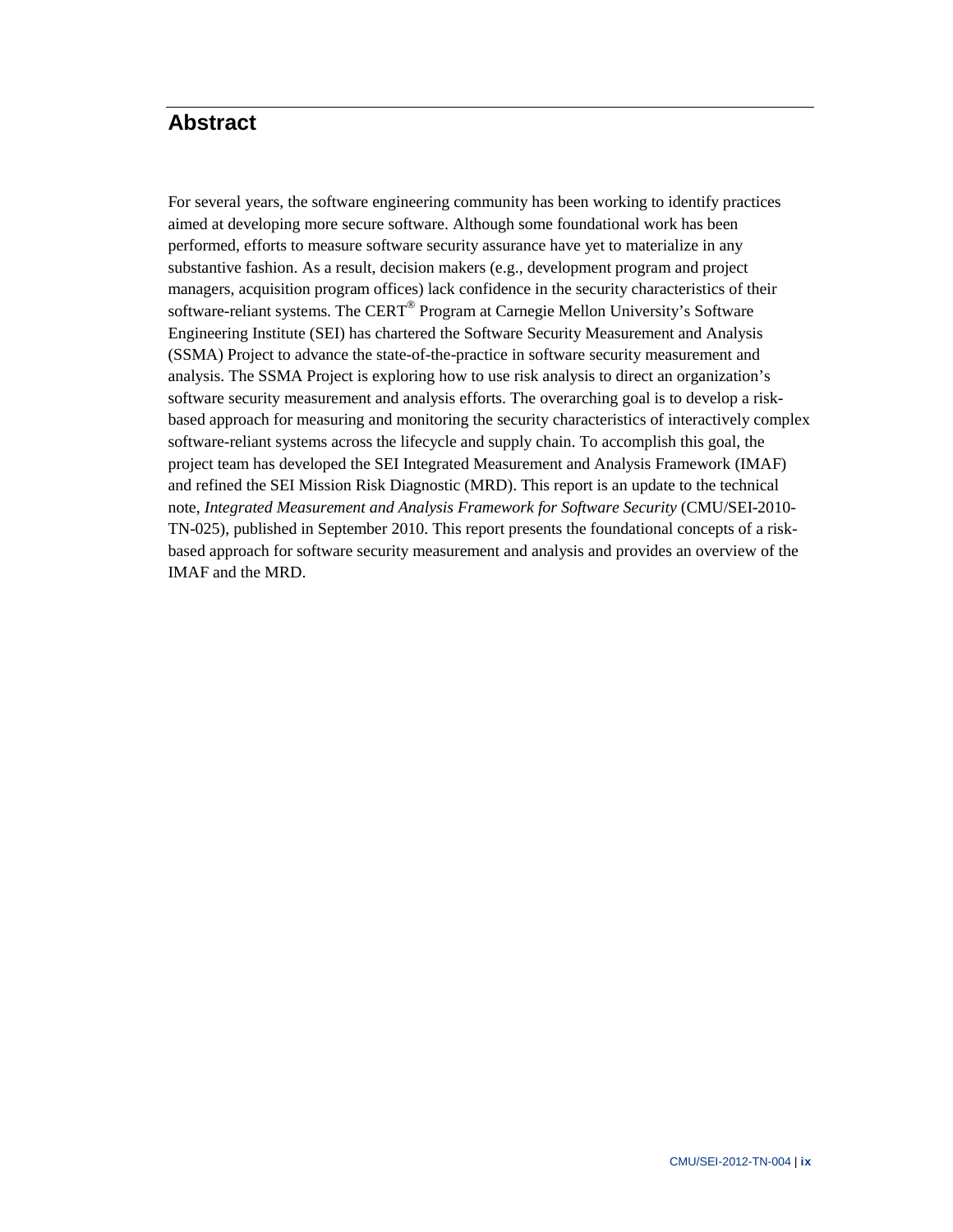# Abstract

For several years, the software engineering community has been working to identify practices aimed at developing more secure software. Although some foundational work has been performed, efforts to measure software security assurance have yet to materialize in any substantive fashion. As a result, decision makers (e.g., development program and project managers, acquisition program offices) lack confidence in the security characteristics of their software-reliant systems. The CERT® Program at Carnegie Mellon University's Software Engineering Institute (SEI) has chartered the Software Security Measurement and Analysis (SSMA) Project to advance the state-of-the-practice in software security measurement and analysis. The SSMA Project is exploring how to use risk analysis to direct an organization's software security measurement and analysis efforts. The overarching goal is to develop a risk-based approach for measuring and monitoring the security characteristics of interactively complex software-reliant systems across the lifecycle and supply chain. To accomplish this goal, the project team has developed the SEI Integrated Measurement and Analysis Framework (IMAF) and refined the SEI Mission Risk Diagnostic (MRD). This report is an update to the technical note, *Integrated Measurement and Analysis Framework for Software Security* (CMU/SEI-2010-TN-025), published in September 2010. This report presents the foundational concepts of a risk-based approach for software security measurement and analysis and provides an overview of the IMAF and the MRD.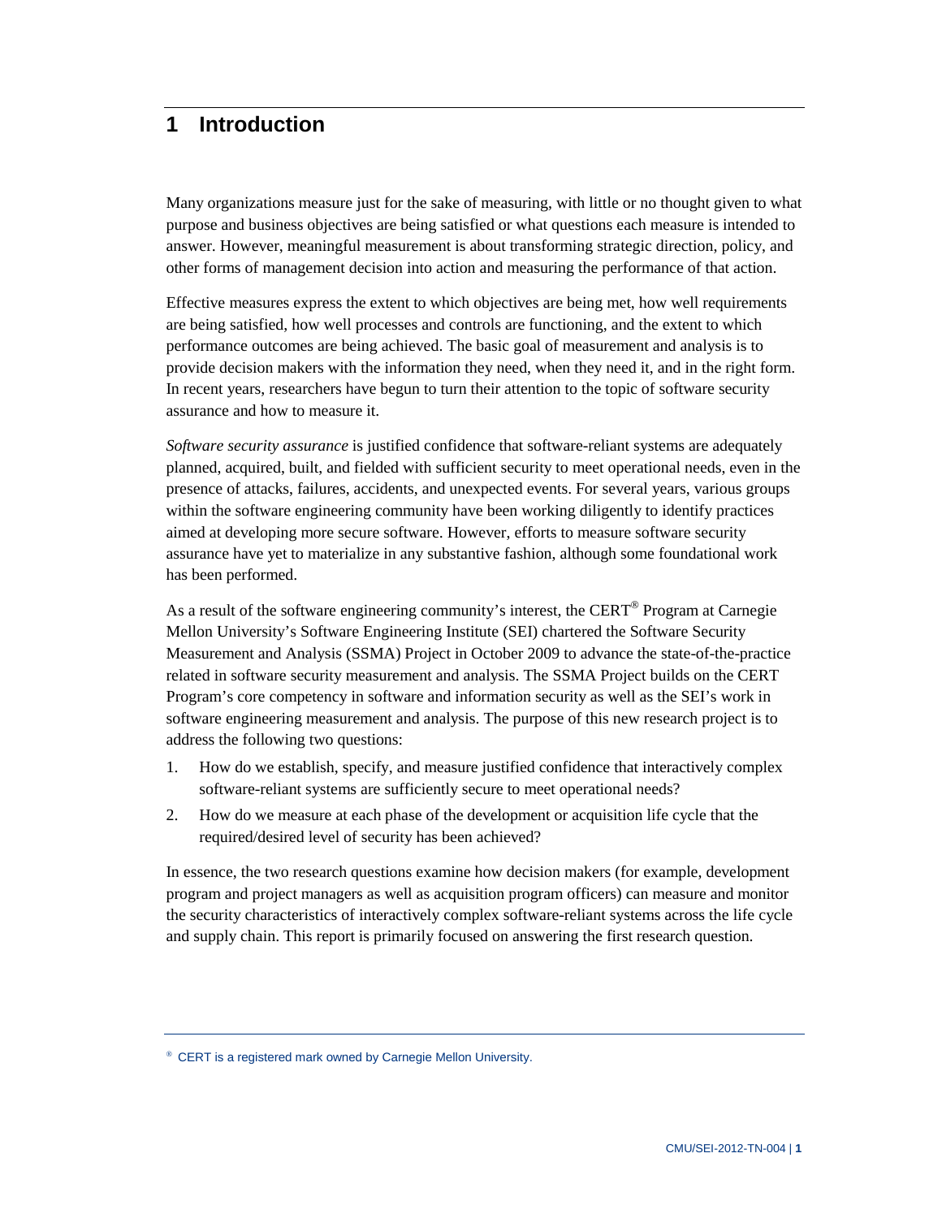# 1 Introduction

Many organizations measure just for the sake of measuring, with little or no thought given to what purpose and business objectives are being satisfied or what questions each measure is intended to answer. However, meaningful measurement is about transforming strategic direction, policy, and other forms of management decision into action and measuring the performance of that action.

Effective measures express the extent to which objectives are being met, how well requirements are being satisfied, how well processes and controls are functioning, and the extent to which performance outcomes are being achieved. The basic goal of measurement and analysis is to provide decision makers with the information they need, when they need it, and in the right form. In recent years, researchers have begun to turn their attention to the topic of software security assurance and how to measure it.

*Software security assurance* is justified confidence that software-reliant systems are adequately planned, acquired, built, and fielded with sufficient security to meet operational needs, even in the presence of attacks, failures, accidents, and unexpected events. For several years, various groups within the software engineering community have been working diligently to identify practices aimed at developing more secure software. However, efforts to measure software security assurance have yet to materialize in any substantive fashion, although some foundational work has been performed.

As a result of the software engineering community's interest, the CERT® Program at Carnegie Mellon University's Software Engineering Institute (SEI) chartered the Software Security Measurement and Analysis (SSMA) Project in October 2009 to advance the state-of-the-practice related in software security measurement and analysis. The SSMA Project builds on the CERT Program's core competency in software and information security as well as the SEI's work in software engineering measurement and analysis. The purpose of this new research project is to address the following two questions:

1. How do we establish, specify, and measure justified confidence that interactively complex software-reliant systems are sufficiently secure to meet operational needs?
2. How do we measure at each phase of the development or acquisition life cycle that the required/desired level of security has been achieved?

In essence, the two research questions examine how decision makers (for example, development program and project managers as well as acquisition program officers) can measure and monitor the security characteristics of interactively complex software-reliant systems across the life cycle and supply chain. This report is primarily focused on answering the first research question.

® CERT is a registered mark owned by Carnegie Mellon University.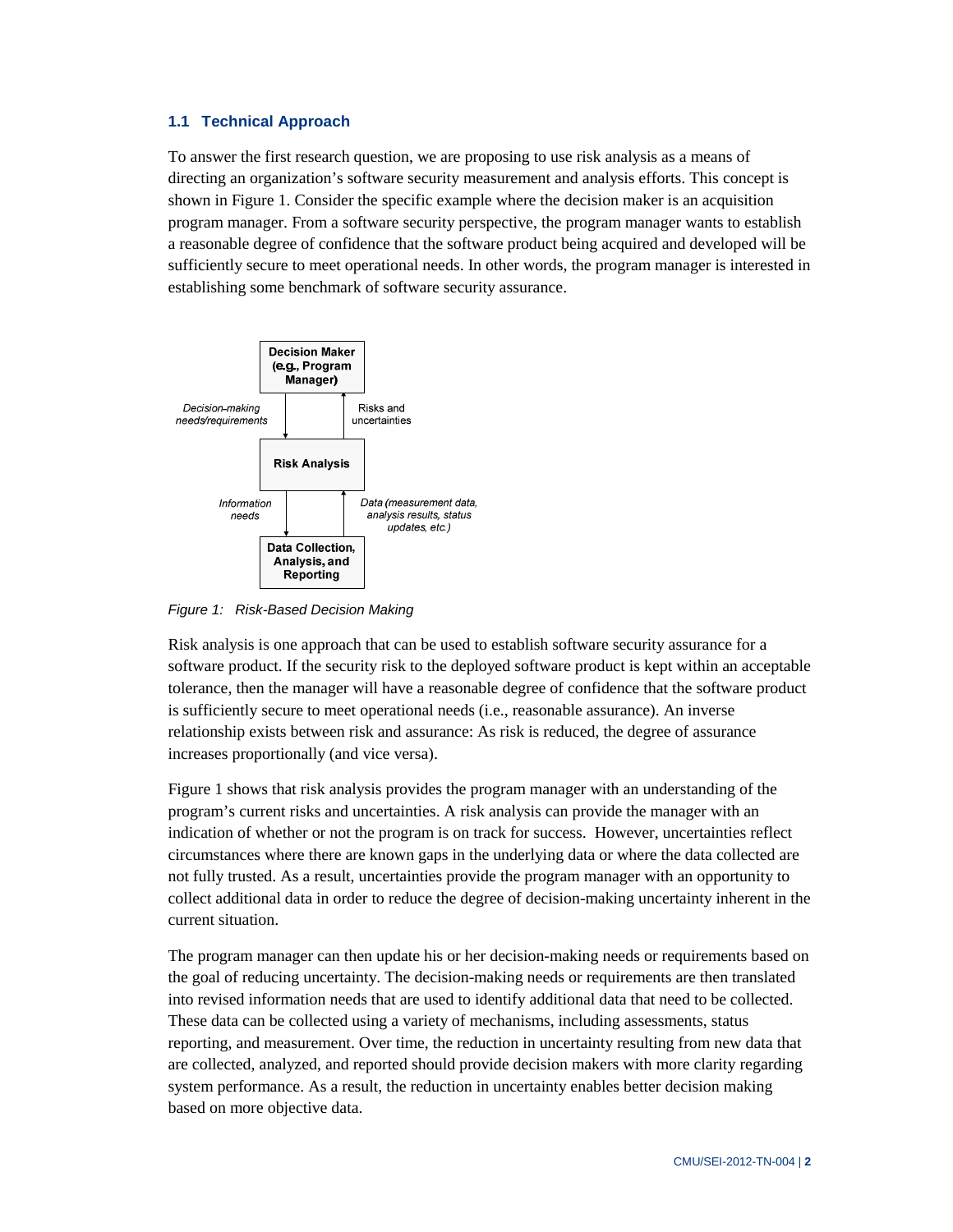## 1.1 Technical Approach

To answer the first research question, we are proposing to use risk analysis as a means of directing an organization's software security measurement and analysis efforts. This concept is shown in Figure 1. Consider the specific example where the decision maker is an acquisition program manager. From a software security perspective, the program manager wants to establish a reasonable degree of confidence that the software product being acquired and developed will be sufficiently secure to meet operational needs. In other words, the program manager is interested in establishing some benchmark of software security assurance.

*Figure 1: Risk-Based Decision Making*

Risk analysis is one approach that can be used to establish software security assurance for a software product. If the security risk to the deployed software product is kept within an acceptable tolerance, then the manager will have a reasonable degree of confidence that the software product is sufficiently secure to meet operational needs (i.e., reasonable assurance). An inverse relationship exists between risk and assurance: As risk is reduced, the degree of assurance increases proportionally (and vice versa).

Figure 1 shows that risk analysis provides the program manager with an understanding of the program's current risks and uncertainties. A risk analysis can provide the manager with an indication of whether or not the program is on track for success. However, uncertainties reflect circumstances where there are known gaps in the underlying data or where the data collected are not fully trusted. As a result, uncertainties provide the program manager with an opportunity to collect additional data in order to reduce the degree of decision-making uncertainty inherent in the current situation.

The program manager can then update his or her decision-making needs or requirements based on the goal of reducing uncertainty. The decision-making needs or requirements are then translated into revised information needs that are used to identify additional data that need to be collected. These data can be collected using a variety of mechanisms, including assessments, status reporting, and measurement. Over time, the reduction in uncertainty resulting from new data that are collected, analyzed, and reported should provide decision makers with more clarity regarding system performance. As a result, the reduction in uncertainty enables better decision making based on more objective data.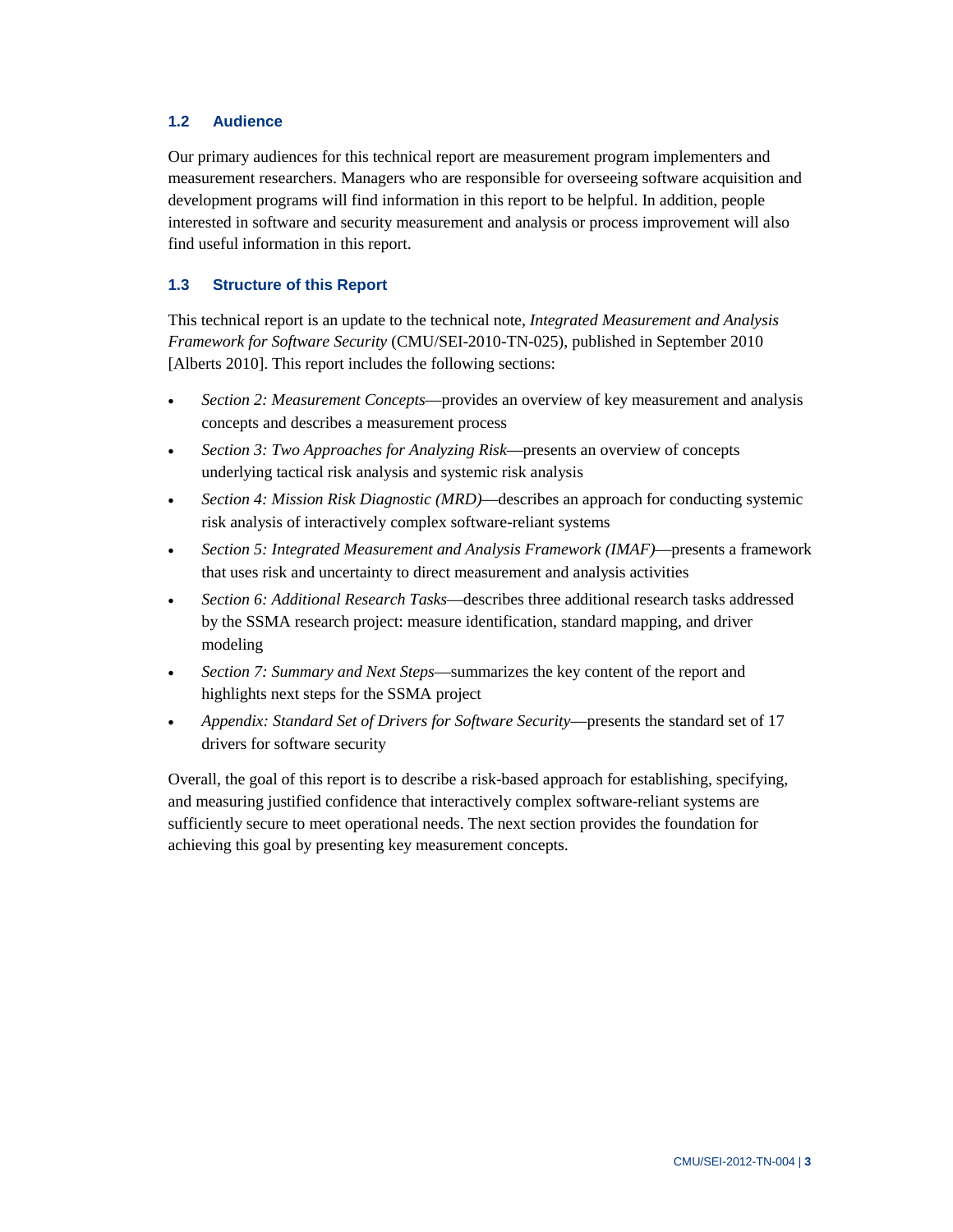## 1.2 Audience

Our primary audiences for this technical report are measurement program implementers and measurement researchers. Managers who are responsible for overseeing software acquisition and development programs will find information in this report to be helpful. In addition, people interested in software and security measurement and analysis or process improvement will also find useful information in this report.

## 1.3 Structure of this Report

This technical report is an update to the technical note, *Integrated Measurement and Analysis Framework for Software Security* (CMU/SEI-2010-TN-025), published in September 2010 [Alberts 2010]. This report includes the following sections:

- *Section 2: Measurement Concepts*—provides an overview of key measurement and analysis concepts and describes a measurement process
- *Section 3: Two Approaches for Analyzing Risk*—presents an overview of concepts underlying tactical risk analysis and systemic risk analysis
- *Section 4: Mission Risk Diagnostic (MRD)*—describes an approach for conducting systemic risk analysis of interactively complex software-reliant systems
- *Section 5: Integrated Measurement and Analysis Framework (IMAF)*—presents a framework that uses risk and uncertainty to direct measurement and analysis activities
- *Section 6: Additional Research Tasks*—describes three additional research tasks addressed by the SSMA research project: measure identification, standard mapping, and driver modeling
- *Section 7: Summary and Next Steps*—summarizes the key content of the report and highlights next steps for the SSMA project
- *Appendix: Standard Set of Drivers for Software Security*—presents the standard set of 17 drivers for software security

Overall, the goal of this report is to describe a risk-based approach for establishing, specifying, and measuring justified confidence that interactively complex software-reliant systems are sufficiently secure to meet operational needs. The next section provides the foundation for achieving this goal by presenting key measurement concepts.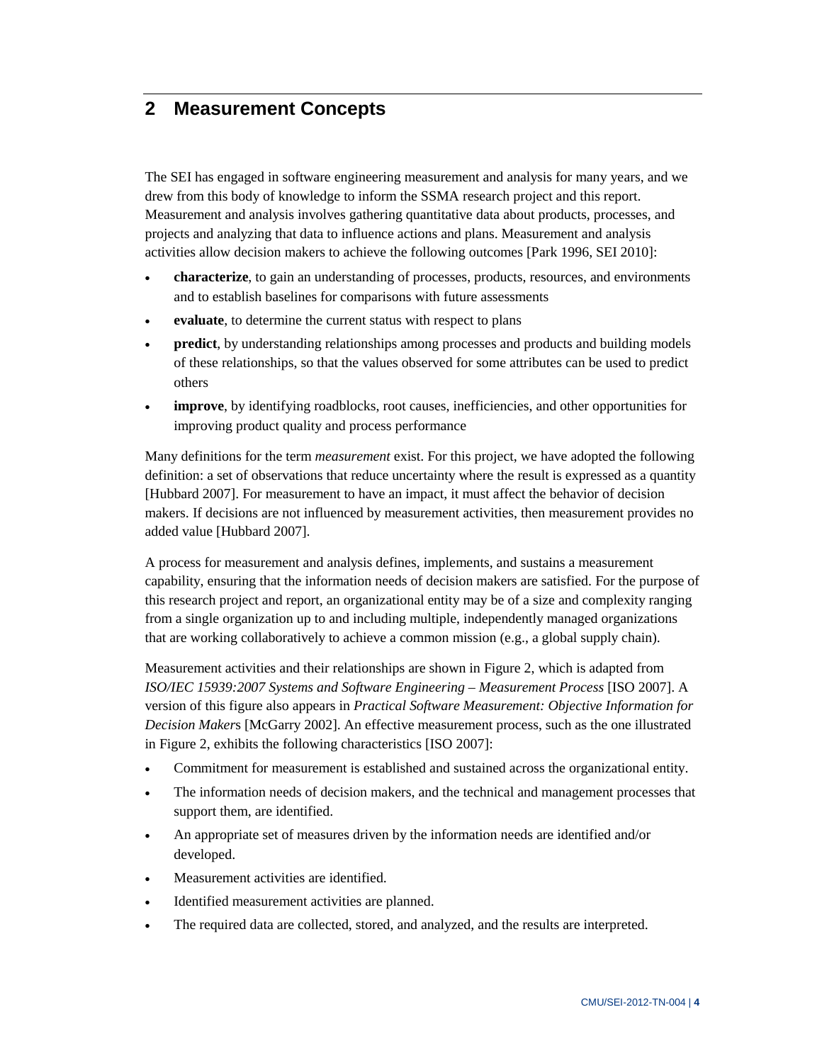# 2 Measurement Concepts

The SEI has engaged in software engineering measurement and analysis for many years, and we drew from this body of knowledge to inform the SSMA research project and this report. Measurement and analysis involves gathering quantitative data about products, processes, and projects and analyzing that data to influence actions and plans. Measurement and analysis activities allow decision makers to achieve the following outcomes [Park 1996, SEI 2010]:

- **characterize**, to gain an understanding of processes, products, resources, and environments and to establish baselines for comparisons with future assessments
- **evaluate**, to determine the current status with respect to plans
- **predict**, by understanding relationships among processes and products and building models of these relationships, so that the values observed for some attributes can be used to predict others
- **improve**, by identifying roadblocks, root causes, inefficiencies, and other opportunities for improving product quality and process performance

Many definitions for the term *measurement* exist. For this project, we have adopted the following definition: a set of observations that reduce uncertainty where the result is expressed as a quantity [Hubbard 2007]. For measurement to have an impact, it must affect the behavior of decision makers. If decisions are not influenced by measurement activities, then measurement provides no added value [Hubbard 2007].

A process for measurement and analysis defines, implements, and sustains a measurement capability, ensuring that the information needs of decision makers are satisfied. For the purpose of this research project and report, an organizational entity may be of a size and complexity ranging from a single organization up to and including multiple, independently managed organizations that are working collaboratively to achieve a common mission (e.g., a global supply chain).

Measurement activities and their relationships are shown in Figure 2, which is adapted from *ISO/IEC 15939:2007 Systems and Software Engineering – Measurement Process* [ISO 2007]. A version of this figure also appears in *Practical Software Measurement: Objective Information for Decision Makers* [McGarry 2002]. An effective measurement process, such as the one illustrated in Figure 2, exhibits the following characteristics [ISO 2007]:

- Commitment for measurement is established and sustained across the organizational entity.
- The information needs of decision makers, and the technical and management processes that support them, are identified.
- An appropriate set of measures driven by the information needs are identified and/or developed.
- Measurement activities are identified.
- Identified measurement activities are planned.
- The required data are collected, stored, and analyzed, and the results are interpreted.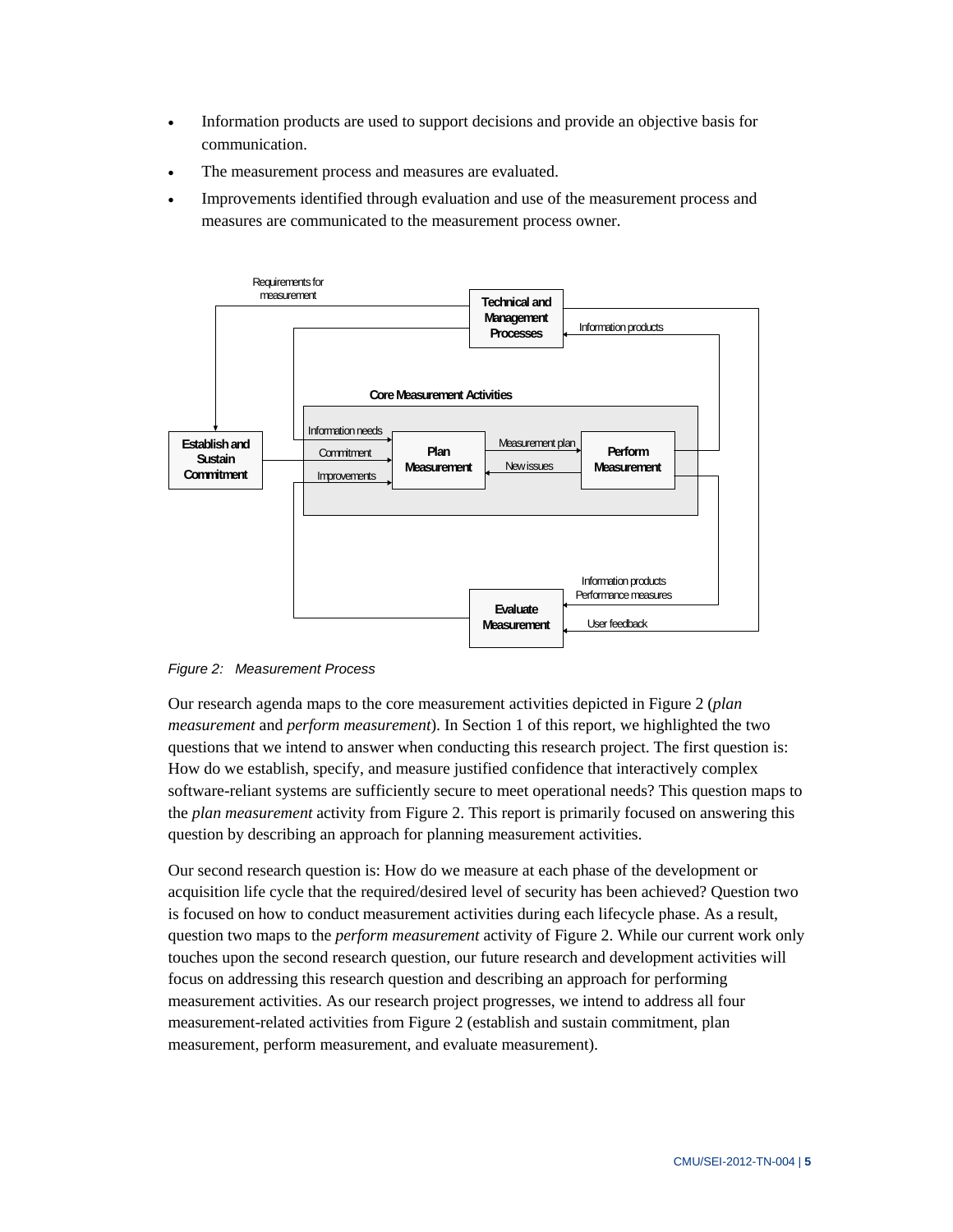- Information products are used to support decisions and provide an objective basis for communication.
- The measurement process and measures are evaluated.
- Improvements identified through evaluation and use of the measurement process and measures are communicated to the measurement process owner.

*Figure 2: Measurement Process*

Our research agenda maps to the core measurement activities depicted in Figure 2 (*plan measurement* and *perform measurement*). In Section 1 of this report, we highlighted the two questions that we intend to answer when conducting this research project. The first question is: How do we establish, specify, and measure justified confidence that interactively complex software-reliant systems are sufficiently secure to meet operational needs? This question maps to the *plan measurement* activity from Figure 2. This report is primarily focused on answering this question by describing an approach for planning measurement activities.

Our second research question is: How do we measure at each phase of the development or acquisition life cycle that the required/desired level of security has been achieved? Question two is focused on how to conduct measurement activities during each lifecycle phase. As a result, question two maps to the *perform measurement* activity of Figure 2. While our current work only touches upon the second research question, our future research and development activities will focus on addressing this research question and describing an approach for performing measurement activities. As our research project progresses, we intend to address all four measurement-related activities from Figure 2 (establish and sustain commitment, plan measurement, perform measurement, and evaluate measurement).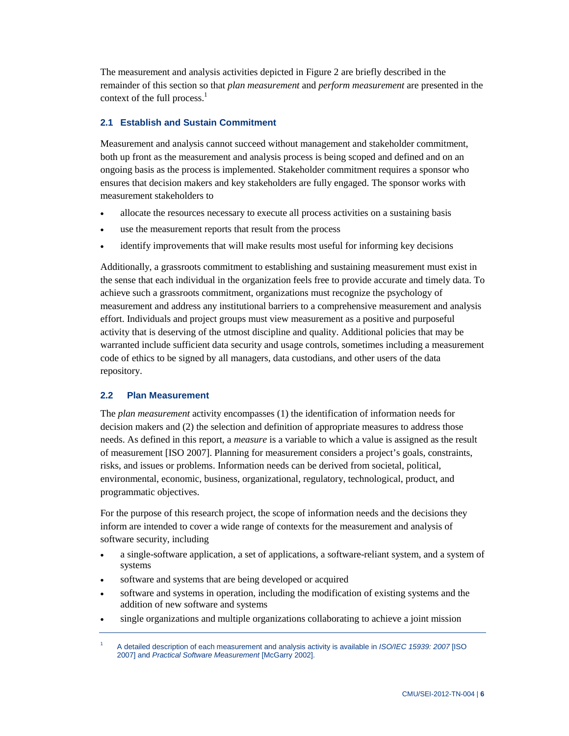The measurement and analysis activities depicted in Figure 2 are briefly described in the remainder of this section so that *plan measurement* and *perform measurement* are presented in the context of the full process.[1]

## 2.1 Establish and Sustain Commitment

Measurement and analysis cannot succeed without management and stakeholder commitment, both up front as the measurement and analysis process is being scoped and defined and on an ongoing basis as the process is implemented. Stakeholder commitment requires a sponsor who ensures that decision makers and key stakeholders are fully engaged. The sponsor works with measurement stakeholders to

- allocate the resources necessary to execute all process activities on a sustaining basis
- use the measurement reports that result from the process
- identify improvements that will make results most useful for informing key decisions

Additionally, a grassroots commitment to establishing and sustaining measurement must exist in the sense that each individual in the organization feels free to provide accurate and timely data. To achieve such a grassroots commitment, organizations must recognize the psychology of measurement and address any institutional barriers to a comprehensive measurement and analysis effort. Individuals and project groups must view measurement as a positive and purposeful activity that is deserving of the utmost discipline and quality. Additional policies that may be warranted include sufficient data security and usage controls, sometimes including a measurement code of ethics to be signed by all managers, data custodians, and other users of the data repository.

## 2.2 Plan Measurement

The *plan measurement* activity encompasses (1) the identification of information needs for decision makers and (2) the selection and definition of appropriate measures to address those needs. As defined in this report, a *measure* is a variable to which a value is assigned as the result of measurement [ISO 2007]. Planning for measurement considers a project's goals, constraints, risks, and issues or problems. Information needs can be derived from societal, political, environmental, economic, business, organizational, regulatory, technological, product, and programmatic objectives.

For the purpose of this research project, the scope of information needs and the decisions they inform are intended to cover a wide range of contexts for the measurement and analysis of software security, including

- a single-software application, a set of applications, a software-reliant system, and a system of systems
- software and systems that are being developed or acquired
- software and systems in operation, including the modification of existing systems and the addition of new software and systems
- single organizations and multiple organizations collaborating to achieve a joint mission

---

[1] A detailed description of each measurement and analysis activity is available in *ISO/IEC 15939: 2007* [ISO 2007] and *Practical Software Measurement* [McGarry 2002].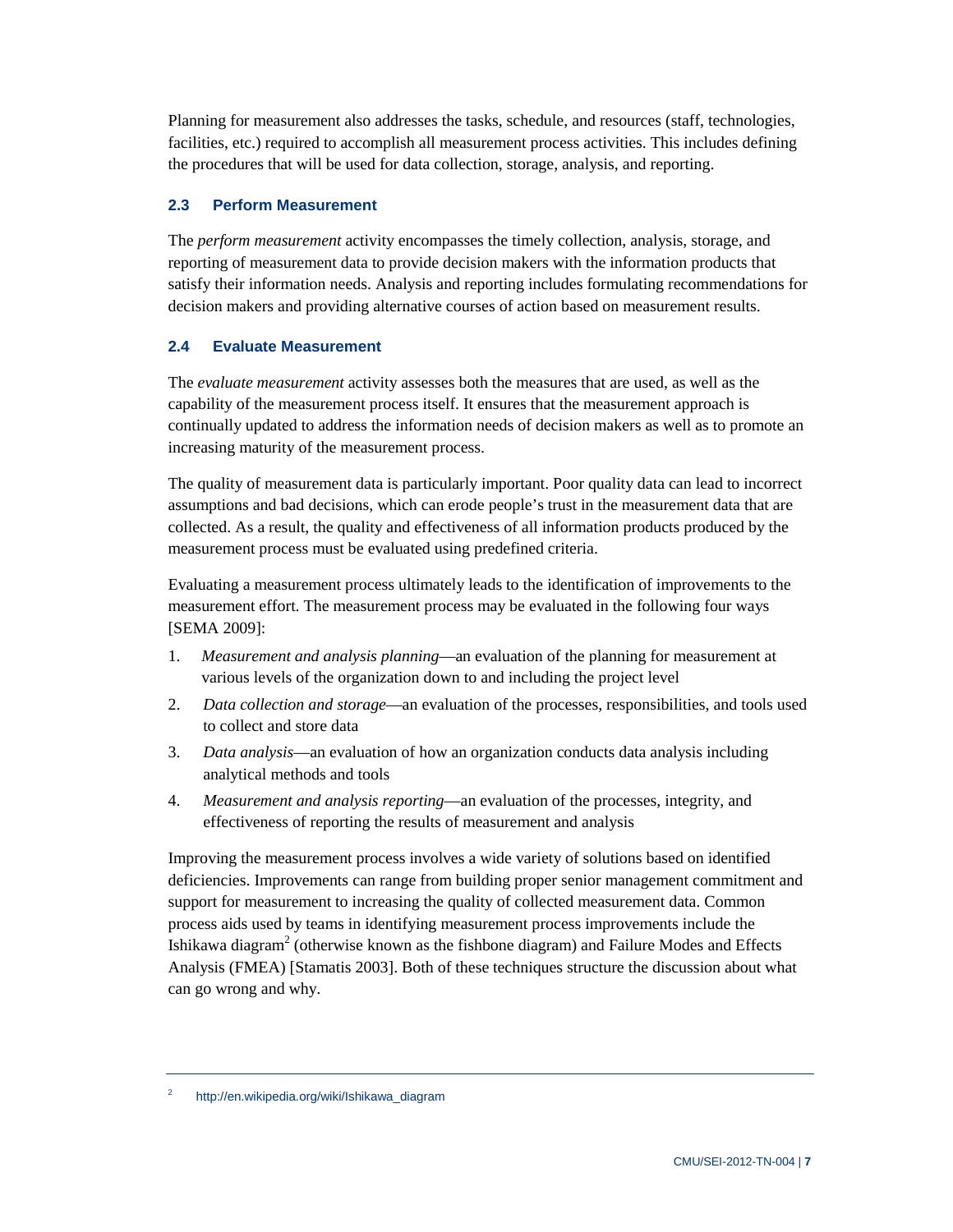Planning for measurement also addresses the tasks, schedule, and resources (staff, technologies, facilities, etc.) required to accomplish all measurement process activities. This includes defining the procedures that will be used for data collection, storage, analysis, and reporting.

### 2.3 Perform Measurement

The *perform measurement* activity encompasses the timely collection, analysis, storage, and reporting of measurement data to provide decision makers with the information products that satisfy their information needs. Analysis and reporting includes formulating recommendations for decision makers and providing alternative courses of action based on measurement results.

### 2.4 Evaluate Measurement

The *evaluate measurement* activity assesses both the measures that are used, as well as the capability of the measurement process itself. It ensures that the measurement approach is continually updated to address the information needs of decision makers as well as to promote an increasing maturity of the measurement process.

The quality of measurement data is particularly important. Poor quality data can lead to incorrect assumptions and bad decisions, which can erode people's trust in the measurement data that are collected. As a result, the quality and effectiveness of all information products produced by the measurement process must be evaluated using predefined criteria.

Evaluating a measurement process ultimately leads to the identification of improvements to the measurement effort. The measurement process may be evaluated in the following four ways [SEMA 2009]:

1. *Measurement and analysis planning*—an evaluation of the planning for measurement at various levels of the organization down to and including the project level
2. *Data collection and storage*—an evaluation of the processes, responsibilities, and tools used to collect and store data
3. *Data analysis*—an evaluation of how an organization conducts data analysis including analytical methods and tools
4. *Measurement and analysis reporting*—an evaluation of the processes, integrity, and effectiveness of reporting the results of measurement and analysis

Improving the measurement process involves a wide variety of solutions based on identified deficiencies. Improvements can range from building proper senior management commitment and support for measurement to increasing the quality of collected measurement data. Common process aids used by teams in identifying measurement process improvements include the Ishikawa diagram[2] (otherwise known as the fishbone diagram) and Failure Modes and Effects Analysis (FMEA) [Stamatis 2003]. Both of these techniques structure the discussion about what can go wrong and why.

---

[2] http://en.wikipedia.org/wiki/Ishikawa_diagram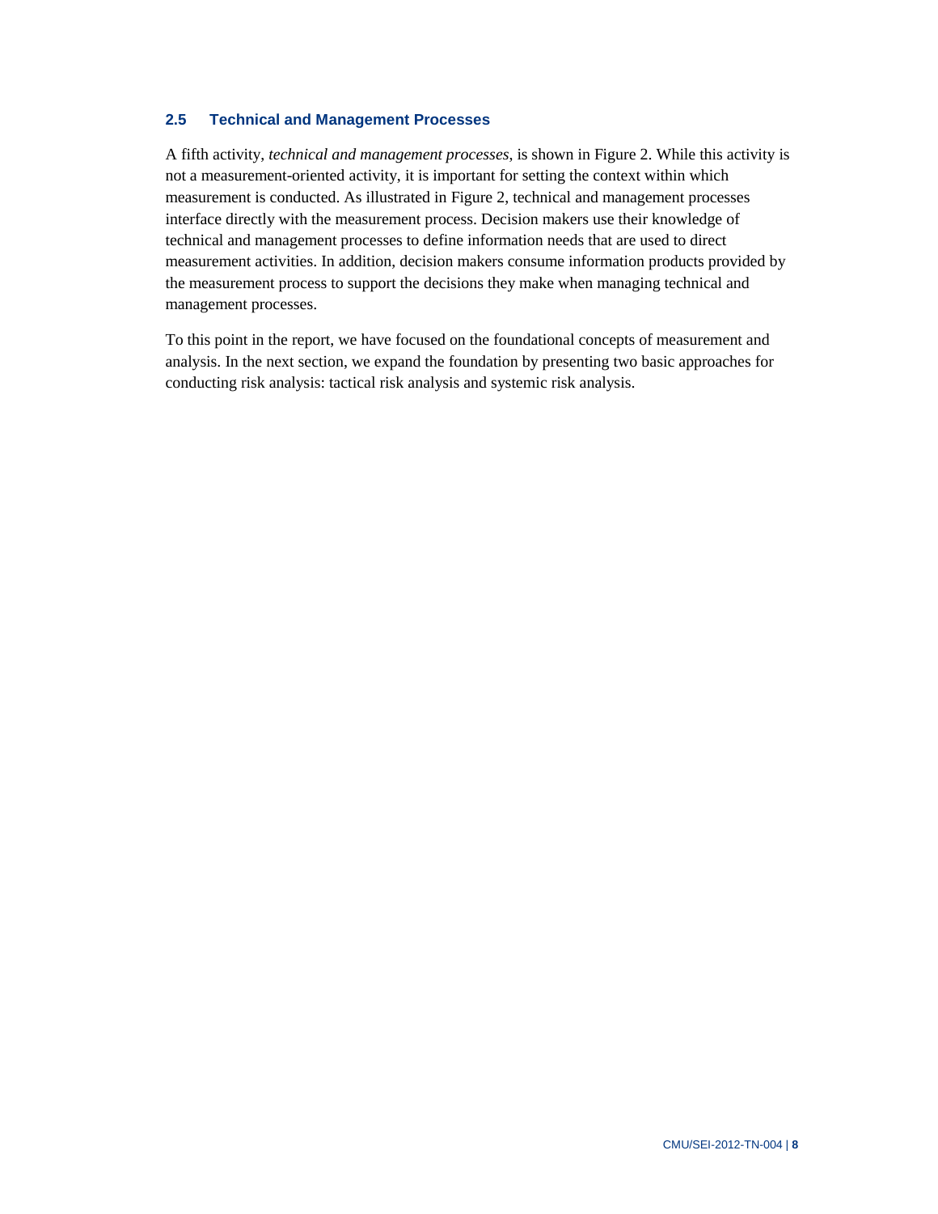## 2.5 Technical and Management Processes

A fifth activity, *technical and management processes*, is shown in Figure 2. While this activity is not a measurement-oriented activity, it is important for setting the context within which measurement is conducted. As illustrated in Figure 2, technical and management processes interface directly with the measurement process. Decision makers use their knowledge of technical and management processes to define information needs that are used to direct measurement activities. In addition, decision makers consume information products provided by the measurement process to support the decisions they make when managing technical and management processes.

To this point in the report, we have focused on the foundational concepts of measurement and analysis. In the next section, we expand the foundation by presenting two basic approaches for conducting risk analysis: tactical risk analysis and systemic risk analysis.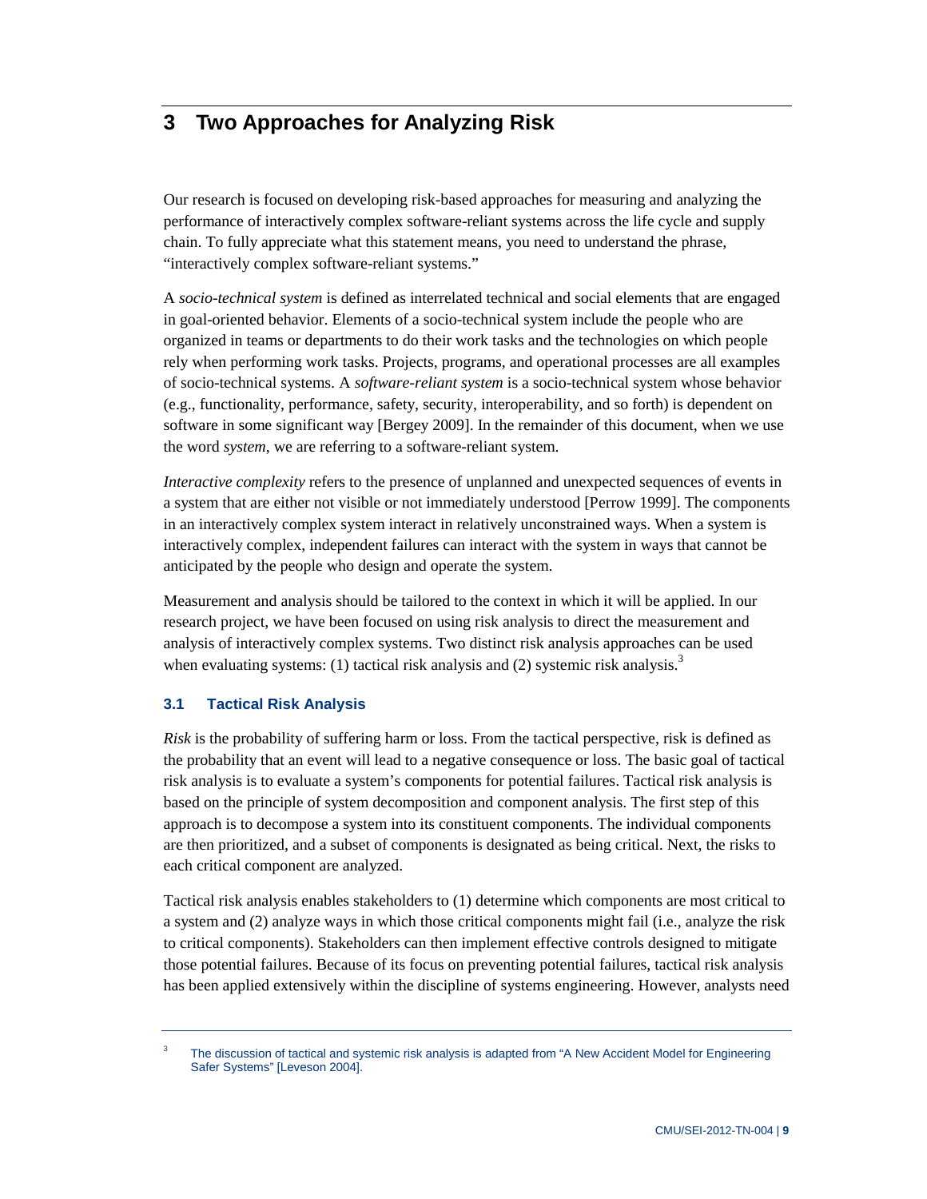# 3 Two Approaches for Analyzing Risk

Our research is focused on developing risk-based approaches for measuring and analyzing the performance of interactively complex software-reliant systems across the life cycle and supply chain. To fully appreciate what this statement means, you need to understand the phrase, "interactively complex software-reliant systems."

A *socio-technical system* is defined as interrelated technical and social elements that are engaged in goal-oriented behavior. Elements of a socio-technical system include the people who are organized in teams or departments to do their work tasks and the technologies on which people rely when performing work tasks. Projects, programs, and operational processes are all examples of socio-technical systems. A *software-reliant system* is a socio-technical system whose behavior (e.g., functionality, performance, safety, security, interoperability, and so forth) is dependent on software in some significant way [Bergey 2009]. In the remainder of this document, when we use the word *system*, we are referring to a software-reliant system.

*Interactive complexity* refers to the presence of unplanned and unexpected sequences of events in a system that are either not visible or not immediately understood [Perrow 1999]. The components in an interactively complex system interact in relatively unconstrained ways. When a system is interactively complex, independent failures can interact with the system in ways that cannot be anticipated by the people who design and operate the system.

Measurement and analysis should be tailored to the context in which it will be applied. In our research project, we have been focused on using risk analysis to direct the measurement and analysis of interactively complex systems. Two distinct risk analysis approaches can be used when evaluating systems: (1) tactical risk analysis and (2) systemic risk analysis.[3]

## 3.1 Tactical Risk Analysis

*Risk* is the probability of suffering harm or loss. From the tactical perspective, risk is defined as the probability that an event will lead to a negative consequence or loss. The basic goal of tactical risk analysis is to evaluate a system's components for potential failures. Tactical risk analysis is based on the principle of system decomposition and component analysis. The first step of this approach is to decompose a system into its constituent components. The individual components are then prioritized, and a subset of components is designated as being critical. Next, the risks to each critical component are analyzed.

Tactical risk analysis enables stakeholders to (1) determine which components are most critical to a system and (2) analyze ways in which those critical components might fail (i.e., analyze the risk to critical components). Stakeholders can then implement effective controls designed to mitigate those potential failures. Because of its focus on preventing potential failures, tactical risk analysis has been applied extensively within the discipline of systems engineering. However, analysts need

[3] The discussion of tactical and systemic risk analysis is adapted from "A New Accident Model for Engineering Safer Systems" [Leveson 2004].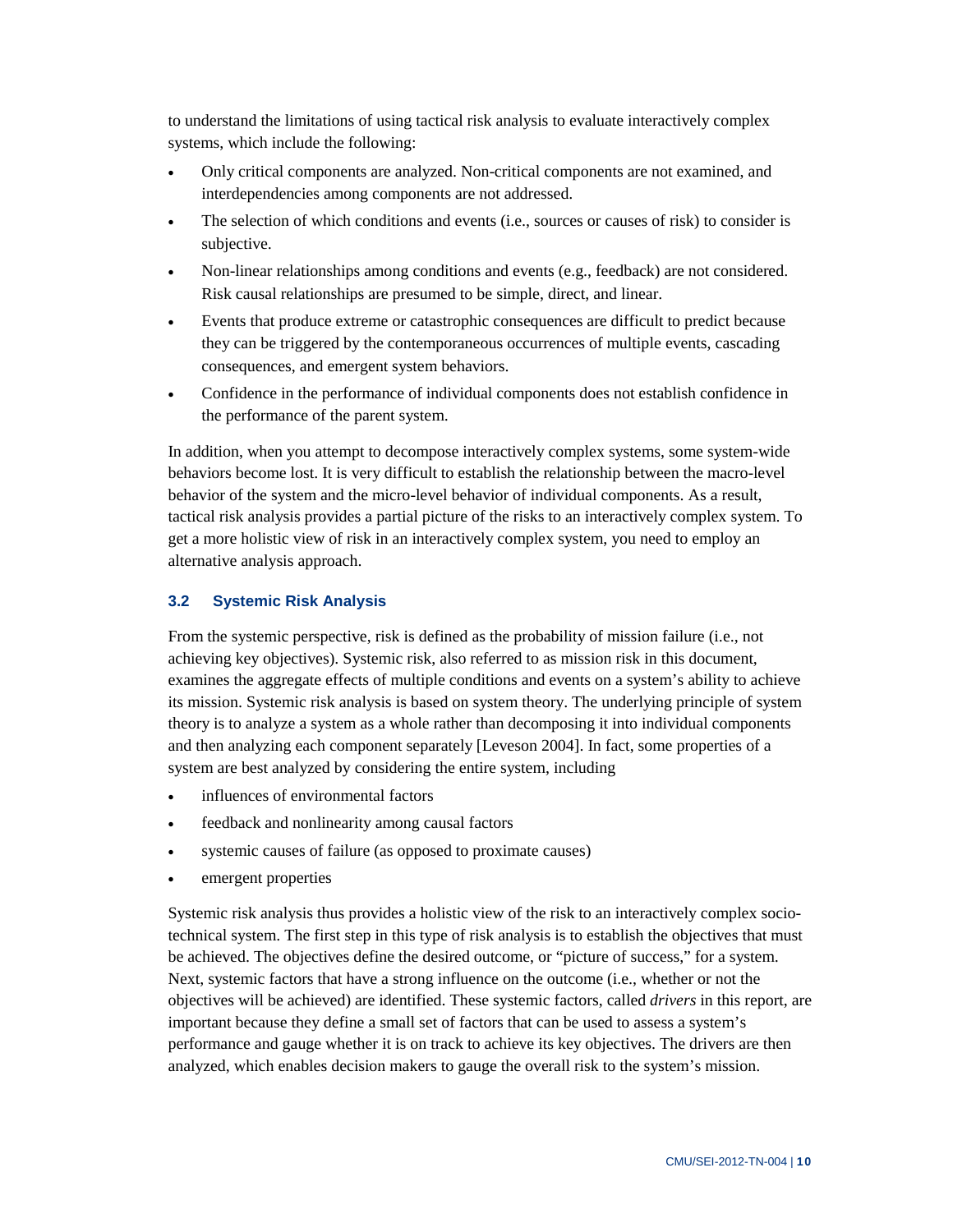to understand the limitations of using tactical risk analysis to evaluate interactively complex systems, which include the following:

- Only critical components are analyzed. Non-critical components are not examined, and interdependencies among components are not addressed.
- The selection of which conditions and events (i.e., sources or causes of risk) to consider is subjective.
- Non-linear relationships among conditions and events (e.g., feedback) are not considered. Risk causal relationships are presumed to be simple, direct, and linear.
- Events that produce extreme or catastrophic consequences are difficult to predict because they can be triggered by the contemporaneous occurrences of multiple events, cascading consequences, and emergent system behaviors.
- Confidence in the performance of individual components does not establish confidence in the performance of the parent system.

In addition, when you attempt to decompose interactively complex systems, some system-wide behaviors become lost. It is very difficult to establish the relationship between the macro-level behavior of the system and the micro-level behavior of individual components. As a result, tactical risk analysis provides a partial picture of the risks to an interactively complex system. To get a more holistic view of risk in an interactively complex system, you need to employ an alternative analysis approach.

### 3.2 Systemic Risk Analysis

From the systemic perspective, risk is defined as the probability of mission failure (i.e., not achieving key objectives). Systemic risk, also referred to as mission risk in this document, examines the aggregate effects of multiple conditions and events on a system's ability to achieve its mission. Systemic risk analysis is based on system theory. The underlying principle of system theory is to analyze a system as a whole rather than decomposing it into individual components and then analyzing each component separately [Leveson 2004]. In fact, some properties of a system are best analyzed by considering the entire system, including

- influences of environmental factors
- feedback and nonlinearity among causal factors
- systemic causes of failure (as opposed to proximate causes)
- emergent properties

Systemic risk analysis thus provides a holistic view of the risk to an interactively complex socio-technical system. The first step in this type of risk analysis is to establish the objectives that must be achieved. The objectives define the desired outcome, or "picture of success," for a system. Next, systemic factors that have a strong influence on the outcome (i.e., whether or not the objectives will be achieved) are identified. These systemic factors, called *drivers* in this report, are important because they define a small set of factors that can be used to assess a system's performance and gauge whether it is on track to achieve its key objectives. The drivers are then analyzed, which enables decision makers to gauge the overall risk to the system's mission.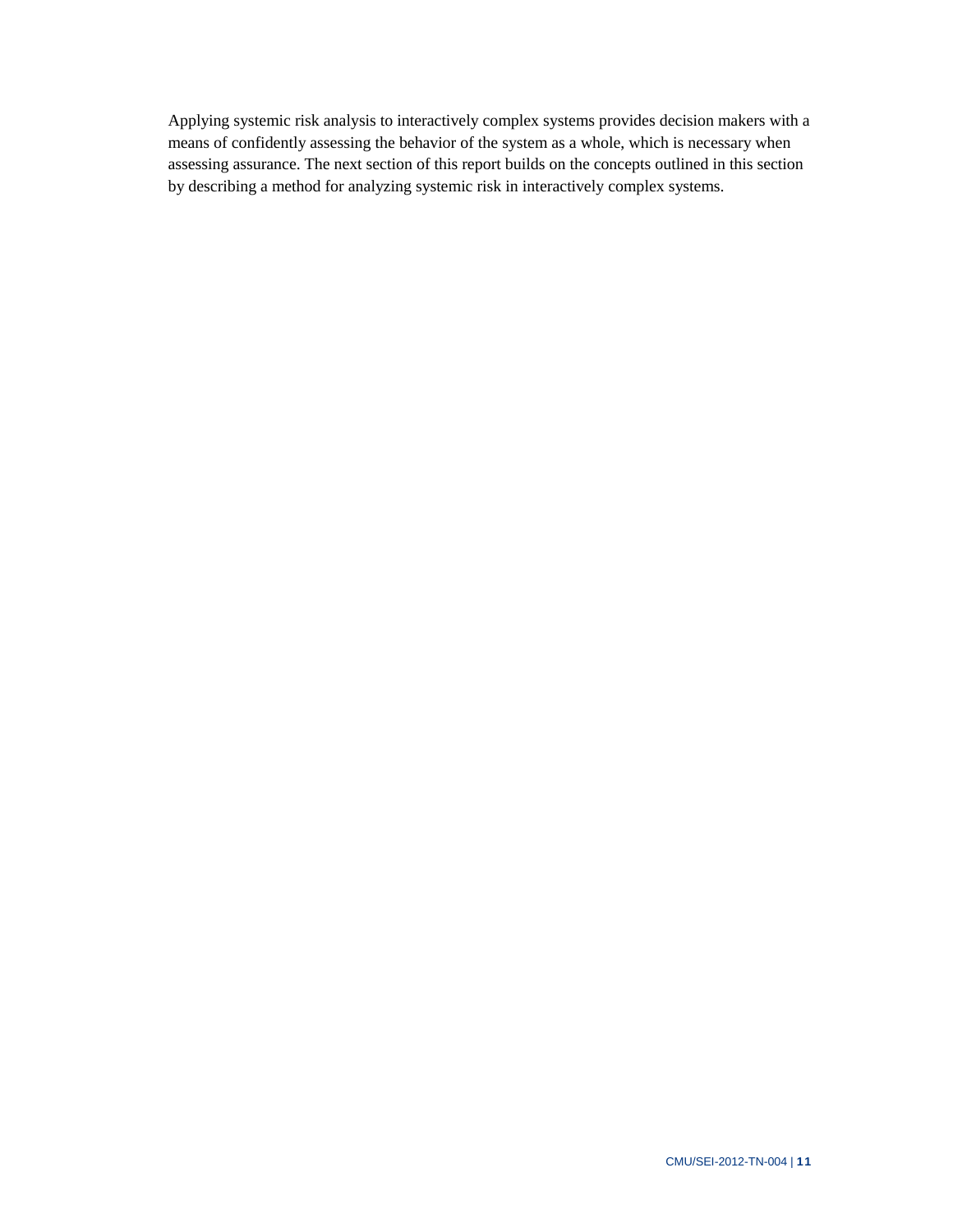Applying systemic risk analysis to interactively complex systems provides decision makers with a means of confidently assessing the behavior of the system as a whole, which is necessary when assessing assurance. The next section of this report builds on the concepts outlined in this section by describing a method for analyzing systemic risk in interactively complex systems.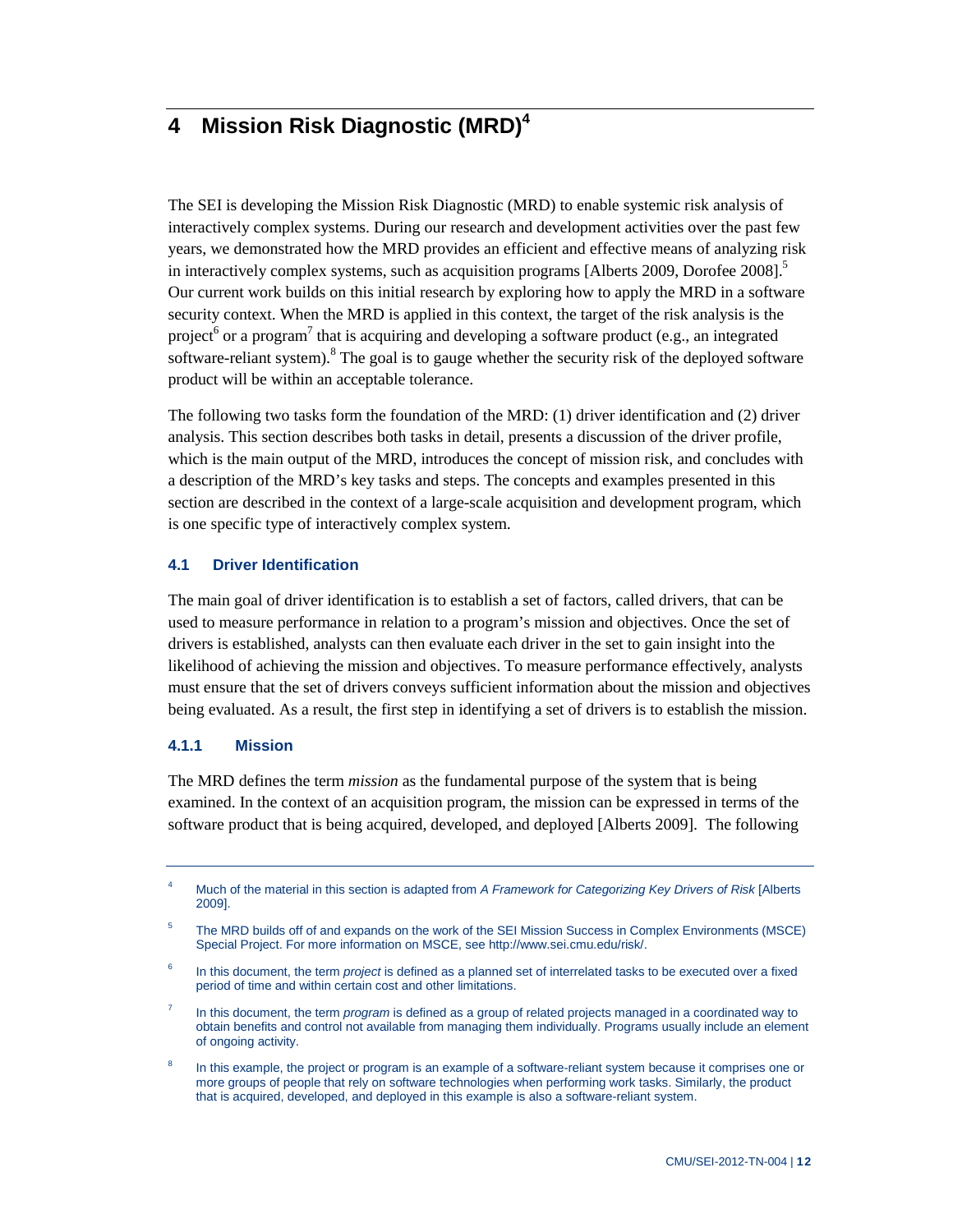# 4 Mission Risk Diagnostic (MRD)[4]

The SEI is developing the Mission Risk Diagnostic (MRD) to enable systemic risk analysis of interactively complex systems. During our research and development activities over the past few years, we demonstrated how the MRD provides an efficient and effective means of analyzing risk in interactively complex systems, such as acquisition programs [Alberts 2009, Dorofee 2008].[5] Our current work builds on this initial research by exploring how to apply the MRD in a software security context. When the MRD is applied in this context, the target of the risk analysis is the project[6] or a program[7] that is acquiring and developing a software product (e.g., an integrated software-reliant system).[8] The goal is to gauge whether the security risk of the deployed software product will be within an acceptable tolerance.

The following two tasks form the foundation of the MRD: (1) driver identification and (2) driver analysis. This section describes both tasks in detail, presents a discussion of the driver profile, which is the main output of the MRD, introduces the concept of mission risk, and concludes with a description of the MRD's key tasks and steps. The concepts and examples presented in this section are described in the context of a large-scale acquisition and development program, which is one specific type of interactively complex system.

## 4.1 Driver Identification

The main goal of driver identification is to establish a set of factors, called drivers, that can be used to measure performance in relation to a program's mission and objectives. Once the set of drivers is established, analysts can then evaluate each driver in the set to gain insight into the likelihood of achieving the mission and objectives. To measure performance effectively, analysts must ensure that the set of drivers conveys sufficient information about the mission and objectives being evaluated. As a result, the first step in identifying a set of drivers is to establish the mission.

### 4.1.1 Mission

The MRD defines the term *mission* as the fundamental purpose of the system that is being examined. In the context of an acquisition program, the mission can be expressed in terms of the software product that is being acquired, developed, and deployed [Alberts 2009]. The following

---

[4] Much of the material in this section is adapted from *A Framework for Categorizing Key Drivers of Risk* [Alberts 2009].

[5] The MRD builds off of and expands on the work of the SEI Mission Success in Complex Environments (MSCE) Special Project. For more information on MSCE, see http://www.sei.cmu.edu/risk/.

[6] In this document, the term *project* is defined as a planned set of interrelated tasks to be executed over a fixed period of time and within certain cost and other limitations.

[7] In this document, the term *program* is defined as a group of related projects managed in a coordinated way to obtain benefits and control not available from managing them individually. Programs usually include an element of ongoing activity.

[8] In this example, the project or program is an example of a software-reliant system because it comprises one or more groups of people that rely on software technologies when performing work tasks. Similarly, the product that is acquired, developed, and deployed in this example is also a software-reliant system.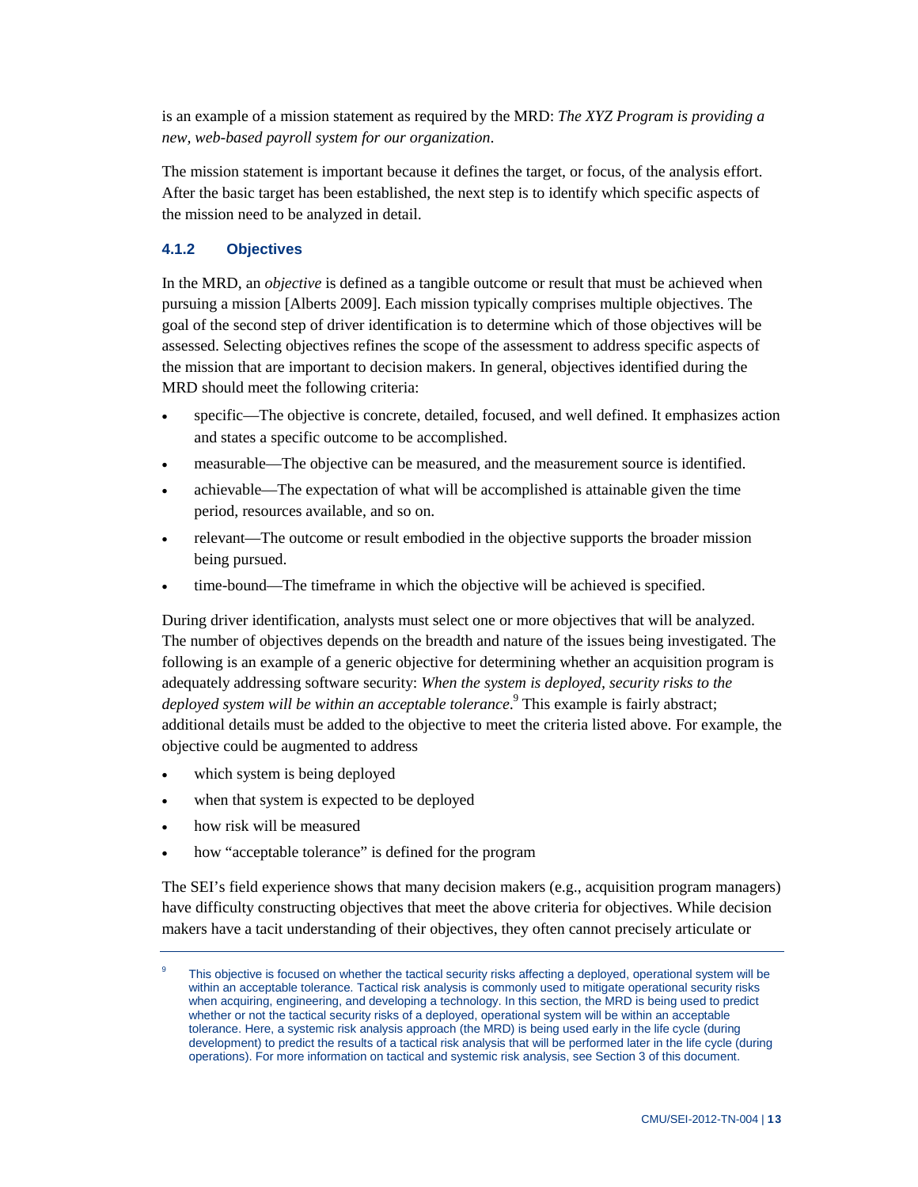is an example of a mission statement as required by the MRD: *The XYZ Program is providing a new, web-based payroll system for our organization*.

The mission statement is important because it defines the target, or focus, of the analysis effort. After the basic target has been established, the next step is to identify which specific aspects of the mission need to be analyzed in detail.

### 4.1.2 Objectives

In the MRD, an *objective* is defined as a tangible outcome or result that must be achieved when pursuing a mission [Alberts 2009]. Each mission typically comprises multiple objectives. The goal of the second step of driver identification is to determine which of those objectives will be assessed. Selecting objectives refines the scope of the assessment to address specific aspects of the mission that are important to decision makers. In general, objectives identified during the MRD should meet the following criteria:

- specific—The objective is concrete, detailed, focused, and well defined. It emphasizes action and states a specific outcome to be accomplished.
- measurable—The objective can be measured, and the measurement source is identified.
- achievable—The expectation of what will be accomplished is attainable given the time period, resources available, and so on.
- relevant—The outcome or result embodied in the objective supports the broader mission being pursued.
- time-bound—The timeframe in which the objective will be achieved is specified.

During driver identification, analysts must select one or more objectives that will be analyzed. The number of objectives depends on the breadth and nature of the issues being investigated. The following is an example of a generic objective for determining whether an acquisition program is adequately addressing software security: *When the system is deployed, security risks to the deployed system will be within an acceptable tolerance*.[9] This example is fairly abstract; additional details must be added to the objective to meet the criteria listed above. For example, the objective could be augmented to address

- which system is being deployed
- when that system is expected to be deployed
- how risk will be measured
- how "acceptable tolerance" is defined for the program

The SEI's field experience shows that many decision makers (e.g., acquisition program managers) have difficulty constructing objectives that meet the above criteria for objectives. While decision makers have a tacit understanding of their objectives, they often cannot precisely articulate or

---

[9] This objective is focused on whether the tactical security risks affecting a deployed, operational system will be within an acceptable tolerance. Tactical risk analysis is commonly used to mitigate operational security risks when acquiring, engineering, and developing a technology. In this section, the MRD is being used to predict whether or not the tactical security risks of a deployed, operational system will be within an acceptable tolerance. Here, a systemic risk analysis approach (the MRD) is being used early in the life cycle (during development) to predict the results of a tactical risk analysis that will be performed later in the life cycle (during operations). For more information on tactical and systemic risk analysis, see Section 3 of this document.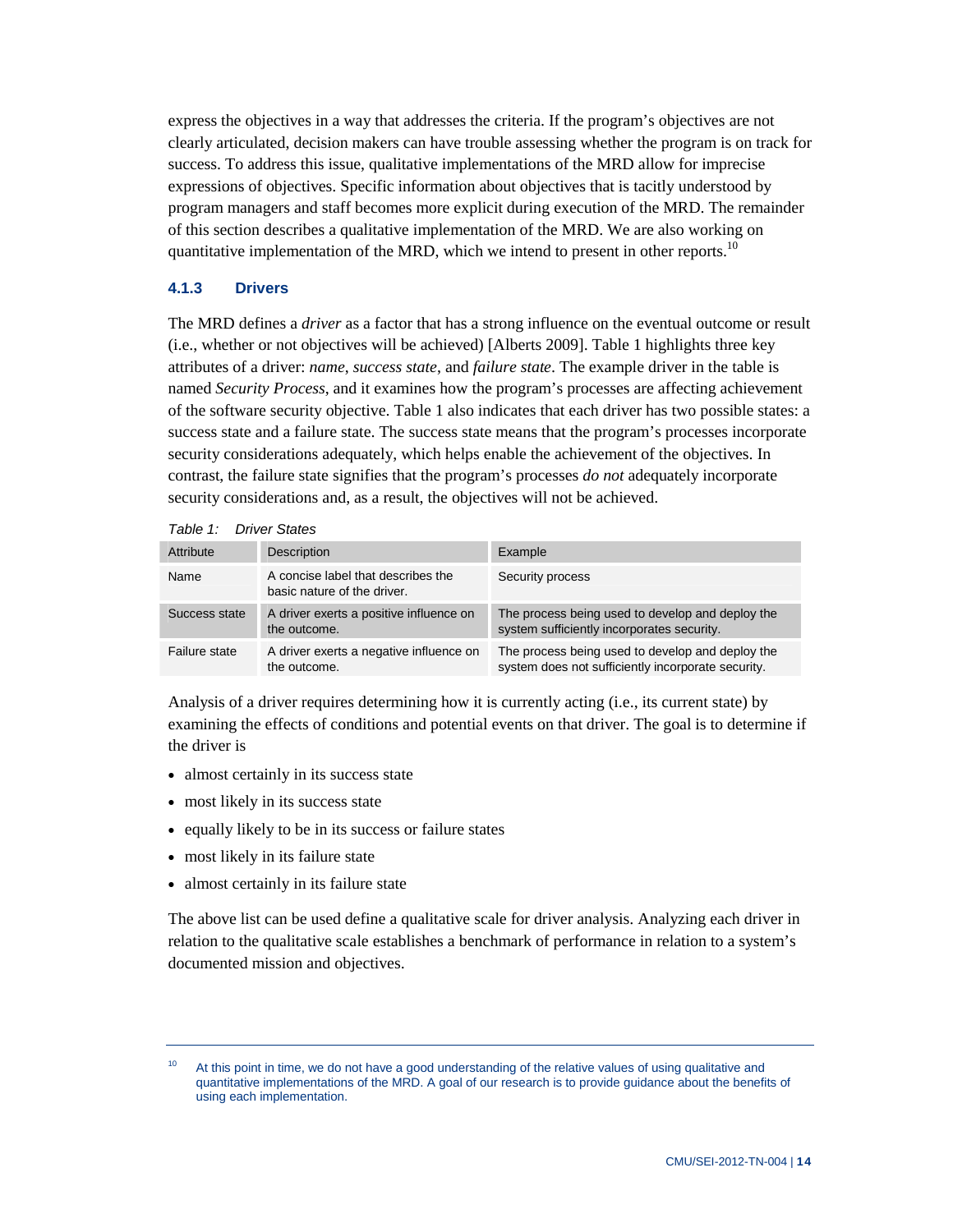express the objectives in a way that addresses the criteria. If the program's objectives are not clearly articulated, decision makers can have trouble assessing whether the program is on track for success. To address this issue, qualitative implementations of the MRD allow for imprecise expressions of objectives. Specific information about objectives that is tacitly understood by program managers and staff becomes more explicit during execution of the MRD. The remainder of this section describes a qualitative implementation of the MRD. We are also working on quantitative implementation of the MRD, which we intend to present in other reports.[10]

### 4.1.3 Drivers

The MRD defines a *driver* as a factor that has a strong influence on the eventual outcome or result (i.e., whether or not objectives will be achieved) [Alberts 2009]. Table 1 highlights three key attributes of a driver: *name*, *success state*, and *failure state*. The example driver in the table is named *Security Process*, and it examines how the program's processes are affecting achievement of the software security objective. Table 1 also indicates that each driver has two possible states: a success state and a failure state. The success state means that the program's processes incorporate security considerations adequately, which helps enable the achievement of the objectives. In contrast, the failure state signifies that the program's processes *do not* adequately incorporate security considerations and, as a result, the objectives will not be achieved.

*Table 1: Driver States*

| Attribute | Description | Example |
| --- | --- | --- |
| Name | A concise label that describes the basic nature of the driver. | Security process |
| Success state | A driver exerts a positive influence on the outcome. | The process being used to develop and deploy the system sufficiently incorporates security. |
| Failure state | A driver exerts a negative influence on the outcome. | The process being used to develop and deploy the system does not sufficiently incorporate security. |

Analysis of a driver requires determining how it is currently acting (i.e., its current state) by examining the effects of conditions and potential events on that driver. The goal is to determine if the driver is

- almost certainly in its success state
- most likely in its success state
- equally likely to be in its success or failure states
- most likely in its failure state
- almost certainly in its failure state

The above list can be used define a qualitative scale for driver analysis. Analyzing each driver in relation to the qualitative scale establishes a benchmark of performance in relation to a system's documented mission and objectives.

---

[10] At this point in time, we do not have a good understanding of the relative values of using qualitative and quantitative implementations of the MRD. A goal of our research is to provide guidance about the benefits of using each implementation.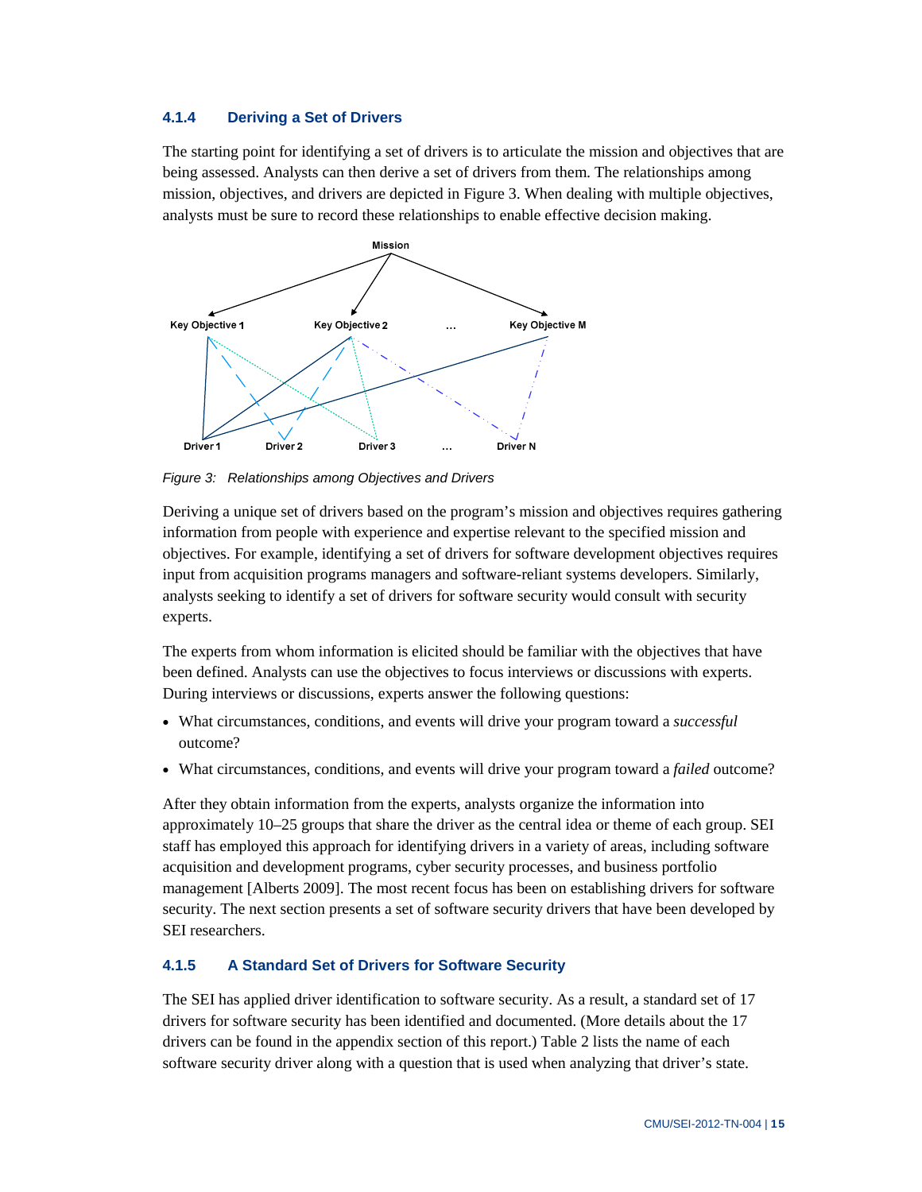### 4.1.4 Deriving a Set of Drivers

The starting point for identifying a set of drivers is to articulate the mission and objectives that are being assessed. Analysts can then derive a set of drivers from them. The relationships among mission, objectives, and drivers are depicted in Figure 3. When dealing with multiple objectives, analysts must be sure to record these relationships to enable effective decision making.

Mission

Key Objective 1 &nbsp;&nbsp; Key Objective 2 &nbsp;&nbsp; ... &nbsp;&nbsp; Key Objective M

Driver 1 &nbsp;&nbsp; Driver 2 &nbsp;&nbsp; Driver 3 &nbsp;&nbsp; ... &nbsp;&nbsp; Driver N

*Figure 3: Relationships among Objectives and Drivers*

Deriving a unique set of drivers based on the program's mission and objectives requires gathering information from people with experience and expertise relevant to the specified mission and objectives. For example, identifying a set of drivers for software development objectives requires input from acquisition programs managers and software-reliant systems developers. Similarly, analysts seeking to identify a set of drivers for software security would consult with security experts.

The experts from whom information is elicited should be familiar with the objectives that have been defined. Analysts can use the objectives to focus interviews or discussions with experts. During interviews or discussions, experts answer the following questions:

- What circumstances, conditions, and events will drive your program toward a *successful* outcome?
- What circumstances, conditions, and events will drive your program toward a *failed* outcome?

After they obtain information from the experts, analysts organize the information into approximately 10–25 groups that share the driver as the central idea or theme of each group. SEI staff has employed this approach for identifying drivers in a variety of areas, including software acquisition and development programs, cyber security processes, and business portfolio management [Alberts 2009]. The most recent focus has been on establishing drivers for software security. The next section presents a set of software security drivers that have been developed by SEI researchers.

### 4.1.5 A Standard Set of Drivers for Software Security

The SEI has applied driver identification to software security. As a result, a standard set of 17 drivers for software security has been identified and documented. (More details about the 17 drivers can be found in the appendix section of this report.) Table 2 lists the name of each software security driver along with a question that is used when analyzing that driver's state.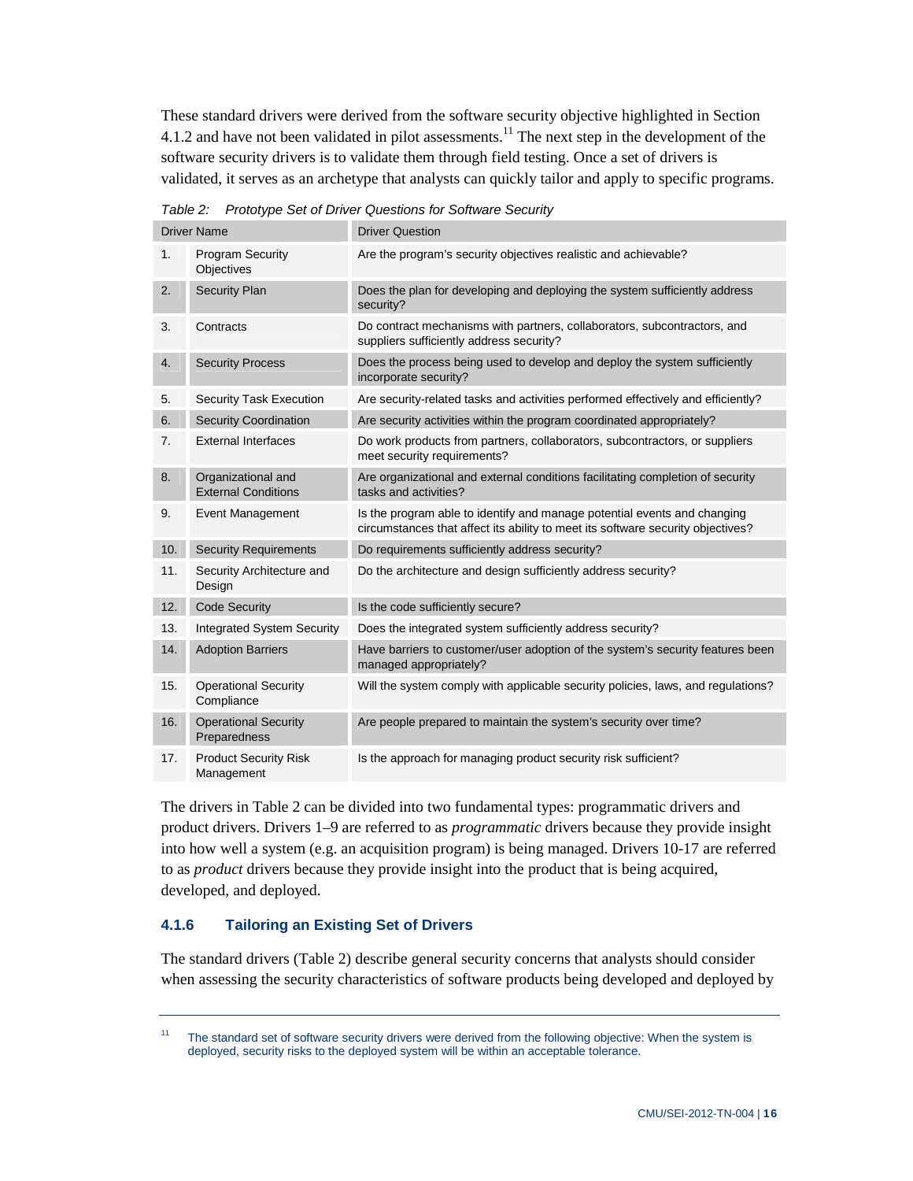These standard drivers were derived from the software security objective highlighted in Section 4.1.2 and have not been validated in pilot assessments.[11] The next step in the development of the software security drivers is to validate them through field testing. Once a set of drivers is validated, it serves as an archetype that analysts can quickly tailor and apply to specific programs.

*Table 2: Prototype Set of Driver Questions for Software Security*

| Driver Name | | Driver Question |
|---|---|---|
| 1. | Program Security Objectives | Are the program's security objectives realistic and achievable? |
| 2. | Security Plan | Does the plan for developing and deploying the system sufficiently address security? |
| 3. | Contracts | Do contract mechanisms with partners, collaborators, subcontractors, and suppliers sufficiently address security? |
| 4. | Security Process | Does the process being used to develop and deploy the system sufficiently incorporate security? |
| 5. | Security Task Execution | Are security-related tasks and activities performed effectively and efficiently? |
| 6. | Security Coordination | Are security activities within the program coordinated appropriately? |
| 7. | External Interfaces | Do work products from partners, collaborators, subcontractors, or suppliers meet security requirements? |
| 8. | Organizational and External Conditions | Are organizational and external conditions facilitating completion of security tasks and activities? |
| 9. | Event Management | Is the program able to identify and manage potential events and changing circumstances that affect its ability to meet its software security objectives? |
| 10. | Security Requirements | Do requirements sufficiently address security? |
| 11. | Security Architecture and Design | Do the architecture and design sufficiently address security? |
| 12. | Code Security | Is the code sufficiently secure? |
| 13. | Integrated System Security | Does the integrated system sufficiently address security? |
| 14. | Adoption Barriers | Have barriers to customer/user adoption of the system's security features been managed appropriately? |
| 15. | Operational Security Compliance | Will the system comply with applicable security policies, laws, and regulations? |
| 16. | Operational Security Preparedness | Are people prepared to maintain the system's security over time? |
| 17. | Product Security Risk Management | Is the approach for managing product security risk sufficient? |

The drivers in Table 2 can be divided into two fundamental types: programmatic drivers and product drivers. Drivers 1–9 are referred to as *programmatic* drivers because they provide insight into how well a system (e.g. an acquisition program) is being managed. Drivers 10-17 are referred to as *product* drivers because they provide insight into the product that is being acquired, developed, and deployed.

### 4.1.6 Tailoring an Existing Set of Drivers

The standard drivers (Table 2) describe general security concerns that analysts should consider when assessing the security characteristics of software products being developed and deployed by

[11] The standard set of software security drivers were derived from the following objective: When the system is deployed, security risks to the deployed system will be within an acceptable tolerance.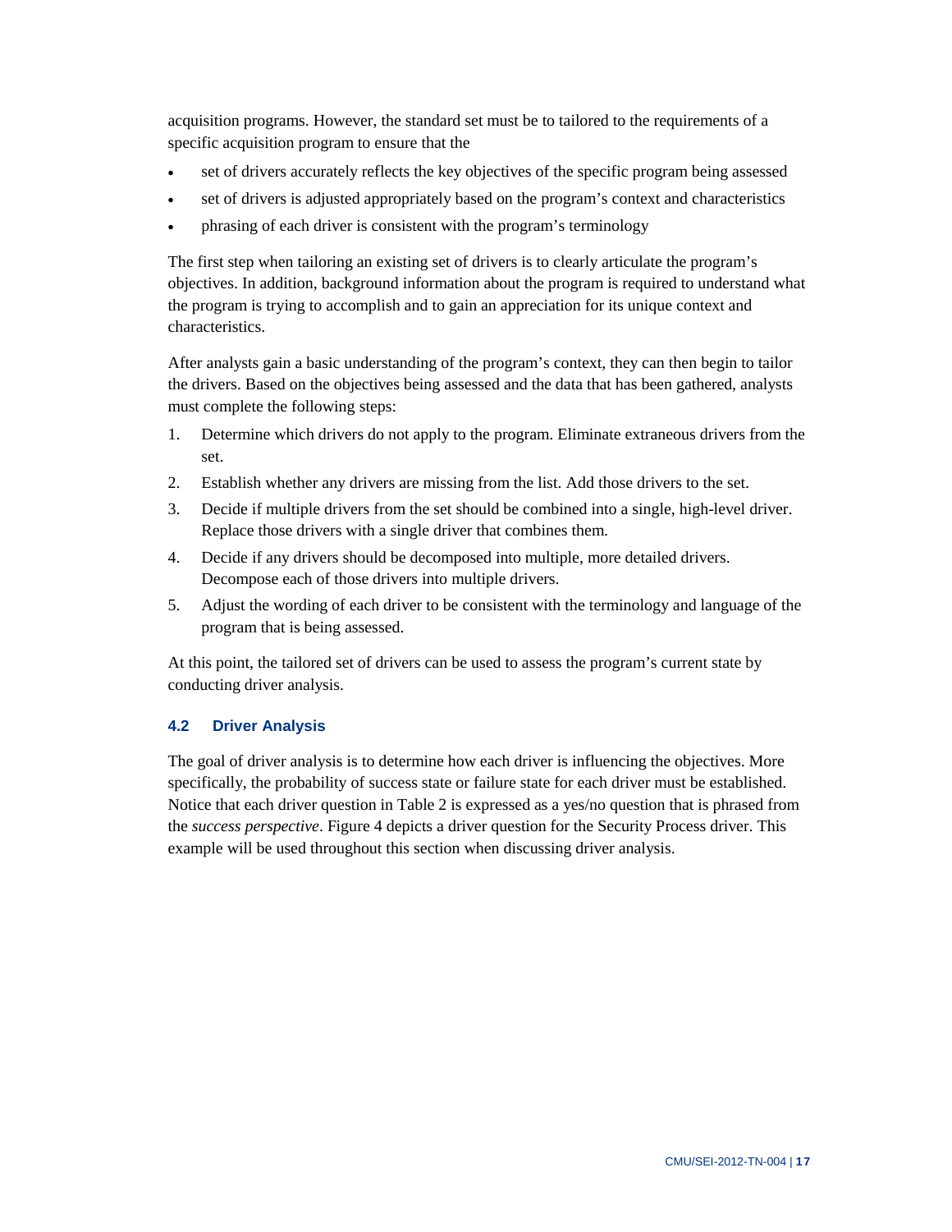acquisition programs. However, the standard set must be to tailored to the requirements of a specific acquisition program to ensure that the

- set of drivers accurately reflects the key objectives of the specific program being assessed
- set of drivers is adjusted appropriately based on the program's context and characteristics
- phrasing of each driver is consistent with the program's terminology

The first step when tailoring an existing set of drivers is to clearly articulate the program's objectives. In addition, background information about the program is required to understand what the program is trying to accomplish and to gain an appreciation for its unique context and characteristics.

After analysts gain a basic understanding of the program's context, they can then begin to tailor the drivers. Based on the objectives being assessed and the data that has been gathered, analysts must complete the following steps:

1. Determine which drivers do not apply to the program. Eliminate extraneous drivers from the set.
2. Establish whether any drivers are missing from the list. Add those drivers to the set.
3. Decide if multiple drivers from the set should be combined into a single, high-level driver. Replace those drivers with a single driver that combines them.
4. Decide if any drivers should be decomposed into multiple, more detailed drivers. Decompose each of those drivers into multiple drivers.
5. Adjust the wording of each driver to be consistent with the terminology and language of the program that is being assessed.

At this point, the tailored set of drivers can be used to assess the program's current state by conducting driver analysis.

### 4.2 Driver Analysis

The goal of driver analysis is to determine how each driver is influencing the objectives. More specifically, the probability of success state or failure state for each driver must be established. Notice that each driver question in Table 2 is expressed as a yes/no question that is phrased from the *success perspective*. Figure 4 depicts a driver question for the Security Process driver. This example will be used throughout this section when discussing driver analysis.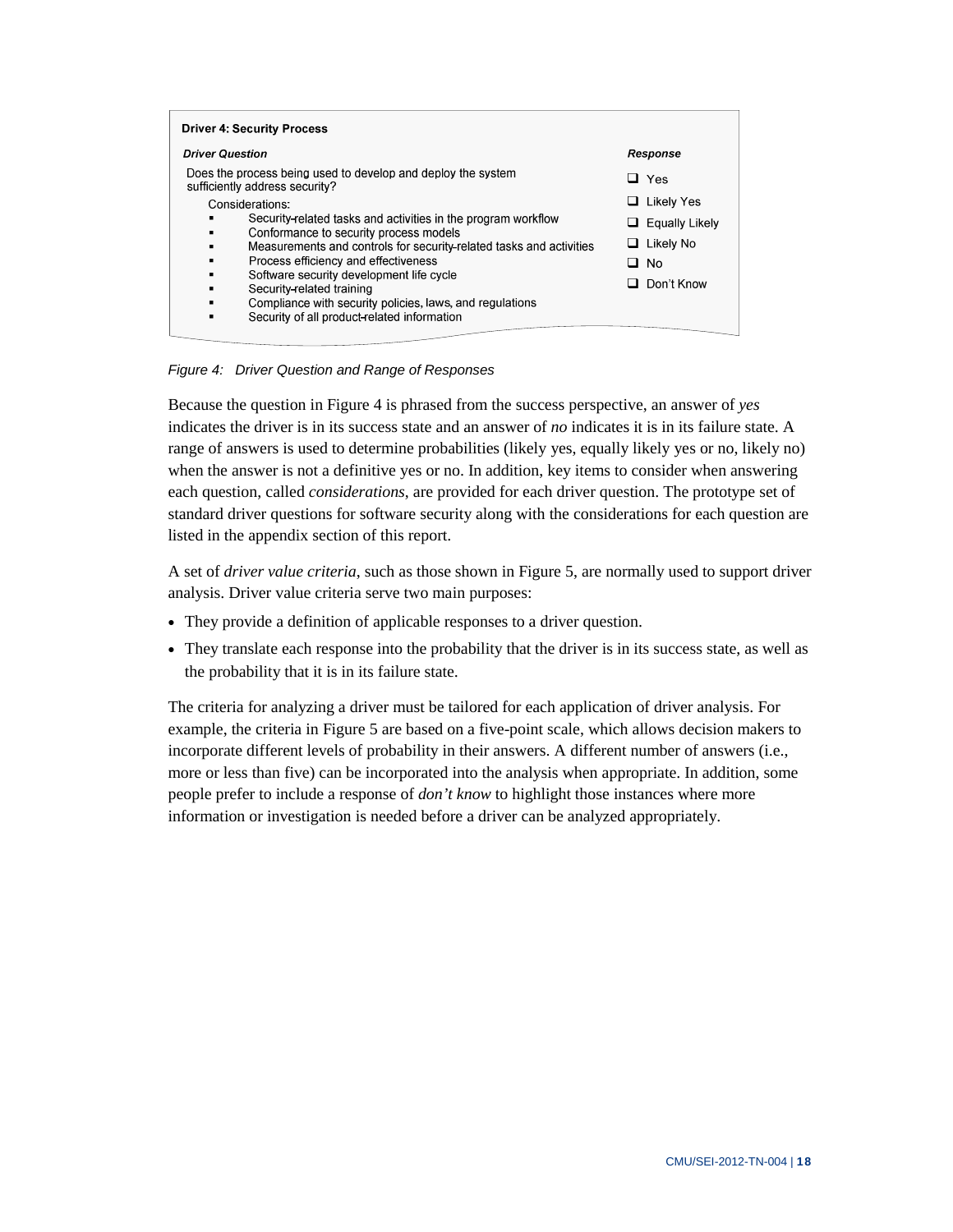**Driver 4: Security Process**

| *Driver Question* | *Response* |
|---|---|
| Does the process being used to develop and deploy the system sufficiently address security? | ❑ Yes |
| Considerations: | ❑ Likely Yes |
| ▪ Security-related tasks and activities in the program workflow | ❑ Equally Likely |
| ▪ Conformance to security process models | ❑ Likely No |
| ▪ Measurements and controls for security-related tasks and activities | ❑ No |
| ▪ Process efficiency and effectiveness | ❑ Don't Know |
| ▪ Software security development life cycle | |
| ▪ Security-related training | |
| ▪ Compliance with security policies, laws, and regulations | |
| ▪ Security of all product-related information | |

*Figure 4: Driver Question and Range of Responses*

Because the question in Figure 4 is phrased from the success perspective, an answer of *yes* indicates the driver is in its success state and an answer of *no* indicates it is in its failure state. A range of answers is used to determine probabilities (likely yes, equally likely yes or no, likely no) when the answer is not a definitive yes or no. In addition, key items to consider when answering each question, called *considerations*, are provided for each driver question. The prototype set of standard driver questions for software security along with the considerations for each question are listed in the appendix section of this report.

A set of *driver value criteria*, such as those shown in Figure 5, are normally used to support driver analysis. Driver value criteria serve two main purposes:

- They provide a definition of applicable responses to a driver question.
- They translate each response into the probability that the driver is in its success state, as well as the probability that it is in its failure state.

The criteria for analyzing a driver must be tailored for each application of driver analysis. For example, the criteria in Figure 5 are based on a five-point scale, which allows decision makers to incorporate different levels of probability in their answers. A different number of answers (i.e., more or less than five) can be incorporated into the analysis when appropriate. In addition, some people prefer to include a response of *don't know* to highlight those instances where more information or investigation is needed before a driver can be analyzed appropriately.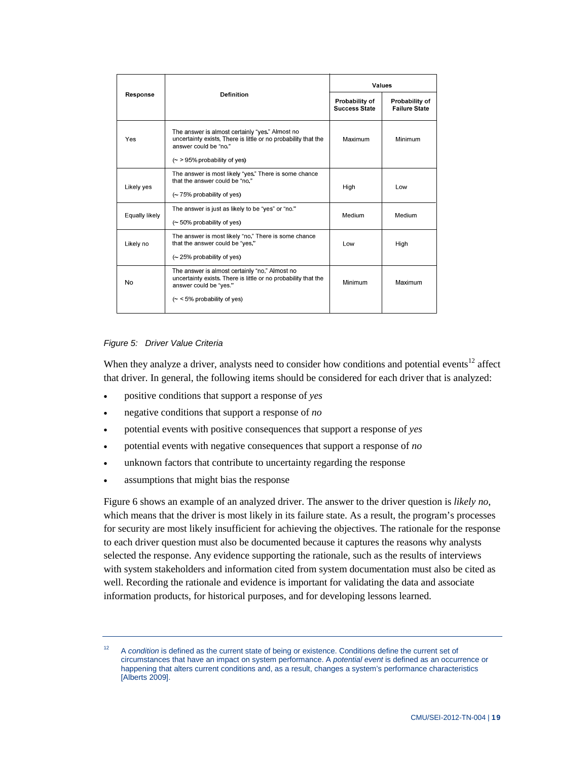| Response | Definition | Values | |
|---|---|---|---|
| | | Probability of Success State | Probability of Failure State |
| Yes | The answer is almost certainly "yes." Almost no uncertainty exists. There is little or no probability that the answer could be "no." (~ > 95% probability of yes) | Maximum | Minimum |
| Likely yes | The answer is most likely "yes." There is some chance that the answer could be "no." (~ 75% probability of yes) | High | Low |
| Equally likely | The answer is just as likely to be "yes" or "no." (~ 50% probability of yes) | Medium | Medium |
| Likely no | The answer is most likely "no." There is some chance that the answer could be "yes." (~ 25% probability of yes) | Low | High |
| No | The answer is almost certainly "no." Almost no uncertainty exists. There is little or no probability that the answer could be "yes." (~ < 5% probability of yes) | Minimum | Maximum |

*Figure 5: Driver Value Criteria*

When they analyze a driver, analysts need to consider how conditions and potential events[12] affect that driver. In general, the following items should be considered for each driver that is analyzed:

- positive conditions that support a response of *yes*
- negative conditions that support a response of *no*
- potential events with positive consequences that support a response of *yes*
- potential events with negative consequences that support a response of *no*
- unknown factors that contribute to uncertainty regarding the response
- assumptions that might bias the response

Figure 6 shows an example of an analyzed driver. The answer to the driver question is *likely no*, which means that the driver is most likely in its failure state. As a result, the program's processes for security are most likely insufficient for achieving the objectives. The rationale for the response to each driver question must also be documented because it captures the reasons why analysts selected the response. Any evidence supporting the rationale, such as the results of interviews with system stakeholders and information cited from system documentation must also be cited as well. Recording the rationale and evidence is important for validating the data and associate information products, for historical purposes, and for developing lessons learned.

---

[12] A *condition* is defined as the current state of being or existence. Conditions define the current set of circumstances that have an impact on system performance. A *potential event* is defined as an occurrence or happening that alters current conditions and, as a result, changes a system's performance characteristics [Alberts 2009].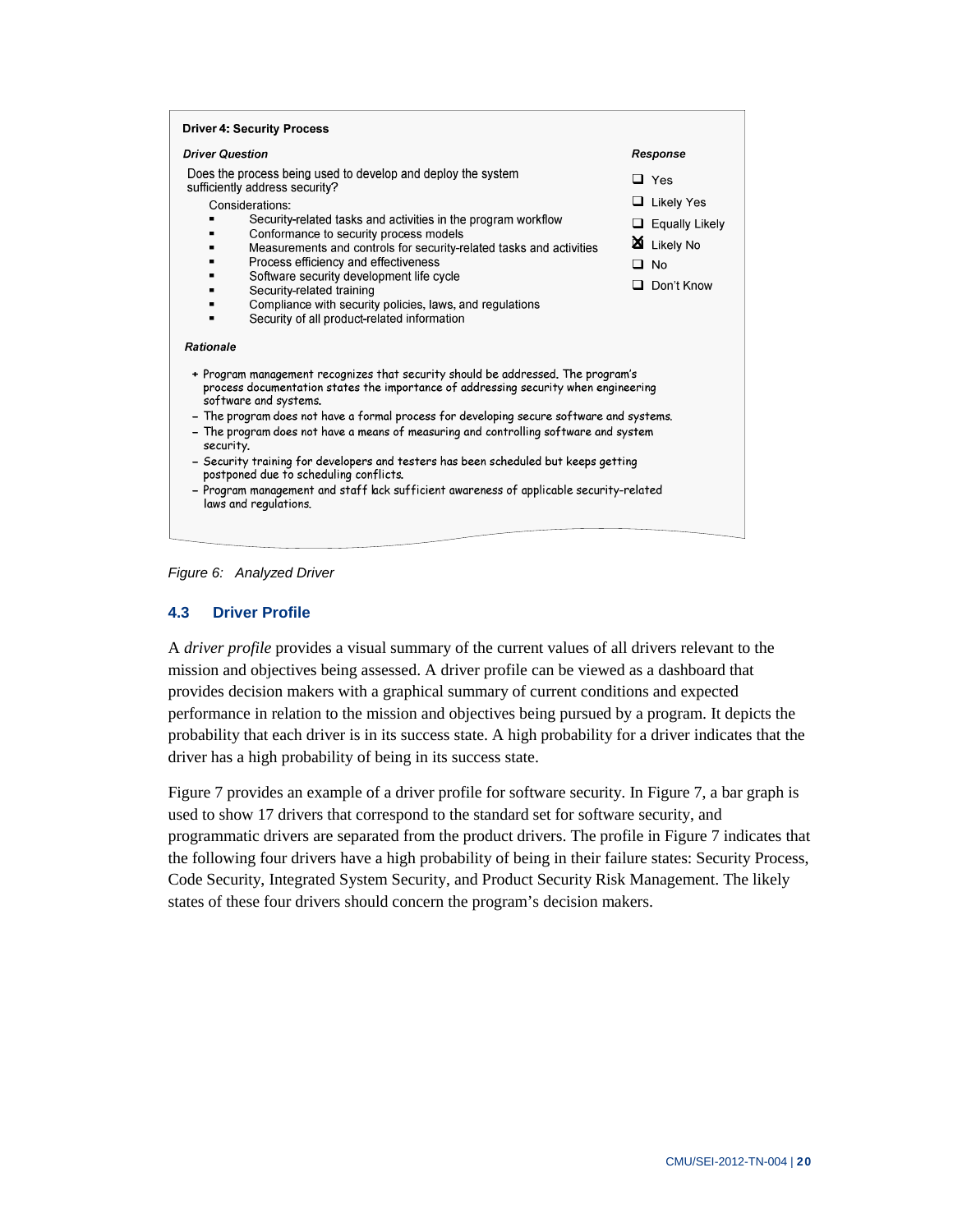**Driver 4: Security Process**

***Driver Question***

Does the process being used to develop and deploy the system sufficiently address security?

Considerations:

- Security-related tasks and activities in the program workflow
- Conformance to security process models
- Measurements and controls for security-related tasks and activities
- Process efficiency and effectiveness
- Software security development life cycle
- Security-related training
- Compliance with security policies, laws, and regulations
- Security of all product-related information

***Response***

- ☐ Yes
- ☐ Likely Yes
- ☐ Equally Likely
- ☒ Likely No
- ☐ No
- ☐ Don't Know

***Rationale***

+ Program management recognizes that security should be addressed. The program's process documentation states the importance of addressing security when engineering software and systems.
- The program does not have a formal process for developing secure software and systems.
- The program does not have a means of measuring and controlling software and system security.
- Security training for developers and testers has been scheduled but keeps getting postponed due to scheduling conflicts.
- Program management and staff lack sufficient awareness of applicable security-related laws and regulations.

*Figure 6: Analyzed Driver*

### 4.3 Driver Profile

A *driver profile* provides a visual summary of the current values of all drivers relevant to the mission and objectives being assessed. A driver profile can be viewed as a dashboard that provides decision makers with a graphical summary of current conditions and expected performance in relation to the mission and objectives being pursued by a program. It depicts the probability that each driver is in its success state. A high probability for a driver indicates that the driver has a high probability of being in its success state.

Figure 7 provides an example of a driver profile for software security. In Figure 7, a bar graph is used to show 17 drivers that correspond to the standard set for software security, and programmatic drivers are separated from the product drivers. The profile in Figure 7 indicates that the following four drivers have a high probability of being in their failure states: Security Process, Code Security, Integrated System Security, and Product Security Risk Management. The likely states of these four drivers should concern the program's decision makers.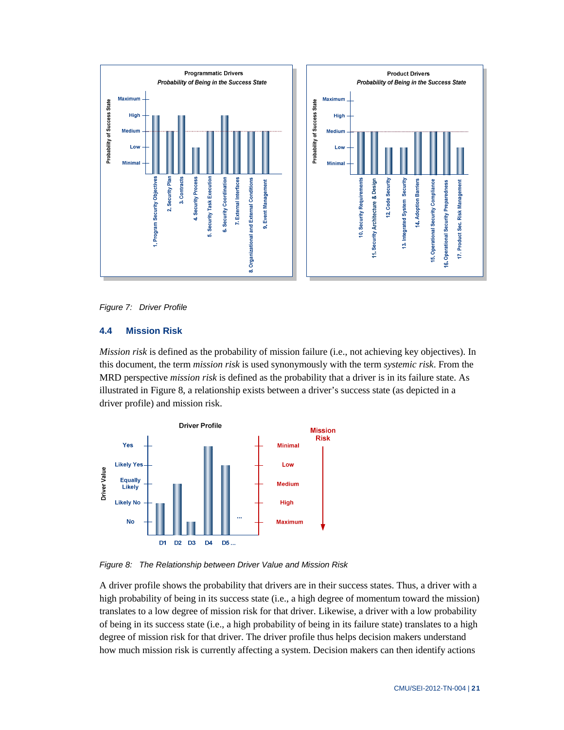*Figure 7: Driver Profile*

## 4.4 Mission Risk

*Mission risk* is defined as the probability of mission failure (i.e., not achieving key objectives). In this document, the term *mission risk* is used synonymously with the term *systemic risk*. From the MRD perspective *mission risk* is defined as the probability that a driver is in its failure state. As illustrated in Figure 8, a relationship exists between a driver's success state (as depicted in a driver profile) and mission risk.

*Figure 8: The Relationship between Driver Value and Mission Risk*

A driver profile shows the probability that drivers are in their success states. Thus, a driver with a high probability of being in its success state (i.e., a high degree of momentum toward the mission) translates to a low degree of mission risk for that driver. Likewise, a driver with a low probability of being in its success state (i.e., a high probability of being in its failure state) translates to a high degree of mission risk for that driver. The driver profile thus helps decision makers understand how much mission risk is currently affecting a system. Decision makers can then identify actions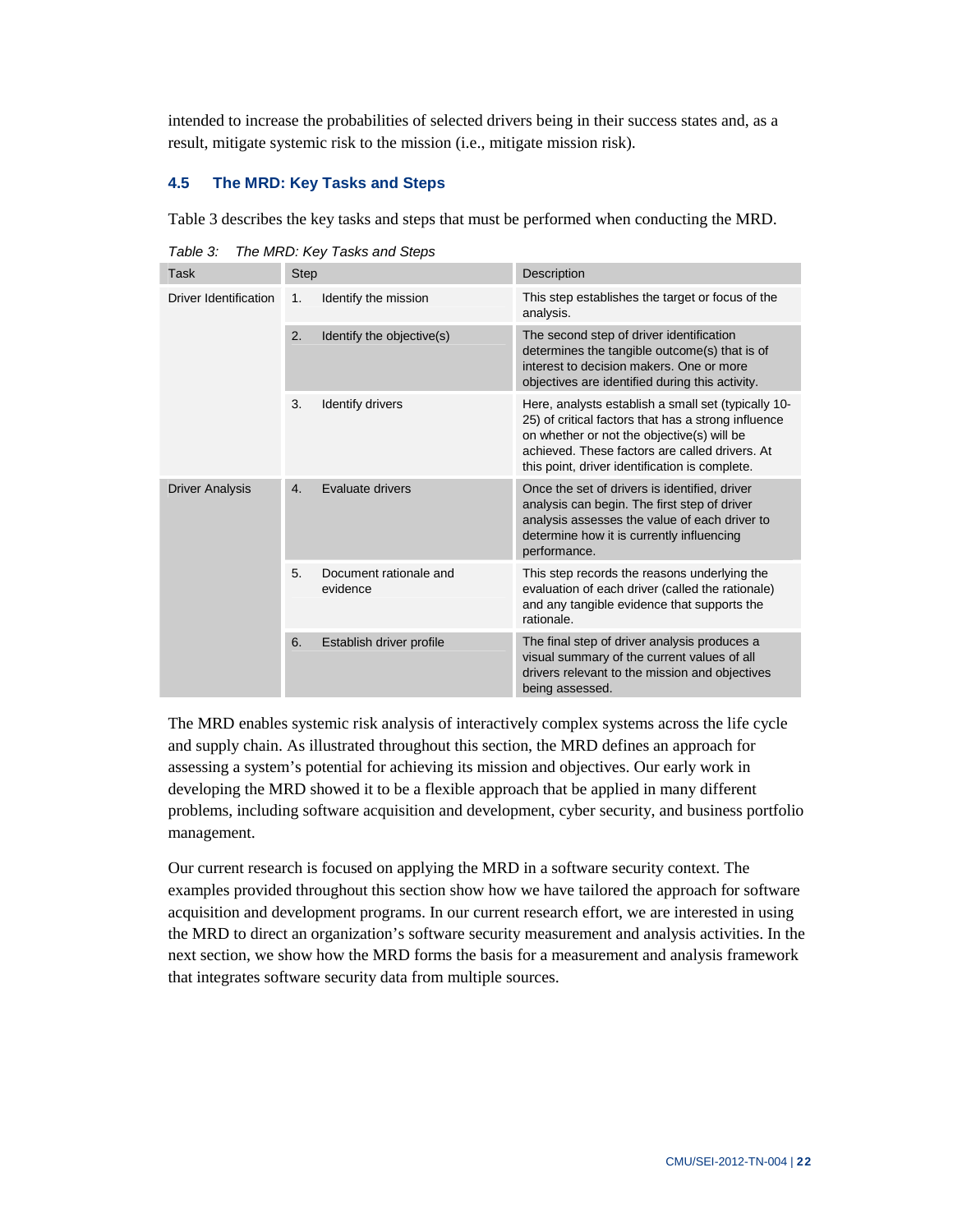intended to increase the probabilities of selected drivers being in their success states and, as a result, mitigate systemic risk to the mission (i.e., mitigate mission risk).

### 4.5 The MRD: Key Tasks and Steps

Table 3 describes the key tasks and steps that must be performed when conducting the MRD.

*Table 3: The MRD: Key Tasks and Steps*

| Task | Step | Description |
|---|---|---|
| Driver Identification | 1. Identify the mission | This step establishes the target or focus of the analysis. |
| | 2. Identify the objective(s) | The second step of driver identification determines the tangible outcome(s) that is of interest to decision makers. One or more objectives are identified during this activity. |
| | 3. Identify drivers | Here, analysts establish a small set (typically 10-25) of critical factors that has a strong influence on whether or not the objective(s) will be achieved. These factors are called drivers. At this point, driver identification is complete. |
| Driver Analysis | 4. Evaluate drivers | Once the set of drivers is identified, driver analysis can begin. The first step of driver analysis assesses the value of each driver to determine how it is currently influencing performance. |
| | 5. Document rationale and evidence | This step records the reasons underlying the evaluation of each driver (called the rationale) and any tangible evidence that supports the rationale. |
| | 6. Establish driver profile | The final step of driver analysis produces a visual summary of the current values of all drivers relevant to the mission and objectives being assessed. |

The MRD enables systemic risk analysis of interactively complex systems across the life cycle and supply chain. As illustrated throughout this section, the MRD defines an approach for assessing a system's potential for achieving its mission and objectives. Our early work in developing the MRD showed it to be a flexible approach that be applied in many different problems, including software acquisition and development, cyber security, and business portfolio management.

Our current research is focused on applying the MRD in a software security context. The examples provided throughout this section show how we have tailored the approach for software acquisition and development programs. In our current research effort, we are interested in using the MRD to direct an organization's software security measurement and analysis activities. In the next section, we show how the MRD forms the basis for a measurement and analysis framework that integrates software security data from multiple sources.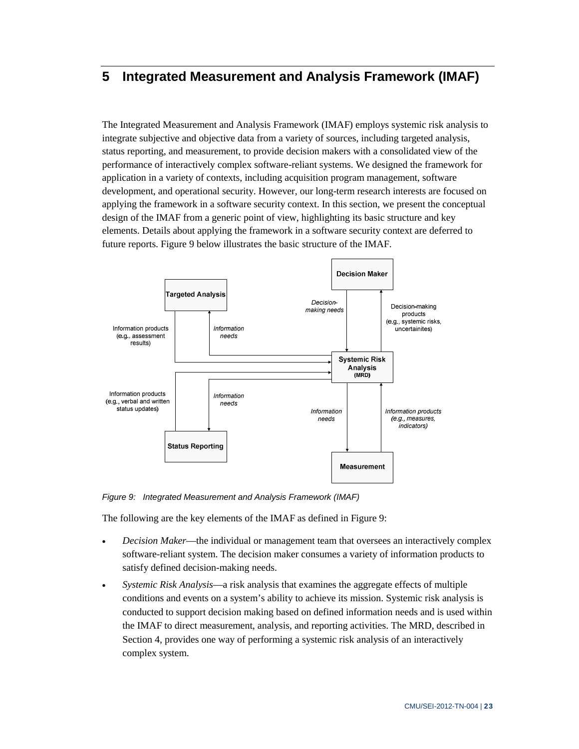# 5 Integrated Measurement and Analysis Framework (IMAF)

The Integrated Measurement and Analysis Framework (IMAF) employs systemic risk analysis to integrate subjective and objective data from a variety of sources, including targeted analysis, status reporting, and measurement, to provide decision makers with a consolidated view of the performance of interactively complex software-reliant systems. We designed the framework for application in a variety of contexts, including acquisition program management, software development, and operational security. However, our long-term research interests are focused on applying the framework in a software security context. In this section, we present the conceptual design of the IMAF from a generic point of view, highlighting its basic structure and key elements. Details about applying the framework in a software security context are deferred to future reports. Figure 9 below illustrates the basic structure of the IMAF.

Figure 9: Integrated Measurement and Analysis Framework (IMAF)

The following are the key elements of the IMAF as defined in Figure 9:

- *Decision Maker*—the individual or management team that oversees an interactively complex software-reliant system. The decision maker consumes a variety of information products to satisfy defined decision-making needs.
- *Systemic Risk Analysis*—a risk analysis that examines the aggregate effects of multiple conditions and events on a system's ability to achieve its mission. Systemic risk analysis is conducted to support decision making based on defined information needs and is used within the IMAF to direct measurement, analysis, and reporting activities. The MRD, described in Section 4, provides one way of performing a systemic risk analysis of an interactively complex system.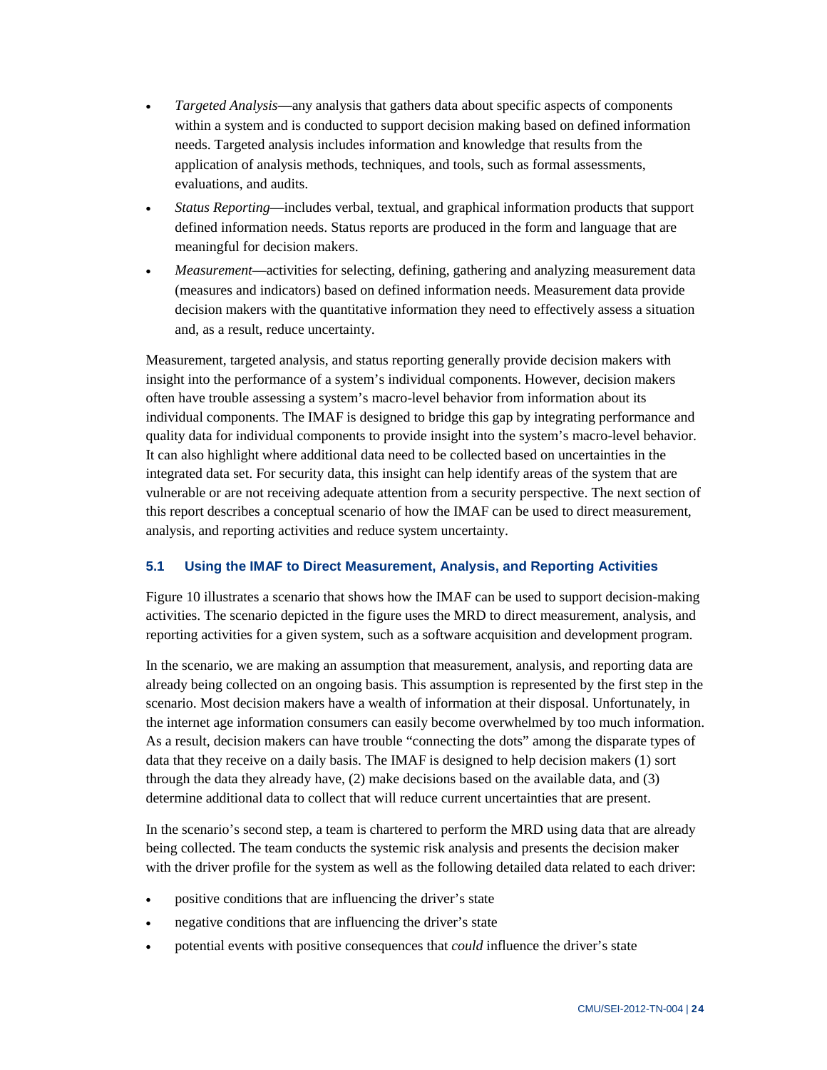- *Targeted Analysis*—any analysis that gathers data about specific aspects of components within a system and is conducted to support decision making based on defined information needs. Targeted analysis includes information and knowledge that results from the application of analysis methods, techniques, and tools, such as formal assessments, evaluations, and audits.
- *Status Reporting*—includes verbal, textual, and graphical information products that support defined information needs. Status reports are produced in the form and language that are meaningful for decision makers.
- *Measurement*—activities for selecting, defining, gathering and analyzing measurement data (measures and indicators) based on defined information needs. Measurement data provide decision makers with the quantitative information they need to effectively assess a situation and, as a result, reduce uncertainty.

Measurement, targeted analysis, and status reporting generally provide decision makers with insight into the performance of a system's individual components. However, decision makers often have trouble assessing a system's macro-level behavior from information about its individual components. The IMAF is designed to bridge this gap by integrating performance and quality data for individual components to provide insight into the system's macro-level behavior. It can also highlight where additional data need to be collected based on uncertainties in the integrated data set. For security data, this insight can help identify areas of the system that are vulnerable or are not receiving adequate attention from a security perspective. The next section of this report describes a conceptual scenario of how the IMAF can be used to direct measurement, analysis, and reporting activities and reduce system uncertainty.

### 5.1 Using the IMAF to Direct Measurement, Analysis, and Reporting Activities

Figure 10 illustrates a scenario that shows how the IMAF can be used to support decision-making activities. The scenario depicted in the figure uses the MRD to direct measurement, analysis, and reporting activities for a given system, such as a software acquisition and development program.

In the scenario, we are making an assumption that measurement, analysis, and reporting data are already being collected on an ongoing basis. This assumption is represented by the first step in the scenario. Most decision makers have a wealth of information at their disposal. Unfortunately, in the internet age information consumers can easily become overwhelmed by too much information. As a result, decision makers can have trouble "connecting the dots" among the disparate types of data that they receive on a daily basis. The IMAF is designed to help decision makers (1) sort through the data they already have, (2) make decisions based on the available data, and (3) determine additional data to collect that will reduce current uncertainties that are present.

In the scenario's second step, a team is chartered to perform the MRD using data that are already being collected. The team conducts the systemic risk analysis and presents the decision maker with the driver profile for the system as well as the following detailed data related to each driver:

- positive conditions that are influencing the driver's state
- negative conditions that are influencing the driver's state
- potential events with positive consequences that *could* influence the driver's state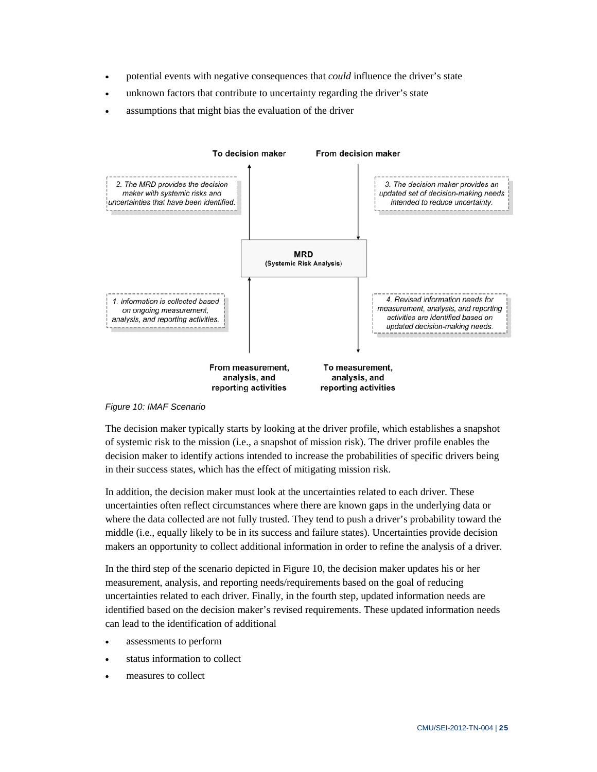- potential events with negative consequences that *could* influence the driver's state
- unknown factors that contribute to uncertainty regarding the driver's state
- assumptions that might bias the evaluation of the driver

To decision maker

From decision maker

2. The MRD provides the decision maker with systemic risks and uncertainties that have been identified.

3. The decision maker provides an updated set of decision-making needs intended to reduce uncertainty.

**MRD**
**(Systemic Risk Analysis)**

1. Information is collected based on ongoing measurement, analysis, and reporting activities.

4. Revised information needs for measurement, analysis, and reporting activities are identified based on updated decision-making needs.

From measurement, analysis, and reporting activities

To measurement, analysis, and reporting activities

*Figure 10: IMAF Scenario*

The decision maker typically starts by looking at the driver profile, which establishes a snapshot of systemic risk to the mission (i.e., a snapshot of mission risk). The driver profile enables the decision maker to identify actions intended to increase the probabilities of specific drivers being in their success states, which has the effect of mitigating mission risk.

In addition, the decision maker must look at the uncertainties related to each driver. These uncertainties often reflect circumstances where there are known gaps in the underlying data or where the data collected are not fully trusted. They tend to push a driver's probability toward the middle (i.e., equally likely to be in its success and failure states). Uncertainties provide decision makers an opportunity to collect additional information in order to refine the analysis of a driver.

In the third step of the scenario depicted in Figure 10, the decision maker updates his or her measurement, analysis, and reporting needs/requirements based on the goal of reducing uncertainties related to each driver. Finally, in the fourth step, updated information needs are identified based on the decision maker's revised requirements. These updated information needs can lead to the identification of additional

- assessments to perform
- status information to collect
- measures to collect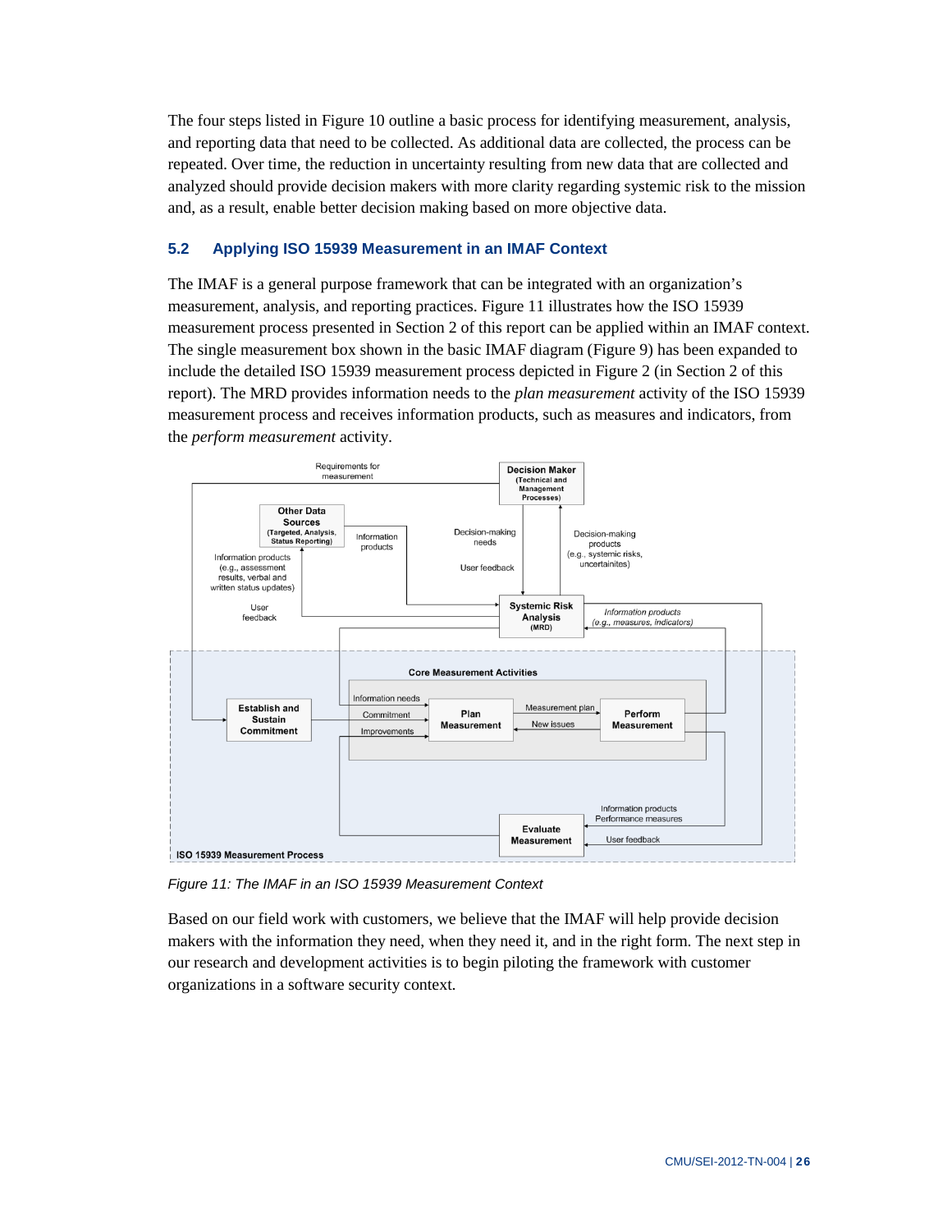The four steps listed in Figure 10 outline a basic process for identifying measurement, analysis, and reporting data that need to be collected. As additional data are collected, the process can be repeated. Over time, the reduction in uncertainty resulting from new data that are collected and analyzed should provide decision makers with more clarity regarding systemic risk to the mission and, as a result, enable better decision making based on more objective data.

### 5.2 Applying ISO 15939 Measurement in an IMAF Context

The IMAF is a general purpose framework that can be integrated with an organization's measurement, analysis, and reporting practices. Figure 11 illustrates how the ISO 15939 measurement process presented in Section 2 of this report can be applied within an IMAF context. The single measurement box shown in the basic IMAF diagram (Figure 9) has been expanded to include the detailed ISO 15939 measurement process depicted in Figure 2 (in Section 2 of this report). The MRD provides information needs to the *plan measurement* activity of the ISO 15939 measurement process and receives information products, such as measures and indicators, from the *perform measurement* activity.

*Figure 11: The IMAF in an ISO 15939 Measurement Context*

Based on our field work with customers, we believe that the IMAF will help provide decision makers with the information they need, when they need it, and in the right form. The next step in our research and development activities is to begin piloting the framework with customer organizations in a software security context.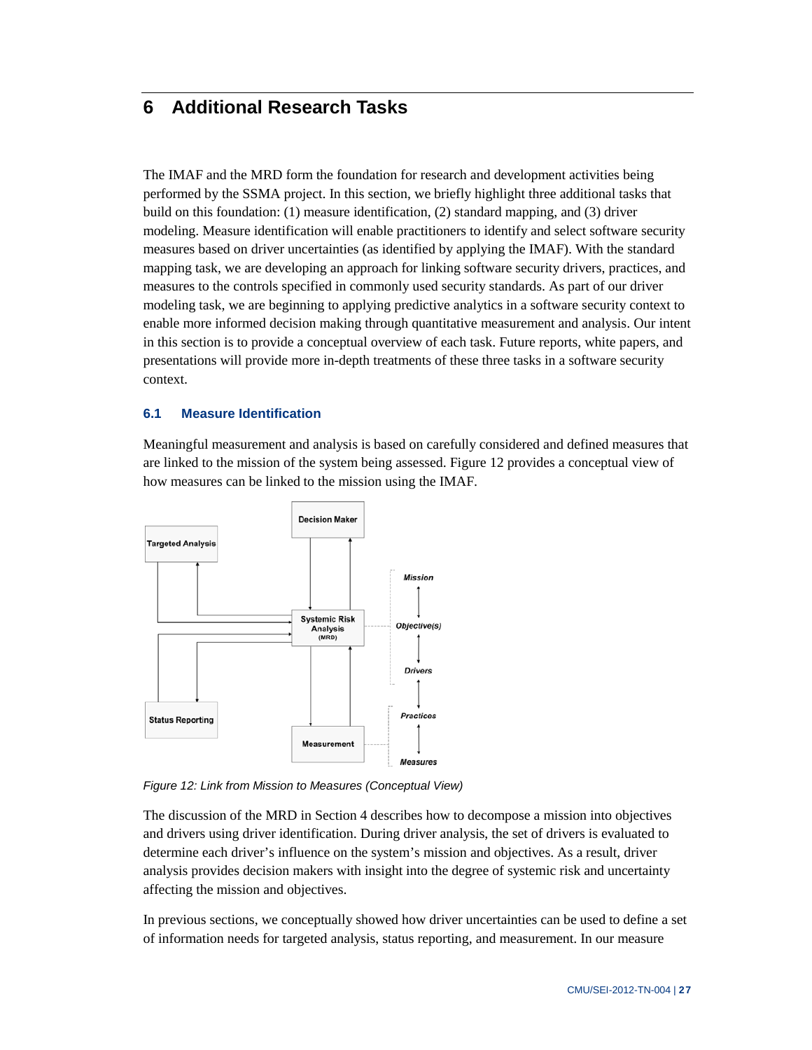# 6 Additional Research Tasks

The IMAF and the MRD form the foundation for research and development activities being performed by the SSMA project. In this section, we briefly highlight three additional tasks that build on this foundation: (1) measure identification, (2) standard mapping, and (3) driver modeling. Measure identification will enable practitioners to identify and select software security measures based on driver uncertainties (as identified by applying the IMAF). With the standard mapping task, we are developing an approach for linking software security drivers, practices, and measures to the controls specified in commonly used security standards. As part of our driver modeling task, we are beginning to applying predictive analytics in a software security context to enable more informed decision making through quantitative measurement and analysis. Our intent in this section is to provide a conceptual overview of each task. Future reports, white papers, and presentations will provide more in-depth treatments of these three tasks in a software security context.

## 6.1 Measure Identification

Meaningful measurement and analysis is based on carefully considered and defined measures that are linked to the mission of the system being assessed. Figure 12 provides a conceptual view of how measures can be linked to the mission using the IMAF.

*Figure 12: Link from Mission to Measures (Conceptual View)*

The discussion of the MRD in Section 4 describes how to decompose a mission into objectives and drivers using driver identification. During driver analysis, the set of drivers is evaluated to determine each driver's influence on the system's mission and objectives. As a result, driver analysis provides decision makers with insight into the degree of systemic risk and uncertainty affecting the mission and objectives.

In previous sections, we conceptually showed how driver uncertainties can be used to define a set of information needs for targeted analysis, status reporting, and measurement. In our measure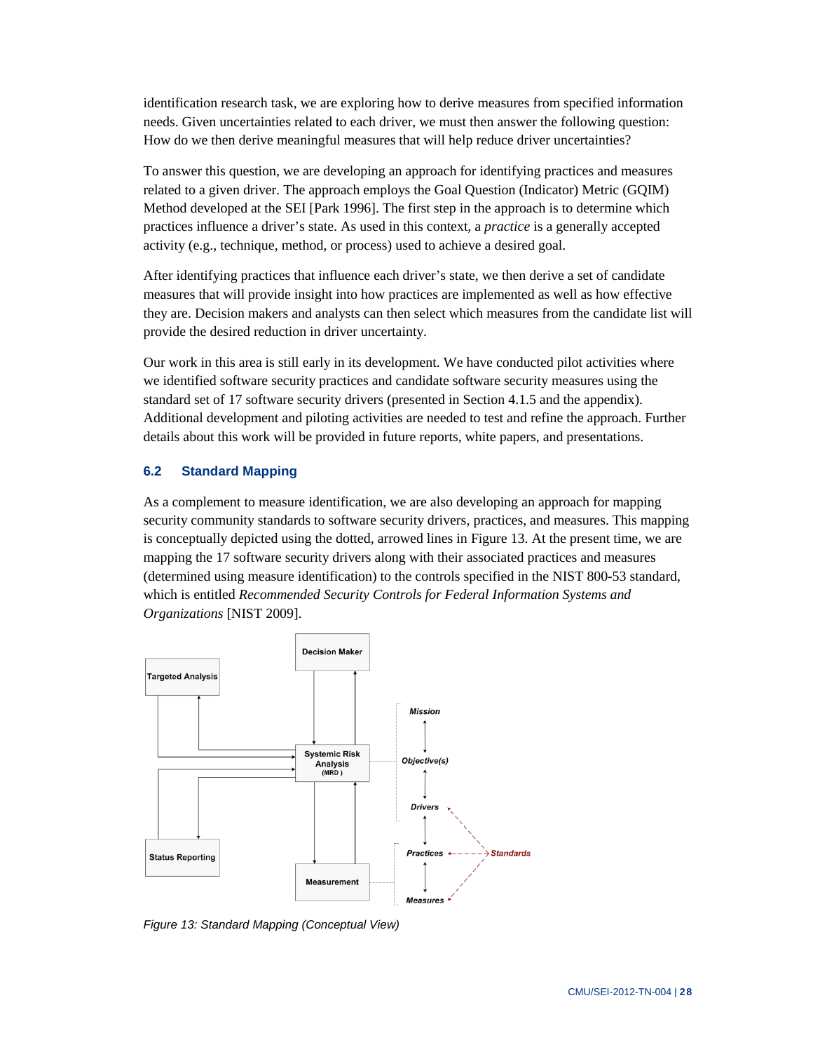identification research task, we are exploring how to derive measures from specified information needs. Given uncertainties related to each driver, we must then answer the following question: How do we then derive meaningful measures that will help reduce driver uncertainties?

To answer this question, we are developing an approach for identifying practices and measures related to a given driver. The approach employs the Goal Question (Indicator) Metric (GQIM) Method developed at the SEI [Park 1996]. The first step in the approach is to determine which practices influence a driver's state. As used in this context, a *practice* is a generally accepted activity (e.g., technique, method, or process) used to achieve a desired goal.

After identifying practices that influence each driver's state, we then derive a set of candidate measures that will provide insight into how practices are implemented as well as how effective they are. Decision makers and analysts can then select which measures from the candidate list will provide the desired reduction in driver uncertainty.

Our work in this area is still early in its development. We have conducted pilot activities where we identified software security practices and candidate software security measures using the standard set of 17 software security drivers (presented in Section 4.1.5 and the appendix). Additional development and piloting activities are needed to test and refine the approach. Further details about this work will be provided in future reports, white papers, and presentations.

### 6.2 Standard Mapping

As a complement to measure identification, we are also developing an approach for mapping security community standards to software security drivers, practices, and measures. This mapping is conceptually depicted using the dotted, arrowed lines in Figure 13. At the present time, we are mapping the 17 software security drivers along with their associated practices and measures (determined using measure identification) to the controls specified in the NIST 800-53 standard, which is entitled *Recommended Security Controls for Federal Information Systems and Organizations* [NIST 2009].

*Figure 13: Standard Mapping (Conceptual View)*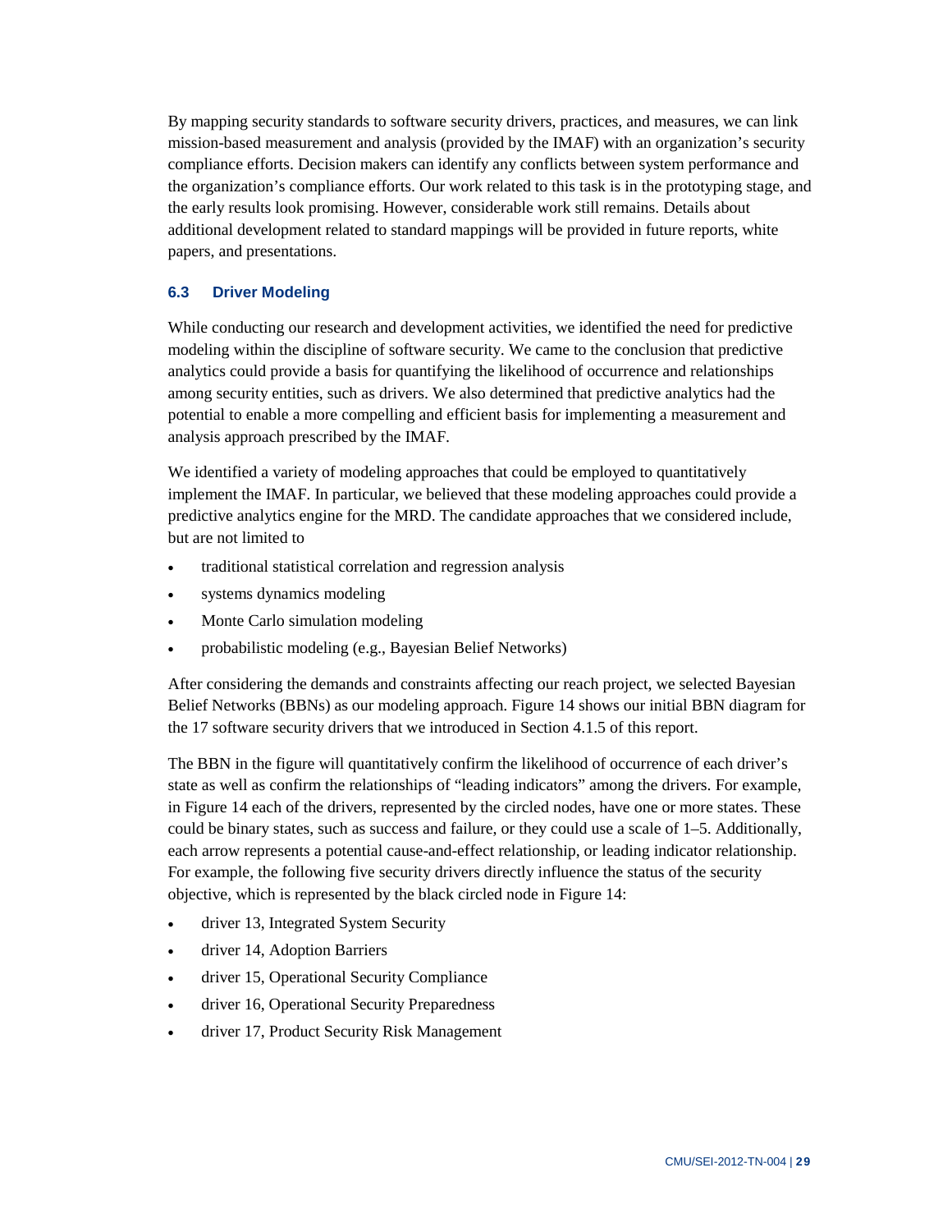By mapping security standards to software security drivers, practices, and measures, we can link mission-based measurement and analysis (provided by the IMAF) with an organization's security compliance efforts. Decision makers can identify any conflicts between system performance and the organization's compliance efforts. Our work related to this task is in the prototyping stage, and the early results look promising. However, considerable work still remains. Details about additional development related to standard mappings will be provided in future reports, white papers, and presentations.

### 6.3 Driver Modeling

While conducting our research and development activities, we identified the need for predictive modeling within the discipline of software security. We came to the conclusion that predictive analytics could provide a basis for quantifying the likelihood of occurrence and relationships among security entities, such as drivers. We also determined that predictive analytics had the potential to enable a more compelling and efficient basis for implementing a measurement and analysis approach prescribed by the IMAF.

We identified a variety of modeling approaches that could be employed to quantitatively implement the IMAF. In particular, we believed that these modeling approaches could provide a predictive analytics engine for the MRD. The candidate approaches that we considered include, but are not limited to

- traditional statistical correlation and regression analysis
- systems dynamics modeling
- Monte Carlo simulation modeling
- probabilistic modeling (e.g., Bayesian Belief Networks)

After considering the demands and constraints affecting our reach project, we selected Bayesian Belief Networks (BBNs) as our modeling approach. Figure 14 shows our initial BBN diagram for the 17 software security drivers that we introduced in Section 4.1.5 of this report.

The BBN in the figure will quantitatively confirm the likelihood of occurrence of each driver's state as well as confirm the relationships of "leading indicators" among the drivers. For example, in Figure 14 each of the drivers, represented by the circled nodes, have one or more states. These could be binary states, such as success and failure, or they could use a scale of 1–5. Additionally, each arrow represents a potential cause-and-effect relationship, or leading indicator relationship. For example, the following five security drivers directly influence the status of the security objective, which is represented by the black circled node in Figure 14:

- driver 13, Integrated System Security
- driver 14, Adoption Barriers
- driver 15, Operational Security Compliance
- driver 16, Operational Security Preparedness
- driver 17, Product Security Risk Management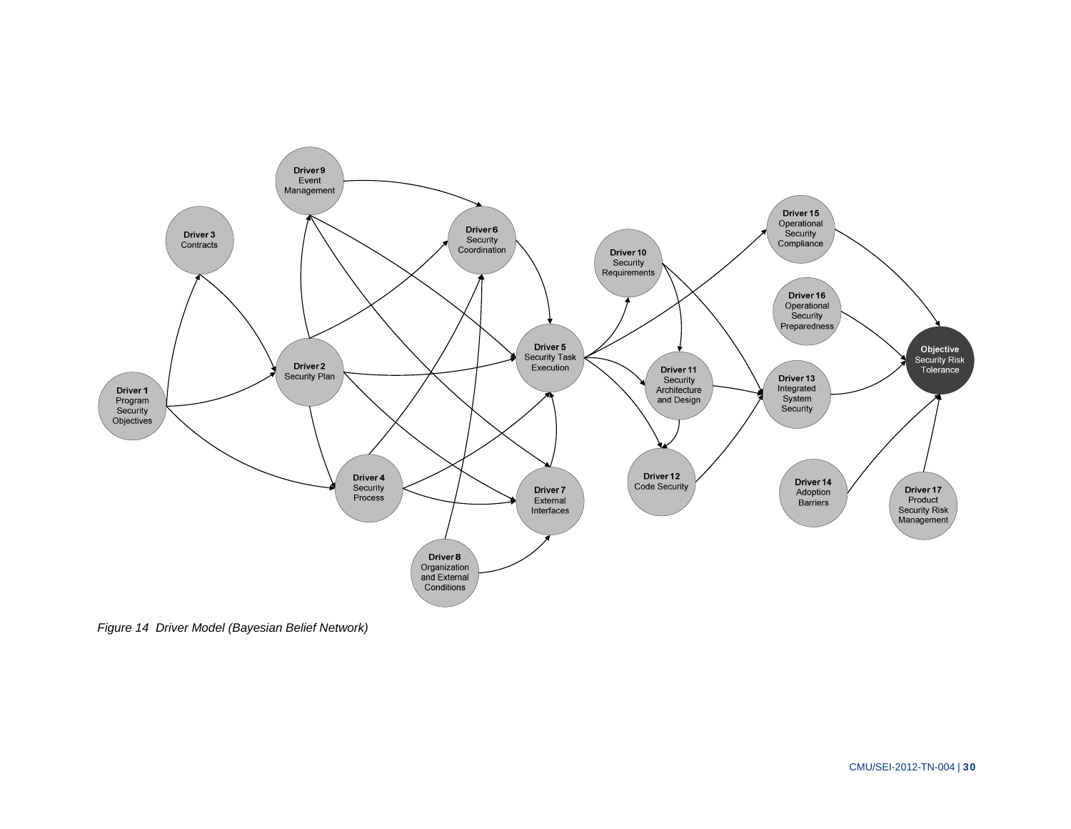*Figure 14  Driver Model (Bayesian Belief Network)*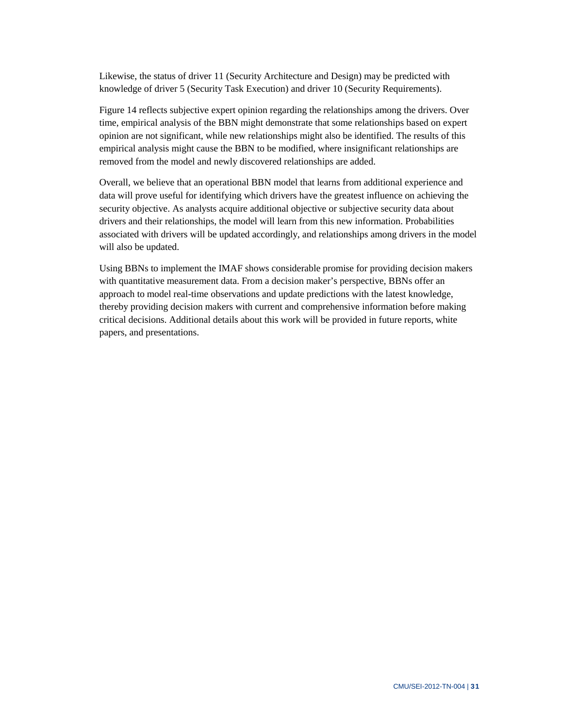Likewise, the status of driver 11 (Security Architecture and Design) may be predicted with knowledge of driver 5 (Security Task Execution) and driver 10 (Security Requirements).

Figure 14 reflects subjective expert opinion regarding the relationships among the drivers. Over time, empirical analysis of the BBN might demonstrate that some relationships based on expert opinion are not significant, while new relationships might also be identified. The results of this empirical analysis might cause the BBN to be modified, where insignificant relationships are removed from the model and newly discovered relationships are added.

Overall, we believe that an operational BBN model that learns from additional experience and data will prove useful for identifying which drivers have the greatest influence on achieving the security objective. As analysts acquire additional objective or subjective security data about drivers and their relationships, the model will learn from this new information. Probabilities associated with drivers will be updated accordingly, and relationships among drivers in the model will also be updated.

Using BBNs to implement the IMAF shows considerable promise for providing decision makers with quantitative measurement data. From a decision maker's perspective, BBNs offer an approach to model real-time observations and update predictions with the latest knowledge, thereby providing decision makers with current and comprehensive information before making critical decisions. Additional details about this work will be provided in future reports, white papers, and presentations.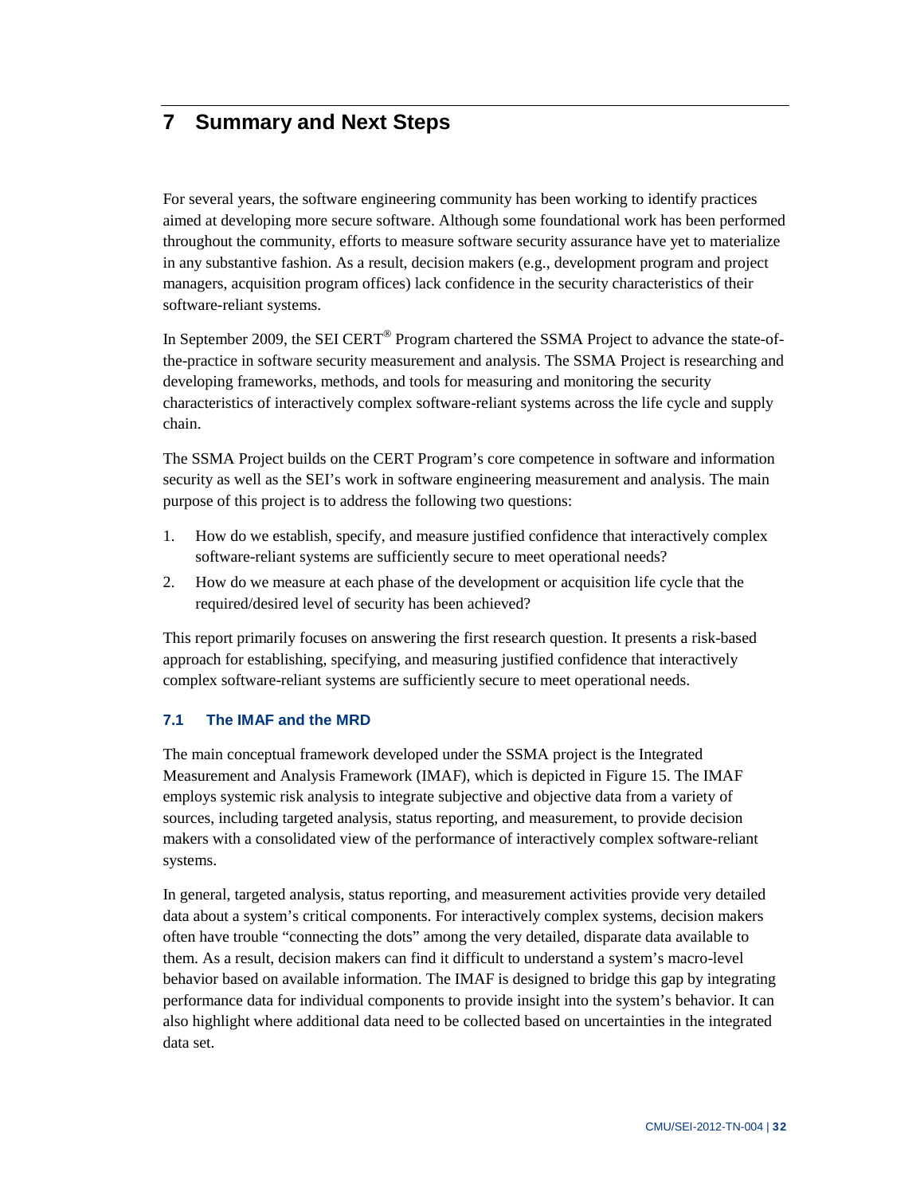# 7 Summary and Next Steps

For several years, the software engineering community has been working to identify practices aimed at developing more secure software. Although some foundational work has been performed throughout the community, efforts to measure software security assurance have yet to materialize in any substantive fashion. As a result, decision makers (e.g., development program and project managers, acquisition program offices) lack confidence in the security characteristics of their software-reliant systems.

In September 2009, the SEI CERT® Program chartered the SSMA Project to advance the state-of-the-practice in software security measurement and analysis. The SSMA Project is researching and developing frameworks, methods, and tools for measuring and monitoring the security characteristics of interactively complex software-reliant systems across the life cycle and supply chain.

The SSMA Project builds on the CERT Program's core competence in software and information security as well as the SEI's work in software engineering measurement and analysis. The main purpose of this project is to address the following two questions:

1. How do we establish, specify, and measure justified confidence that interactively complex software-reliant systems are sufficiently secure to meet operational needs?
2. How do we measure at each phase of the development or acquisition life cycle that the required/desired level of security has been achieved?

This report primarily focuses on answering the first research question. It presents a risk-based approach for establishing, specifying, and measuring justified confidence that interactively complex software-reliant systems are sufficiently secure to meet operational needs.

## 7.1 The IMAF and the MRD

The main conceptual framework developed under the SSMA project is the Integrated Measurement and Analysis Framework (IMAF), which is depicted in Figure 15. The IMAF employs systemic risk analysis to integrate subjective and objective data from a variety of sources, including targeted analysis, status reporting, and measurement, to provide decision makers with a consolidated view of the performance of interactively complex software-reliant systems.

In general, targeted analysis, status reporting, and measurement activities provide very detailed data about a system's critical components. For interactively complex systems, decision makers often have trouble "connecting the dots" among the very detailed, disparate data available to them. As a result, decision makers can find it difficult to understand a system's macro-level behavior based on available information. The IMAF is designed to bridge this gap by integrating performance data for individual components to provide insight into the system's behavior. It can also highlight where additional data need to be collected based on uncertainties in the integrated data set.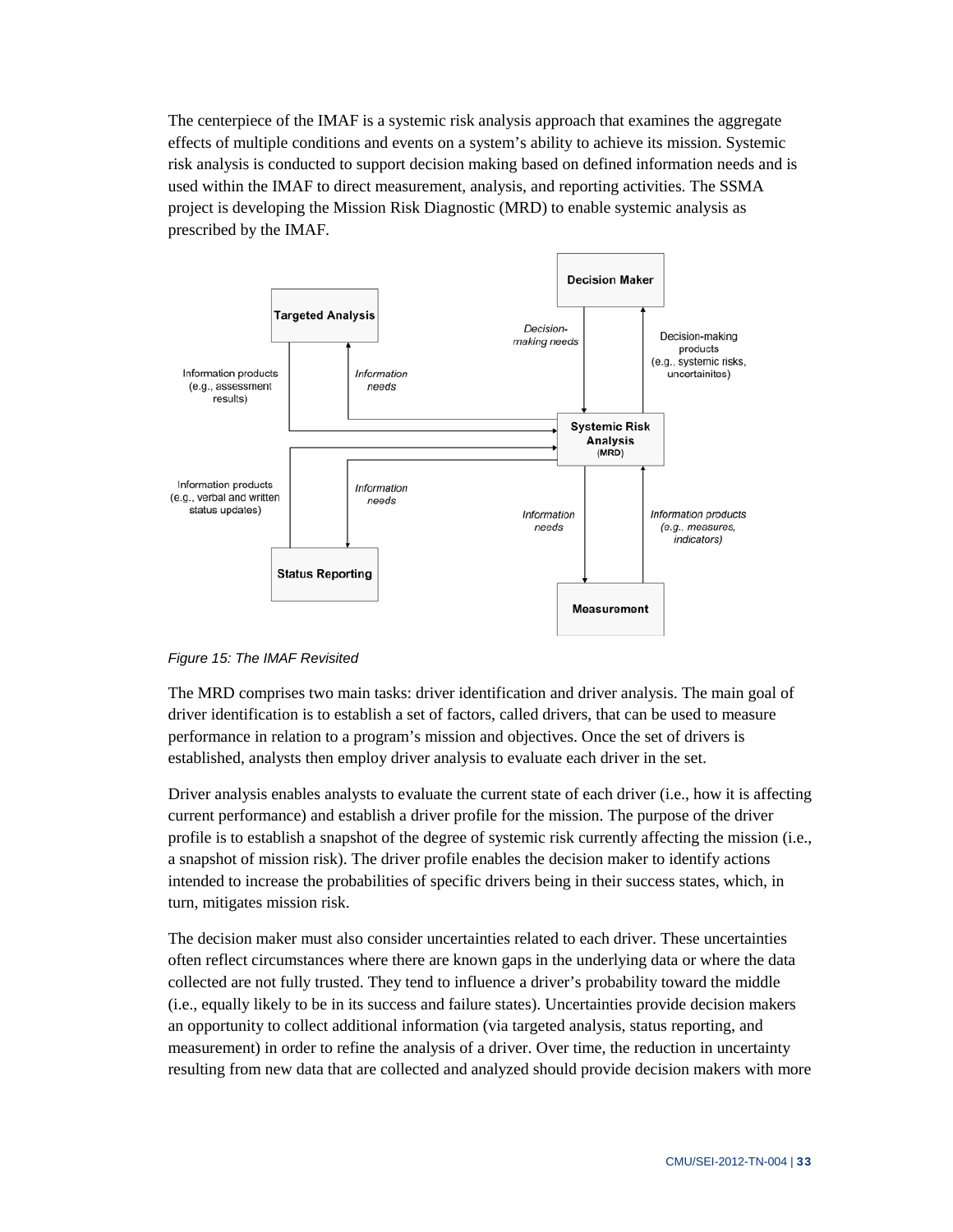The centerpiece of the IMAF is a systemic risk analysis approach that examines the aggregate effects of multiple conditions and events on a system's ability to achieve its mission. Systemic risk analysis is conducted to support decision making based on defined information needs and is used within the IMAF to direct measurement, analysis, and reporting activities. The SSMA project is developing the Mission Risk Diagnostic (MRD) to enable systemic analysis as prescribed by the IMAF.

*Figure 15: The IMAF Revisited*

The MRD comprises two main tasks: driver identification and driver analysis. The main goal of driver identification is to establish a set of factors, called drivers, that can be used to measure performance in relation to a program's mission and objectives. Once the set of drivers is established, analysts then employ driver analysis to evaluate each driver in the set.

Driver analysis enables analysts to evaluate the current state of each driver (i.e., how it is affecting current performance) and establish a driver profile for the mission. The purpose of the driver profile is to establish a snapshot of the degree of systemic risk currently affecting the mission (i.e., a snapshot of mission risk). The driver profile enables the decision maker to identify actions intended to increase the probabilities of specific drivers being in their success states, which, in turn, mitigates mission risk.

The decision maker must also consider uncertainties related to each driver. These uncertainties often reflect circumstances where there are known gaps in the underlying data or where the data collected are not fully trusted. They tend to influence a driver's probability toward the middle (i.e., equally likely to be in its success and failure states). Uncertainties provide decision makers an opportunity to collect additional information (via targeted analysis, status reporting, and measurement) in order to refine the analysis of a driver. Over time, the reduction in uncertainty resulting from new data that are collected and analyzed should provide decision makers with more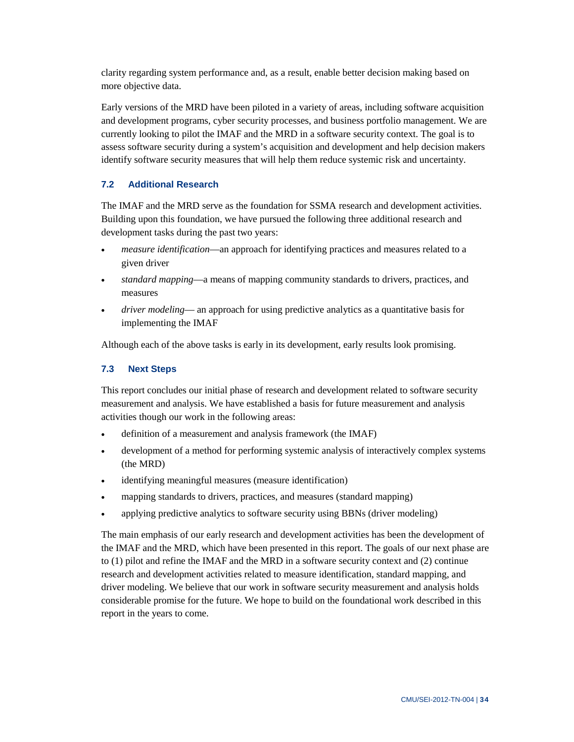clarity regarding system performance and, as a result, enable better decision making based on more objective data.

Early versions of the MRD have been piloted in a variety of areas, including software acquisition and development programs, cyber security processes, and business portfolio management. We are currently looking to pilot the IMAF and the MRD in a software security context. The goal is to assess software security during a system's acquisition and development and help decision makers identify software security measures that will help them reduce systemic risk and uncertainty.

### 7.2 Additional Research

The IMAF and the MRD serve as the foundation for SSMA research and development activities. Building upon this foundation, we have pursued the following three additional research and development tasks during the past two years:

- *measure identification*—an approach for identifying practices and measures related to a given driver
- *standard mapping*—a means of mapping community standards to drivers, practices, and measures
- *driver modeling*— an approach for using predictive analytics as a quantitative basis for implementing the IMAF

Although each of the above tasks is early in its development, early results look promising.

### 7.3 Next Steps

This report concludes our initial phase of research and development related to software security measurement and analysis. We have established a basis for future measurement and analysis activities though our work in the following areas:

- definition of a measurement and analysis framework (the IMAF)
- development of a method for performing systemic analysis of interactively complex systems (the MRD)
- identifying meaningful measures (measure identification)
- mapping standards to drivers, practices, and measures (standard mapping)
- applying predictive analytics to software security using BBNs (driver modeling)

The main emphasis of our early research and development activities has been the development of the IMAF and the MRD, which have been presented in this report. The goals of our next phase are to (1) pilot and refine the IMAF and the MRD in a software security context and (2) continue research and development activities related to measure identification, standard mapping, and driver modeling. We believe that our work in software security measurement and analysis holds considerable promise for the future. We hope to build on the foundational work described in this report in the years to come.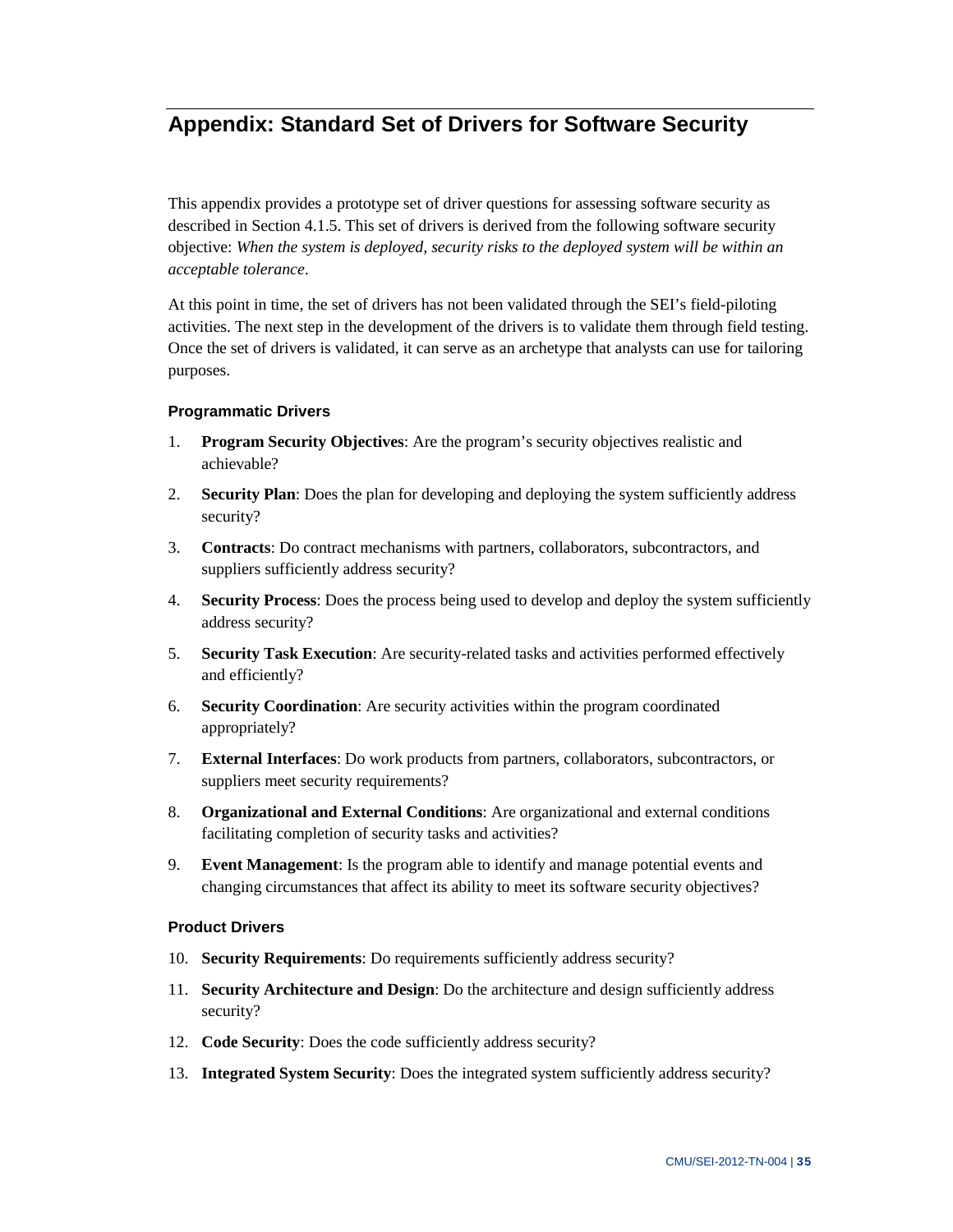# Appendix: Standard Set of Drivers for Software Security

This appendix provides a prototype set of driver questions for assessing software security as described in Section 4.1.5. This set of drivers is derived from the following software security objective: *When the system is deployed, security risks to the deployed system will be within an acceptable tolerance*.

At this point in time, the set of drivers has not been validated through the SEI's field-piloting activities. The next step in the development of the drivers is to validate them through field testing. Once the set of drivers is validated, it can serve as an archetype that analysts can use for tailoring purposes.

### Programmatic Drivers

1. **Program Security Objectives**: Are the program's security objectives realistic and achievable?
2. **Security Plan**: Does the plan for developing and deploying the system sufficiently address security?
3. **Contracts**: Do contract mechanisms with partners, collaborators, subcontractors, and suppliers sufficiently address security?
4. **Security Process**: Does the process being used to develop and deploy the system sufficiently address security?
5. **Security Task Execution**: Are security-related tasks and activities performed effectively and efficiently?
6. **Security Coordination**: Are security activities within the program coordinated appropriately?
7. **External Interfaces**: Do work products from partners, collaborators, subcontractors, or suppliers meet security requirements?
8. **Organizational and External Conditions**: Are organizational and external conditions facilitating completion of security tasks and activities?
9. **Event Management**: Is the program able to identify and manage potential events and changing circumstances that affect its ability to meet its software security objectives?

### Product Drivers

10. **Security Requirements**: Do requirements sufficiently address security?
11. **Security Architecture and Design**: Do the architecture and design sufficiently address security?
12. **Code Security**: Does the code sufficiently address security?
13. **Integrated System Security**: Does the integrated system sufficiently address security?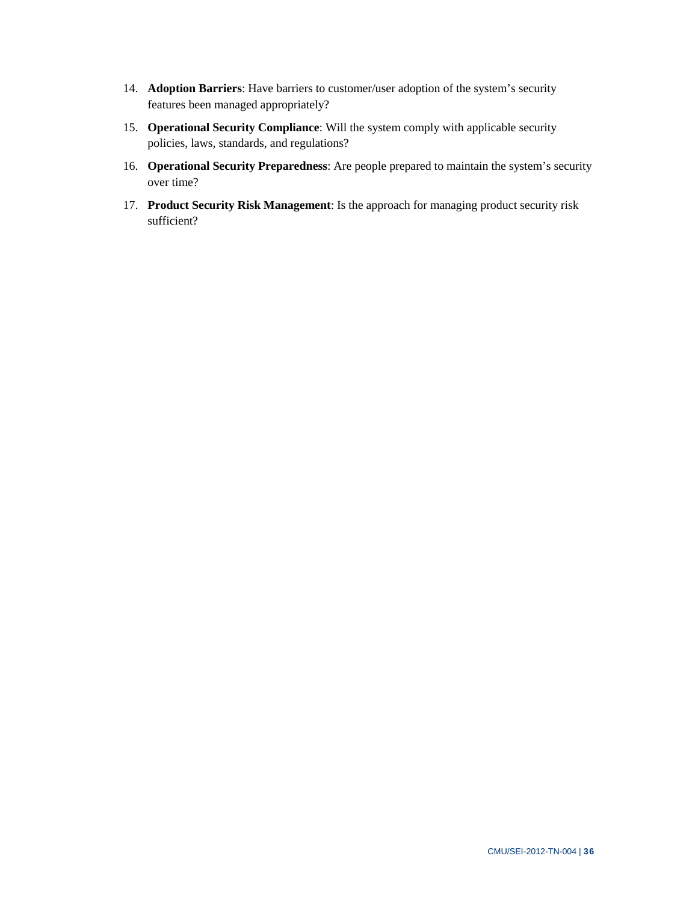14. **Adoption Barriers**: Have barriers to customer/user adoption of the system's security features been managed appropriately?
15. **Operational Security Compliance**: Will the system comply with applicable security policies, laws, standards, and regulations?
16. **Operational Security Preparedness**: Are people prepared to maintain the system's security over time?
17. **Product Security Risk Management**: Is the approach for managing product security risk sufficient?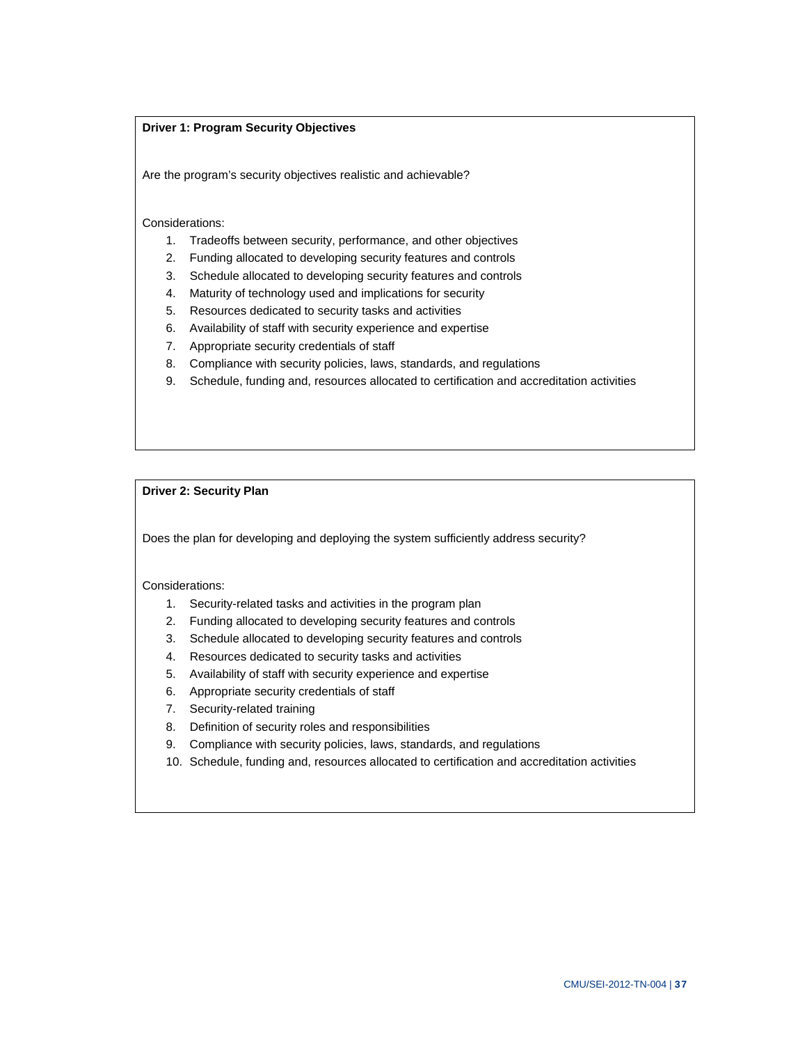**Driver 1: Program Security Objectives**

Are the program's security objectives realistic and achievable?

Considerations:

1. Tradeoffs between security, performance, and other objectives
2. Funding allocated to developing security features and controls
3. Schedule allocated to developing security features and controls
4. Maturity of technology used and implications for security
5. Resources dedicated to security tasks and activities
6. Availability of staff with security experience and expertise
7. Appropriate security credentials of staff
8. Compliance with security policies, laws, standards, and regulations
9. Schedule, funding and, resources allocated to certification and accreditation activities

**Driver 2: Security Plan**

Does the plan for developing and deploying the system sufficiently address security?

Considerations:

1. Security-related tasks and activities in the program plan
2. Funding allocated to developing security features and controls
3. Schedule allocated to developing security features and controls
4. Resources dedicated to security tasks and activities
5. Availability of staff with security experience and expertise
6. Appropriate security credentials of staff
7. Security-related training
8. Definition of security roles and responsibilities
9. Compliance with security policies, laws, standards, and regulations
10. Schedule, funding and, resources allocated to certification and accreditation activities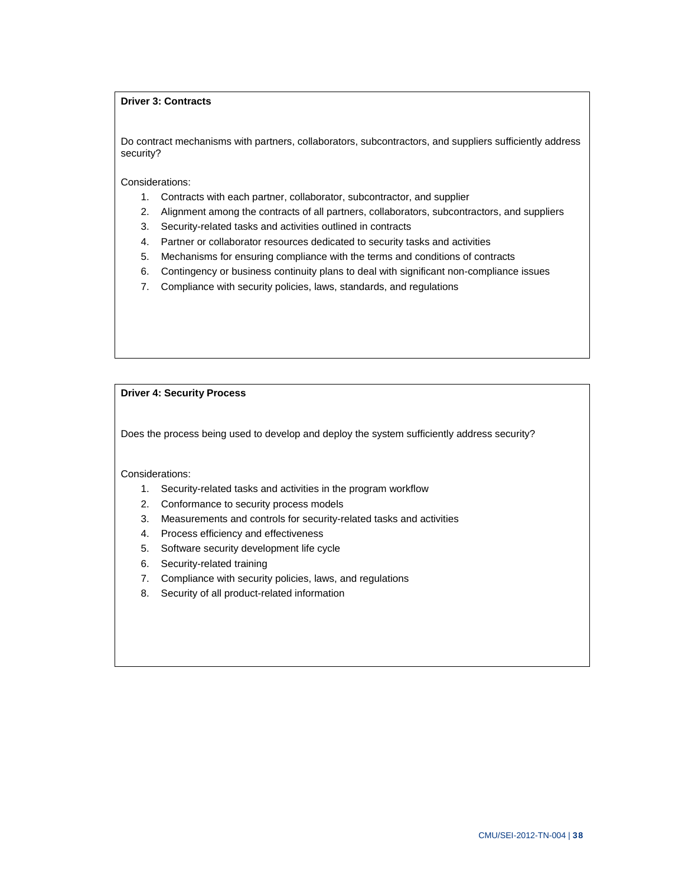**Driver 3: Contracts**

Do contract mechanisms with partners, collaborators, subcontractors, and suppliers sufficiently address security?

Considerations:

1. Contracts with each partner, collaborator, subcontractor, and supplier
2. Alignment among the contracts of all partners, collaborators, subcontractors, and suppliers
3. Security-related tasks and activities outlined in contracts
4. Partner or collaborator resources dedicated to security tasks and activities
5. Mechanisms for ensuring compliance with the terms and conditions of contracts
6. Contingency or business continuity plans to deal with significant non-compliance issues
7. Compliance with security policies, laws, standards, and regulations

**Driver 4: Security Process**

Does the process being used to develop and deploy the system sufficiently address security?

Considerations:

1. Security-related tasks and activities in the program workflow
2. Conformance to security process models
3. Measurements and controls for security-related tasks and activities
4. Process efficiency and effectiveness
5. Software security development life cycle
6. Security-related training
7. Compliance with security policies, laws, and regulations
8. Security of all product-related information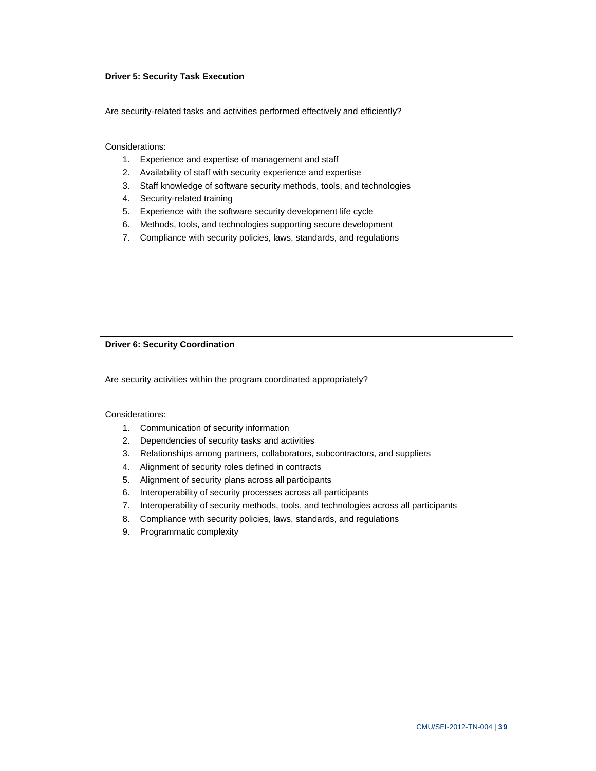**Driver 5: Security Task Execution**

Are security-related tasks and activities performed effectively and efficiently?

Considerations:

1. Experience and expertise of management and staff
2. Availability of staff with security experience and expertise
3. Staff knowledge of software security methods, tools, and technologies
4. Security-related training
5. Experience with the software security development life cycle
6. Methods, tools, and technologies supporting secure development
7. Compliance with security policies, laws, standards, and regulations

**Driver 6: Security Coordination**

Are security activities within the program coordinated appropriately?

Considerations:

1. Communication of security information
2. Dependencies of security tasks and activities
3. Relationships among partners, collaborators, subcontractors, and suppliers
4. Alignment of security roles defined in contracts
5. Alignment of security plans across all participants
6. Interoperability of security processes across all participants
7. Interoperability of security methods, tools, and technologies across all participants
8. Compliance with security policies, laws, standards, and regulations
9. Programmatic complexity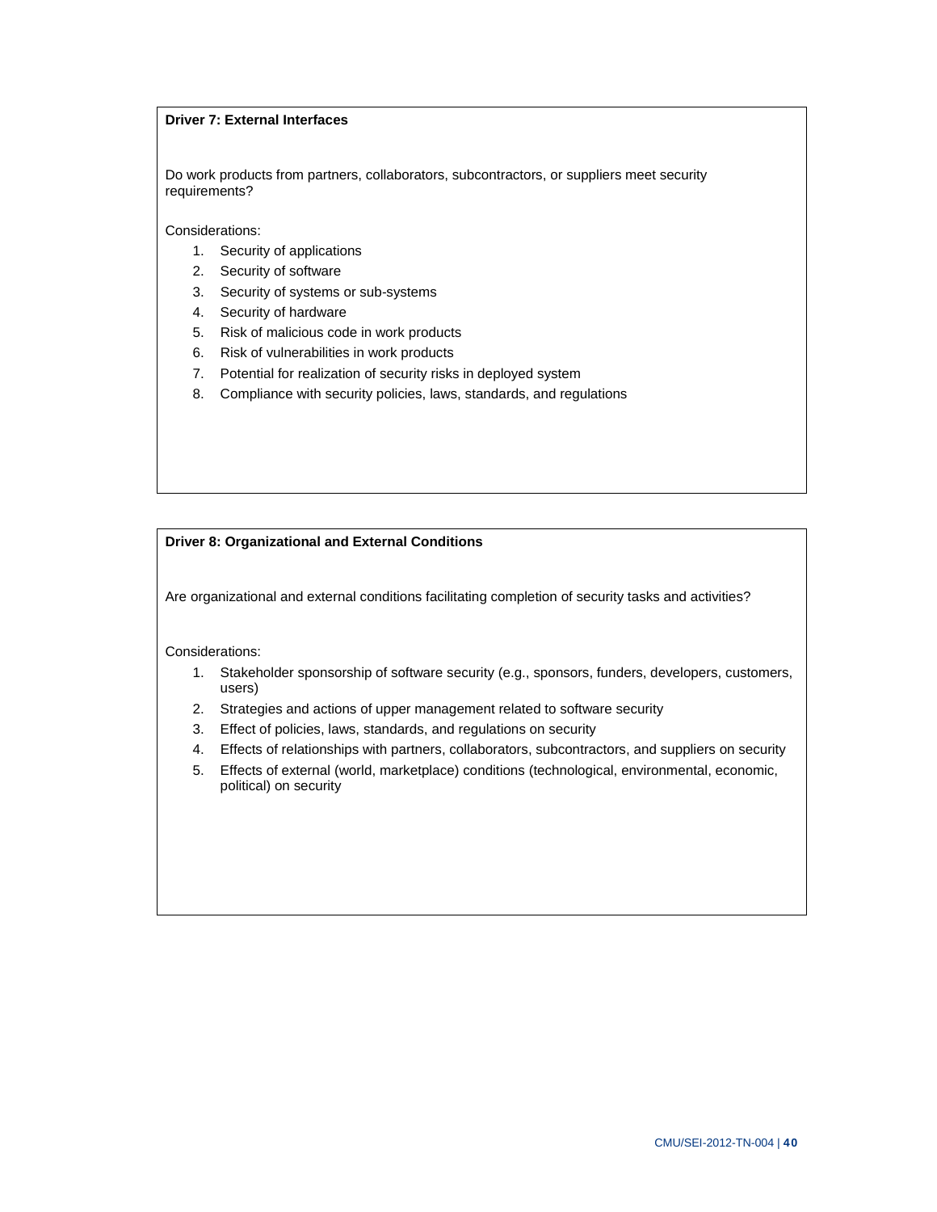**Driver 7: External Interfaces**

Do work products from partners, collaborators, subcontractors, or suppliers meet security requirements?

Considerations:

1. Security of applications
2. Security of software
3. Security of systems or sub-systems
4. Security of hardware
5. Risk of malicious code in work products
6. Risk of vulnerabilities in work products
7. Potential for realization of security risks in deployed system
8. Compliance with security policies, laws, standards, and regulations

**Driver 8: Organizational and External Conditions**

Are organizational and external conditions facilitating completion of security tasks and activities?

Considerations:

1. Stakeholder sponsorship of software security (e.g., sponsors, funders, developers, customers, users)
2. Strategies and actions of upper management related to software security
3. Effect of policies, laws, standards, and regulations on security
4. Effects of relationships with partners, collaborators, subcontractors, and suppliers on security
5. Effects of external (world, marketplace) conditions (technological, environmental, economic, political) on security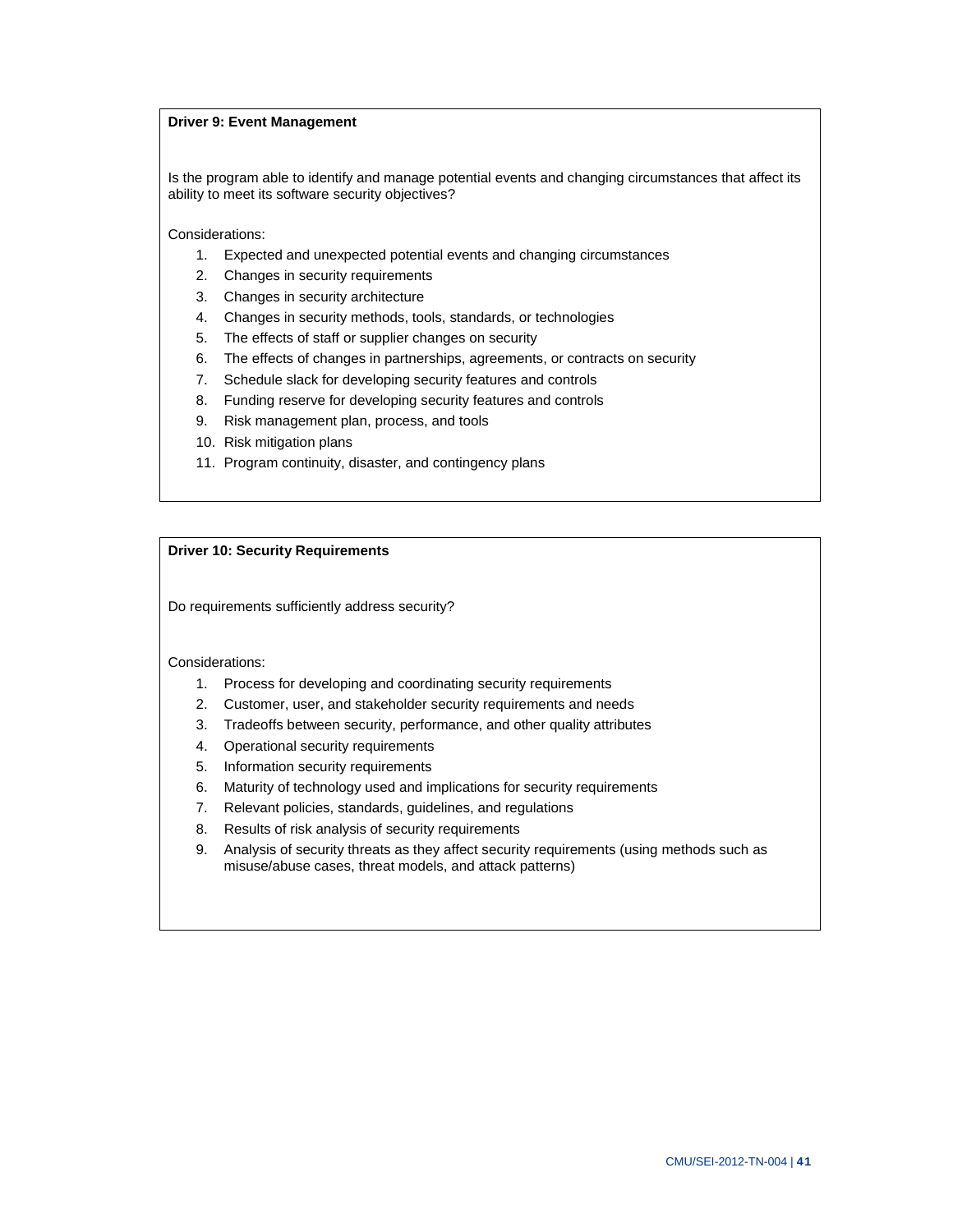**Driver 9: Event Management**

Is the program able to identify and manage potential events and changing circumstances that affect its ability to meet its software security objectives?

Considerations:

1. Expected and unexpected potential events and changing circumstances
2. Changes in security requirements
3. Changes in security architecture
4. Changes in security methods, tools, standards, or technologies
5. The effects of staff or supplier changes on security
6. The effects of changes in partnerships, agreements, or contracts on security
7. Schedule slack for developing security features and controls
8. Funding reserve for developing security features and controls
9. Risk management plan, process, and tools
10. Risk mitigation plans
11. Program continuity, disaster, and contingency plans

**Driver 10: Security Requirements**

Do requirements sufficiently address security?

Considerations:

1. Process for developing and coordinating security requirements
2. Customer, user, and stakeholder security requirements and needs
3. Tradeoffs between security, performance, and other quality attributes
4. Operational security requirements
5. Information security requirements
6. Maturity of technology used and implications for security requirements
7. Relevant policies, standards, guidelines, and regulations
8. Results of risk analysis of security requirements
9. Analysis of security threats as they affect security requirements (using methods such as misuse/abuse cases, threat models, and attack patterns)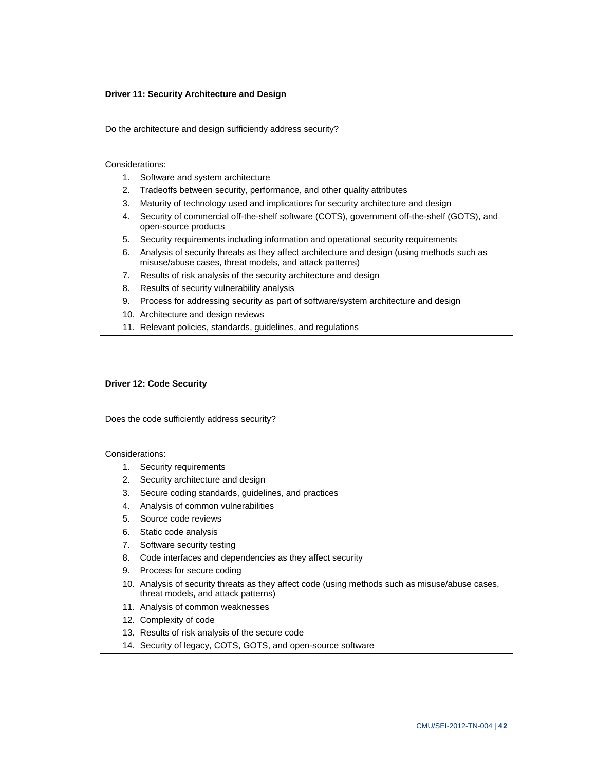**Driver 11: Security Architecture and Design**

Do the architecture and design sufficiently address security?

Considerations:

1. Software and system architecture
2. Tradeoffs between security, performance, and other quality attributes
3. Maturity of technology used and implications for security architecture and design
4. Security of commercial off-the-shelf software (COTS), government off-the-shelf (GOTS), and open-source products
5. Security requirements including information and operational security requirements
6. Analysis of security threats as they affect architecture and design (using methods such as misuse/abuse cases, threat models, and attack patterns)
7. Results of risk analysis of the security architecture and design
8. Results of security vulnerability analysis
9. Process for addressing security as part of software/system architecture and design
10. Architecture and design reviews
11. Relevant policies, standards, guidelines, and regulations

**Driver 12: Code Security**

Does the code sufficiently address security?

Considerations:

1. Security requirements
2. Security architecture and design
3. Secure coding standards, guidelines, and practices
4. Analysis of common vulnerabilities
5. Source code reviews
6. Static code analysis
7. Software security testing
8. Code interfaces and dependencies as they affect security
9. Process for secure coding
10. Analysis of security threats as they affect code (using methods such as misuse/abuse cases, threat models, and attack patterns)
11. Analysis of common weaknesses
12. Complexity of code
13. Results of risk analysis of the secure code
14. Security of legacy, COTS, GOTS, and open-source software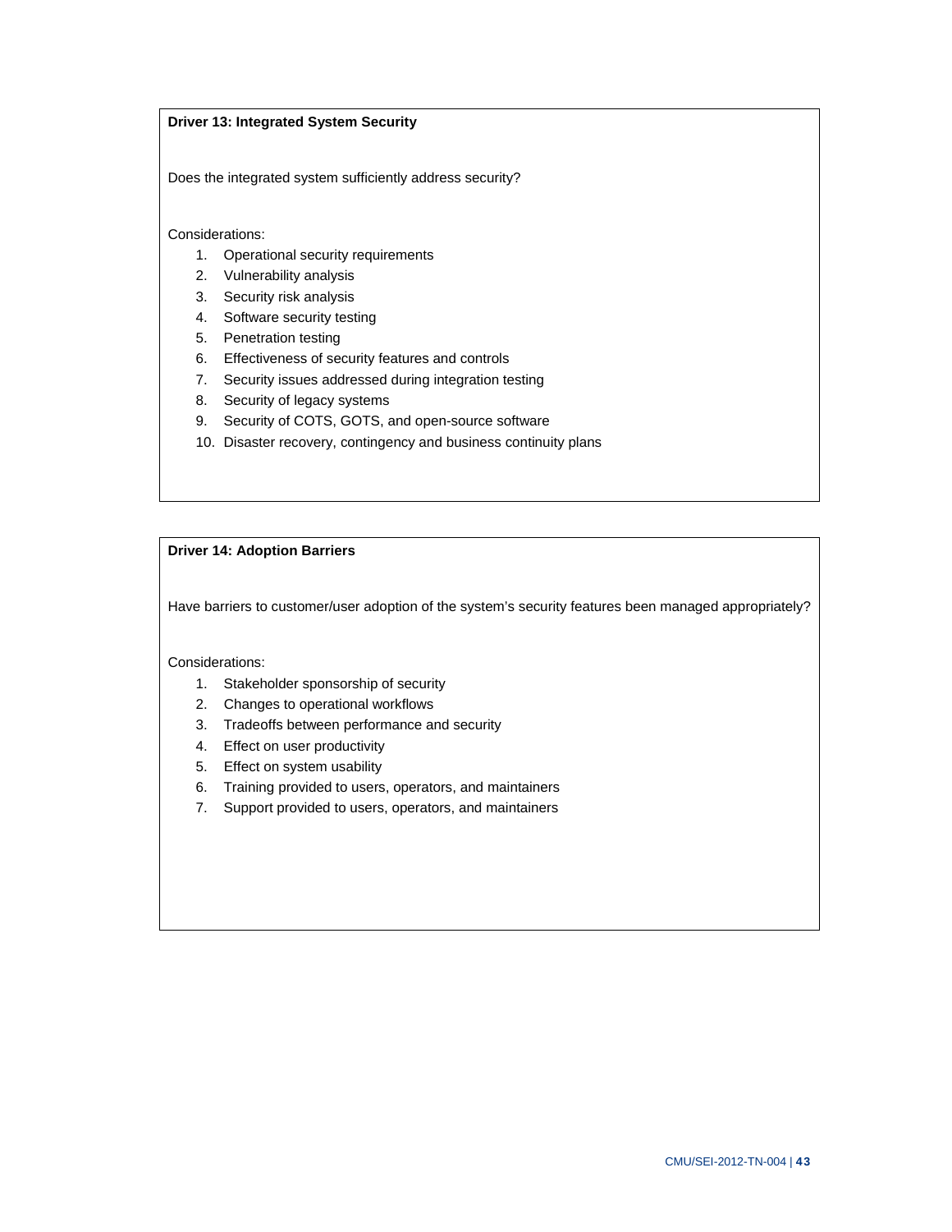**Driver 13: Integrated System Security**

Does the integrated system sufficiently address security?

Considerations:

1. Operational security requirements
2. Vulnerability analysis
3. Security risk analysis
4. Software security testing
5. Penetration testing
6. Effectiveness of security features and controls
7. Security issues addressed during integration testing
8. Security of legacy systems
9. Security of COTS, GOTS, and open-source software
10. Disaster recovery, contingency and business continuity plans

**Driver 14: Adoption Barriers**

Have barriers to customer/user adoption of the system's security features been managed appropriately?

Considerations:

1. Stakeholder sponsorship of security
2. Changes to operational workflows
3. Tradeoffs between performance and security
4. Effect on user productivity
5. Effect on system usability
6. Training provided to users, operators, and maintainers
7. Support provided to users, operators, and maintainers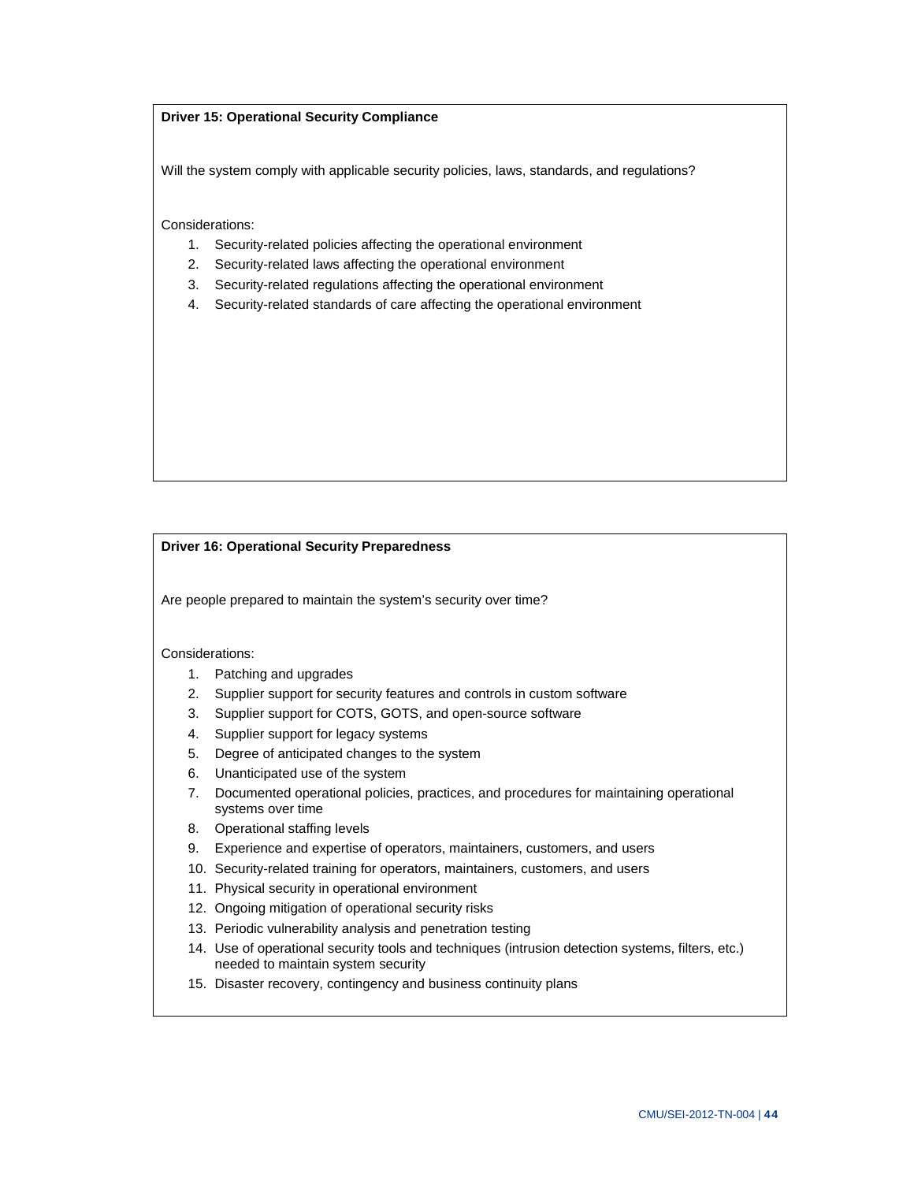**Driver 15: Operational Security Compliance**

Will the system comply with applicable security policies, laws, standards, and regulations?

Considerations:

1. Security-related policies affecting the operational environment
2. Security-related laws affecting the operational environment
3. Security-related regulations affecting the operational environment
4. Security-related standards of care affecting the operational environment

**Driver 16: Operational Security Preparedness**

Are people prepared to maintain the system's security over time?

Considerations:

1. Patching and upgrades
2. Supplier support for security features and controls in custom software
3. Supplier support for COTS, GOTS, and open-source software
4. Supplier support for legacy systems
5. Degree of anticipated changes to the system
6. Unanticipated use of the system
7. Documented operational policies, practices, and procedures for maintaining operational systems over time
8. Operational staffing levels
9. Experience and expertise of operators, maintainers, customers, and users
10. Security-related training for operators, maintainers, customers, and users
11. Physical security in operational environment
12. Ongoing mitigation of operational security risks
13. Periodic vulnerability analysis and penetration testing
14. Use of operational security tools and techniques (intrusion detection systems, filters, etc.) needed to maintain system security
15. Disaster recovery, contingency and business continuity plans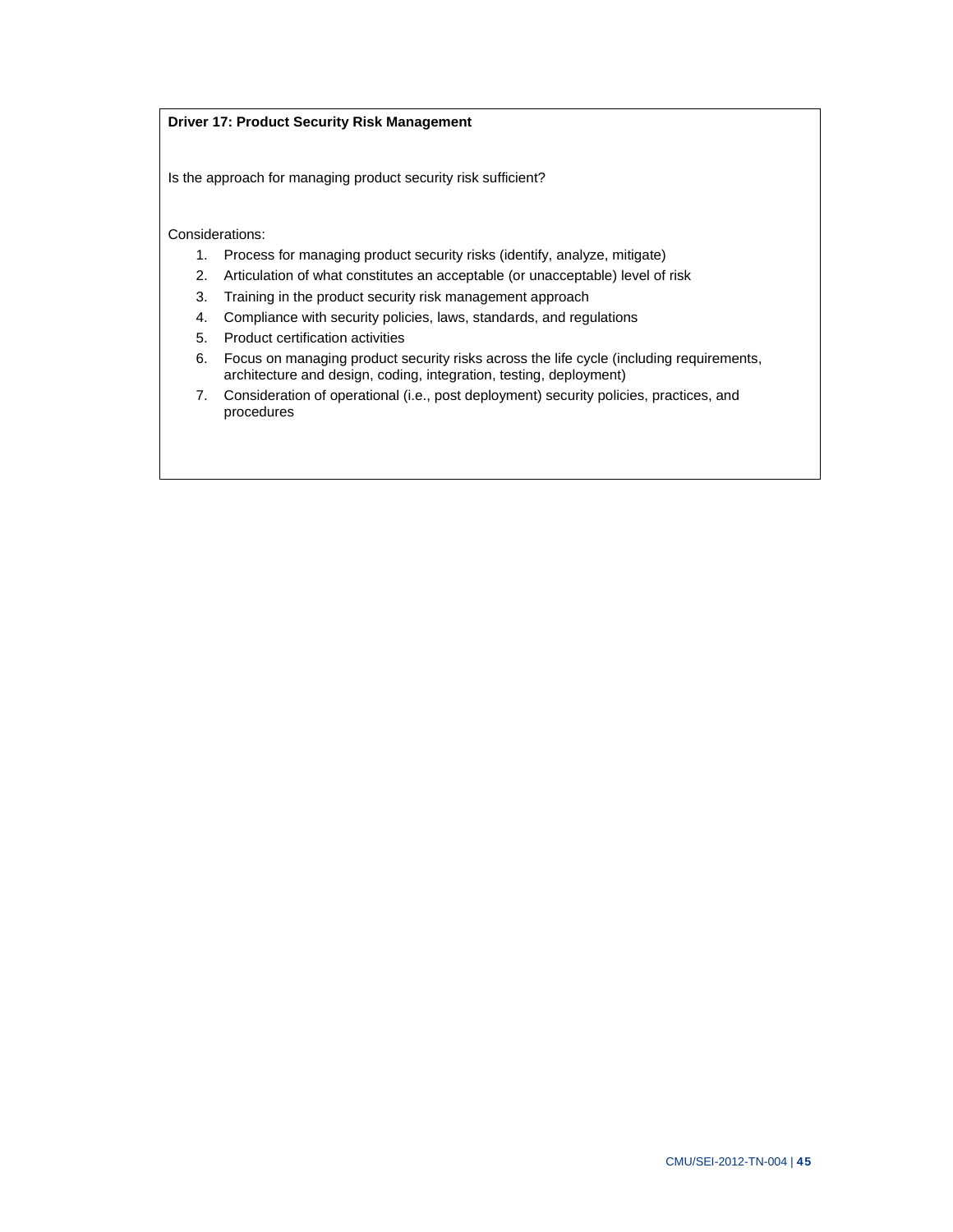**Driver 17: Product Security Risk Management**

Is the approach for managing product security risk sufficient?

Considerations:

1. Process for managing product security risks (identify, analyze, mitigate)
2. Articulation of what constitutes an acceptable (or unacceptable) level of risk
3. Training in the product security risk management approach
4. Compliance with security policies, laws, standards, and regulations
5. Product certification activities
6. Focus on managing product security risks across the life cycle (including requirements, architecture and design, coding, integration, testing, deployment)
7. Consideration of operational (i.e., post deployment) security policies, practices, and procedures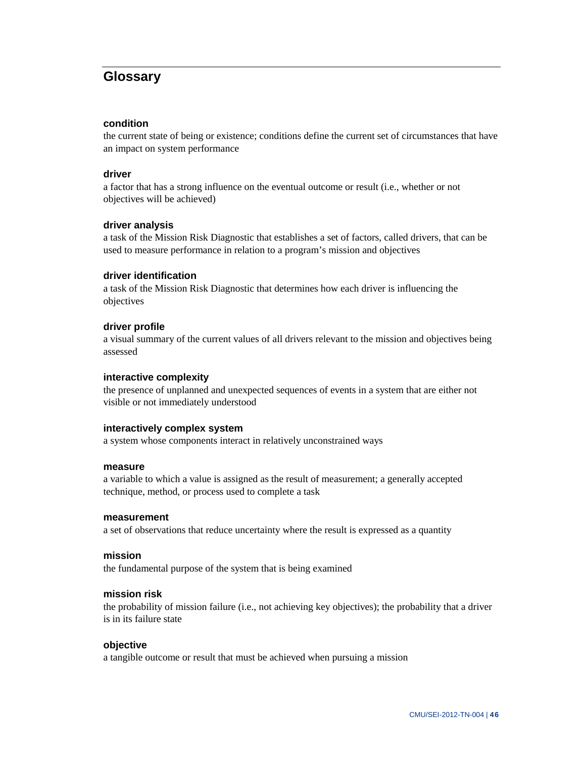# Glossary

**condition**
the current state of being or existence; conditions define the current set of circumstances that have an impact on system performance

**driver**
a factor that has a strong influence on the eventual outcome or result (i.e., whether or not objectives will be achieved)

**driver analysis**
a task of the Mission Risk Diagnostic that establishes a set of factors, called drivers, that can be used to measure performance in relation to a program's mission and objectives

**driver identification**
a task of the Mission Risk Diagnostic that determines how each driver is influencing the objectives

**driver profile**
a visual summary of the current values of all drivers relevant to the mission and objectives being assessed

**interactive complexity**
the presence of unplanned and unexpected sequences of events in a system that are either not visible or not immediately understood

**interactively complex system**
a system whose components interact in relatively unconstrained ways

**measure**
a variable to which a value is assigned as the result of measurement; a generally accepted technique, method, or process used to complete a task

**measurement**
a set of observations that reduce uncertainty where the result is expressed as a quantity

**mission**
the fundamental purpose of the system that is being examined

**mission risk**
the probability of mission failure (i.e., not achieving key objectives); the probability that a driver is in its failure state

**objective**
a tangible outcome or result that must be achieved when pursuing a mission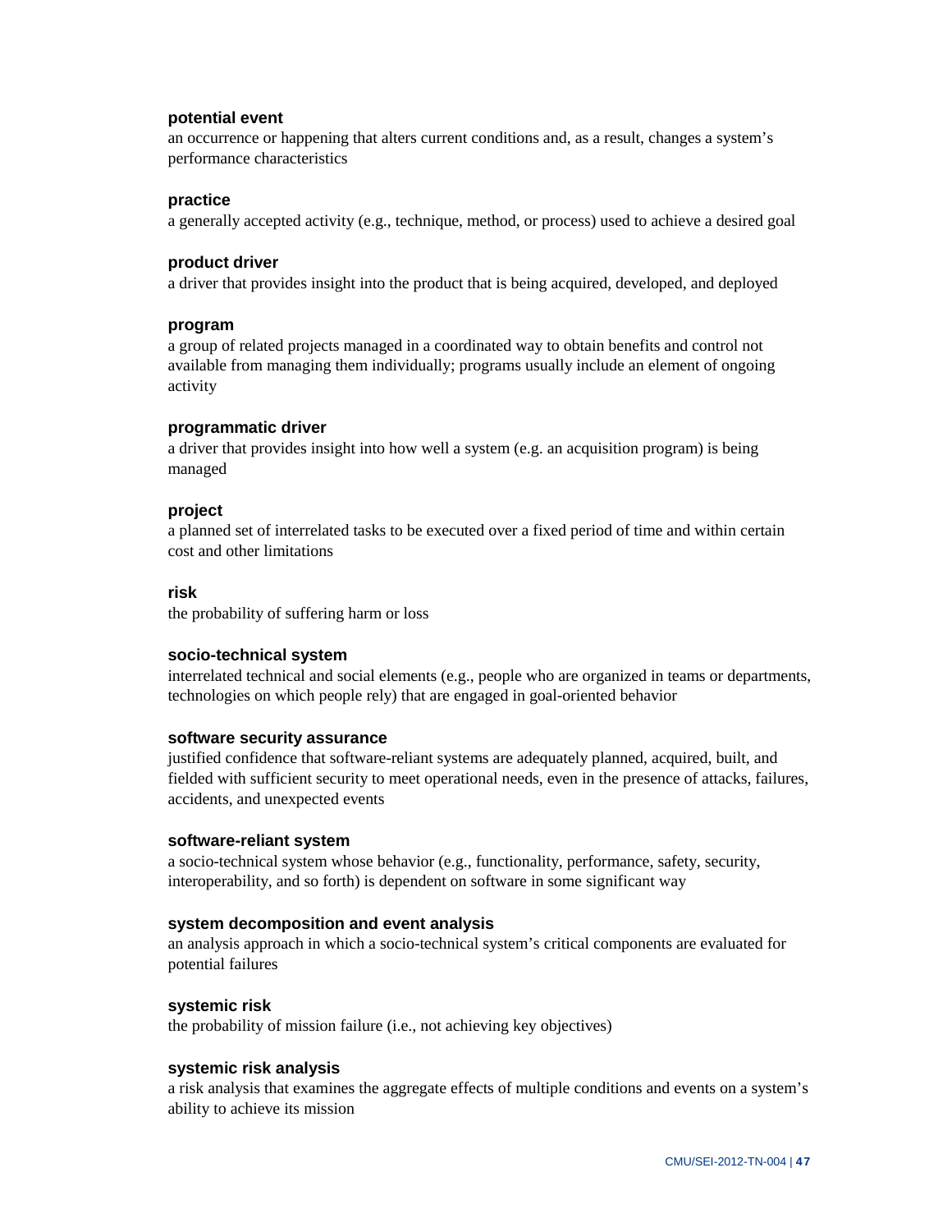**potential event**
an occurrence or happening that alters current conditions and, as a result, changes a system's performance characteristics

**practice**
a generally accepted activity (e.g., technique, method, or process) used to achieve a desired goal

**product driver**
a driver that provides insight into the product that is being acquired, developed, and deployed

**program**
a group of related projects managed in a coordinated way to obtain benefits and control not available from managing them individually; programs usually include an element of ongoing activity

**programmatic driver**
a driver that provides insight into how well a system (e.g. an acquisition program) is being managed

**project**
a planned set of interrelated tasks to be executed over a fixed period of time and within certain cost and other limitations

**risk**
the probability of suffering harm or loss

**socio-technical system**
interrelated technical and social elements (e.g., people who are organized in teams or departments, technologies on which people rely) that are engaged in goal-oriented behavior

**software security assurance**
justified confidence that software-reliant systems are adequately planned, acquired, built, and fielded with sufficient security to meet operational needs, even in the presence of attacks, failures, accidents, and unexpected events

**software-reliant system**
a socio-technical system whose behavior (e.g., functionality, performance, safety, security, interoperability, and so forth) is dependent on software in some significant way

**system decomposition and event analysis**
an analysis approach in which a socio-technical system's critical components are evaluated for potential failures

**systemic risk**
the probability of mission failure (i.e., not achieving key objectives)

**systemic risk analysis**
a risk analysis that examines the aggregate effects of multiple conditions and events on a system's ability to achieve its mission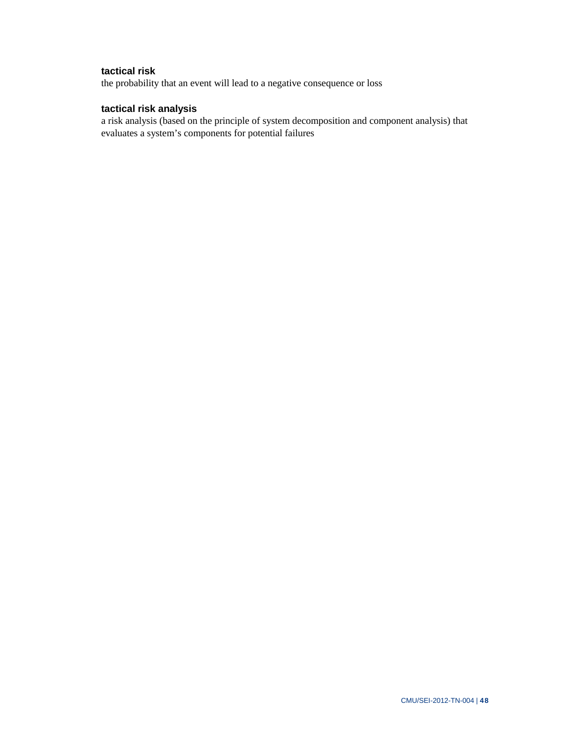**tactical risk**

the probability that an event will lead to a negative consequence or loss

**tactical risk analysis**

a risk analysis (based on the principle of system decomposition and component analysis) that evaluates a system's components for potential failures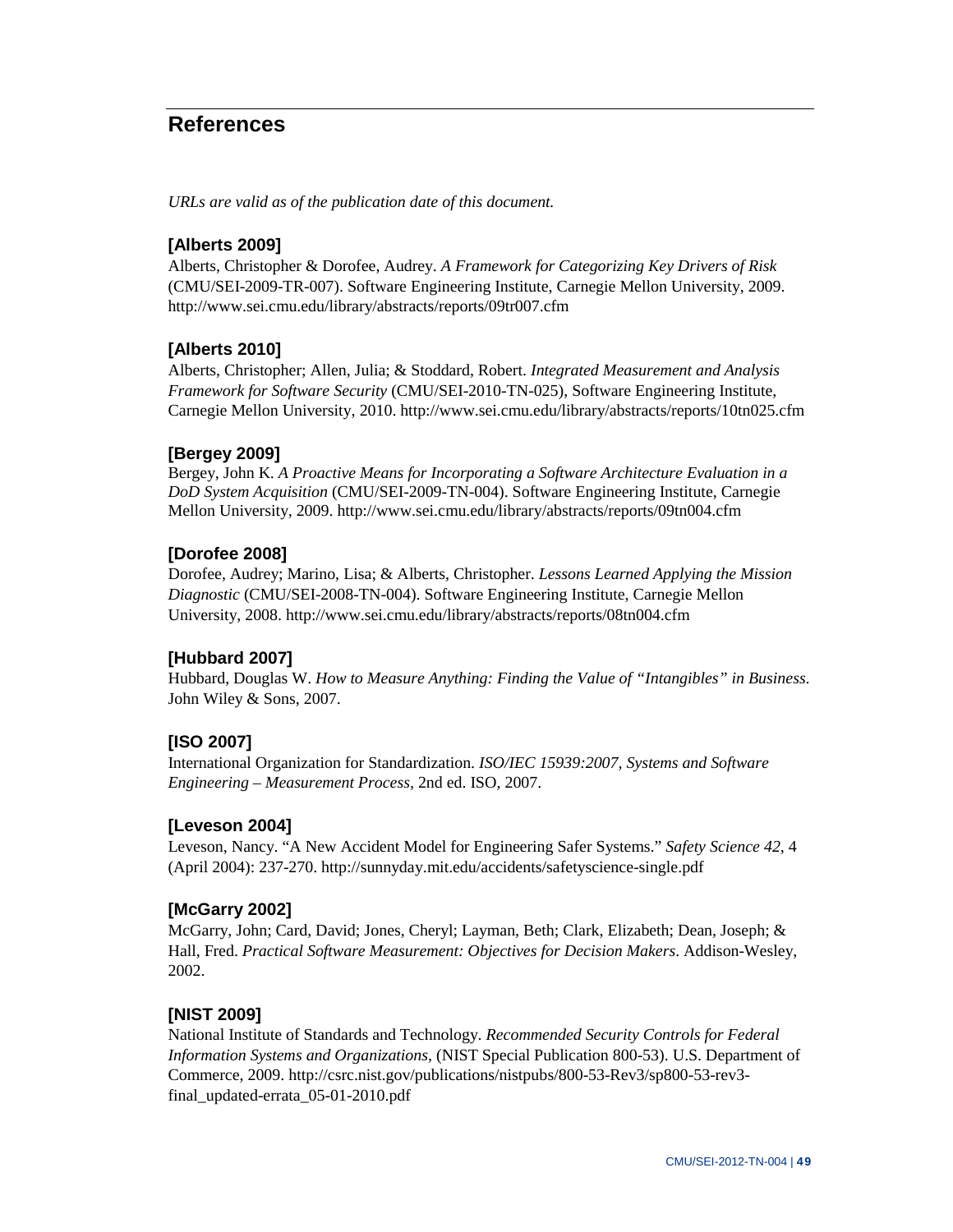# References

*URLs are valid as of the publication date of this document.*

### [Alberts 2009]

Alberts, Christopher & Dorofee, Audrey. *A Framework for Categorizing Key Drivers of Risk* (CMU/SEI-2009-TR-007). Software Engineering Institute, Carnegie Mellon University, 2009. http://www.sei.cmu.edu/library/abstracts/reports/09tr007.cfm

### [Alberts 2010]

Alberts, Christopher; Allen, Julia; & Stoddard, Robert. *Integrated Measurement and Analysis Framework for Software Security* (CMU/SEI-2010-TN-025), Software Engineering Institute, Carnegie Mellon University, 2010. http://www.sei.cmu.edu/library/abstracts/reports/10tn025.cfm

### [Bergey 2009]

Bergey, John K. *A Proactive Means for Incorporating a Software Architecture Evaluation in a DoD System Acquisition* (CMU/SEI-2009-TN-004). Software Engineering Institute, Carnegie Mellon University, 2009. http://www.sei.cmu.edu/library/abstracts/reports/09tn004.cfm

### [Dorofee 2008]

Dorofee, Audrey; Marino, Lisa; & Alberts, Christopher. *Lessons Learned Applying the Mission Diagnostic* (CMU/SEI-2008-TN-004). Software Engineering Institute, Carnegie Mellon University, 2008. http://www.sei.cmu.edu/library/abstracts/reports/08tn004.cfm

### [Hubbard 2007]

Hubbard, Douglas W. *How to Measure Anything: Finding the Value of "Intangibles" in Business.* John Wiley & Sons, 2007.

### [ISO 2007]

International Organization for Standardization. *ISO/IEC 15939:2007, Systems and Software Engineering – Measurement Process*, 2nd ed. ISO, 2007.

### [Leveson 2004]

Leveson, Nancy. "A New Accident Model for Engineering Safer Systems." *Safety Science 42*, 4 (April 2004): 237-270. http://sunnyday.mit.edu/accidents/safetyscience-single.pdf

### [McGarry 2002]

McGarry, John; Card, David; Jones, Cheryl; Layman, Beth; Clark, Elizabeth; Dean, Joseph; & Hall, Fred. *Practical Software Measurement: Objectives for Decision Makers*. Addison-Wesley, 2002.

### [NIST 2009]

National Institute of Standards and Technology. *Recommended Security Controls for Federal Information Systems and Organizations*, (NIST Special Publication 800-53). U.S. Department of Commerce, 2009. http://csrc.nist.gov/publications/nistpubs/800-53-Rev3/sp800-53-rev3-final_updated-errata_05-01-2010.pdf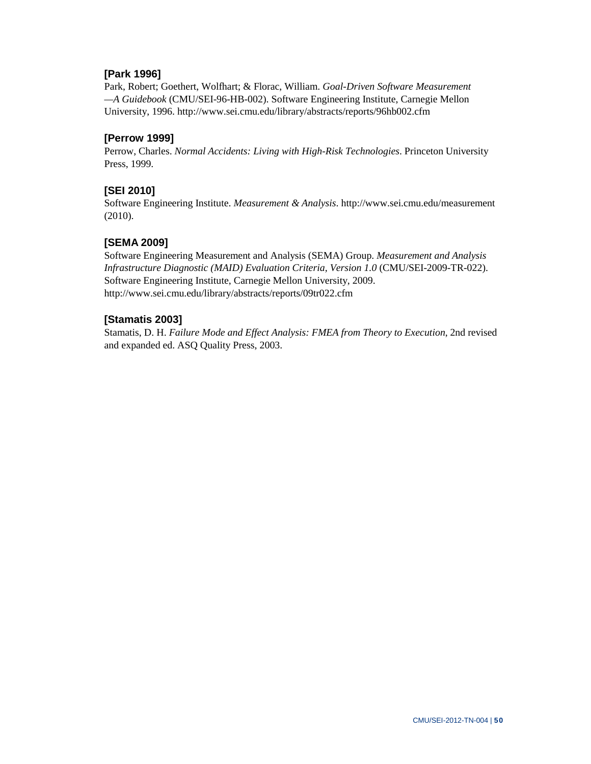### [Park 1996]

Park, Robert; Goethert, Wolfhart; & Florac, William. *Goal-Driven Software Measurement —A Guidebook* (CMU/SEI-96-HB-002). Software Engineering Institute, Carnegie Mellon University, 1996. http://www.sei.cmu.edu/library/abstracts/reports/96hb002.cfm

### [Perrow 1999]

Perrow, Charles. *Normal Accidents: Living with High-Risk Technologies*. Princeton University Press, 1999.

### [SEI 2010]

Software Engineering Institute. *Measurement & Analysis*. http://www.sei.cmu.edu/measurement (2010).

### [SEMA 2009]

Software Engineering Measurement and Analysis (SEMA) Group. *Measurement and Analysis Infrastructure Diagnostic (MAID) Evaluation Criteria, Version 1.0* (CMU/SEI-2009-TR-022). Software Engineering Institute, Carnegie Mellon University, 2009. http://www.sei.cmu.edu/library/abstracts/reports/09tr022.cfm

### [Stamatis 2003]

Stamatis, D. H. *Failure Mode and Effect Analysis: FMEA from Theory to Execution*, 2nd revised and expanded ed. ASQ Quality Press, 2003.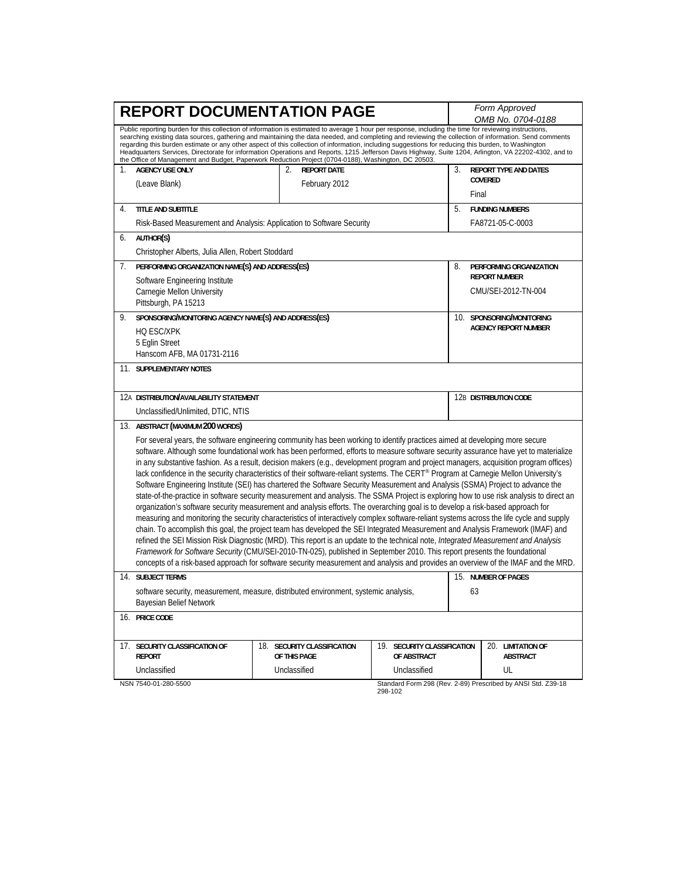# REPORT DOCUMENTATION PAGE

*Form Approved*
*OMB No. 0704-0188*

Public reporting burden for this collection of information is estimated to average 1 hour per response, including the time for reviewing instructions, searching existing data sources, gathering and maintaining the data needed, and completing and reviewing the collection of information. Send comments regarding this burden estimate or any other aspect of this collection of information, including suggestions for reducing this burden, to Washington Headquarters Services, Directorate for information Operations and Reports, 1215 Jefferson Davis Highway, Suite 1204, Arlington, VA 22202-4302, and to the Office of Management and Budget, Paperwork Reduction Project (0704-0188), Washington, DC 20503.

| | | |
|---|---|---|
| 1. **AGENCY USE ONLY**<br>(Leave Blank) | 2. **REPORT DATE**<br>February 2012 | 3. **REPORT TYPE AND DATES COVERED**<br>Final |
| 4. **TITLE AND SUBTITLE**<br>Risk-Based Measurement and Analysis: Application to Software Security | | 5. **FUNDING NUMBERS**<br>FA8721-05-C-0003 |
| 6. **AUTHOR(S)**<br>Christopher Alberts, Julia Allen, Robert Stoddard | | |
| 7. **PERFORMING ORGANIZATION NAME(S) AND ADDRESS(ES)**<br>Software Engineering Institute<br>Carnegie Mellon University<br>Pittsburgh, PA 15213 | | 8. **PERFORMING ORGANIZATION REPORT NUMBER**<br>CMU/SEI-2012-TN-004 |
| 9. **SPONSORING/MONITORING AGENCY NAME(S) AND ADDRESS(ES)**<br>HQ ESC/XPK<br>5 Eglin Street<br>Hanscom AFB, MA 01731-2116 | | 10. **SPONSORING/MONITORING AGENCY REPORT NUMBER** |
| 11. **SUPPLEMENTARY NOTES** | | |
| 12A **DISTRIBUTION/AVAILABILITY STATEMENT**<br>Unclassified/Unlimited, DTIC, NTIS | | 12B **DISTRIBUTION CODE** |

13. **ABSTRACT (MAXIMUM 200 WORDS)**

For several years, the software engineering community has been working to identify practices aimed at developing more secure software. Although some foundational work has been performed, efforts to measure software security assurance have yet to materialize in any substantive fashion. As a result, decision makers (e.g., development program and project managers, acquisition program offices) lack confidence in the security characteristics of their software-reliant systems. The CERT® Program at Carnegie Mellon University's Software Engineering Institute (SEI) has chartered the Software Security Measurement and Analysis (SSMA) Project to advance the state-of-the-practice in software security measurement and analysis. The SSMA Project is exploring how to use risk analysis to direct an organization's software security measurement and analysis efforts. The overarching goal is to develop a risk-based approach for measuring and monitoring the security characteristics of interactively complex software-reliant systems across the life cycle and supply chain. To accomplish this goal, the project team has developed the SEI Integrated Measurement and Analysis Framework (IMAF) and refined the SEI Mission Risk Diagnostic (MRD). This report is an update to the technical note, *Integrated Measurement and Analysis Framework for Software Security* (CMU/SEI-2010-TN-025), published in September 2010. This report presents the foundational concepts of a risk-based approach for software security measurement and analysis and provides an overview of the IMAF and the MRD.

| | |
|---|---|
| 14. **SUBJECT TERMS**<br>software security, measurement, measure, distributed environment, systemic analysis, Bayesian Belief Network | 15. **NUMBER OF PAGES**<br>63 |
| 16. **PRICE CODE** | |

| 17. SECURITY CLASSIFICATION OF REPORT | 18. SECURITY CLASSIFICATION OF THIS PAGE | 19. SECURITY CLASSIFICATION OF ABSTRACT | 20. LIMITATION OF ABSTRACT |
|---|---|---|---|
| Unclassified | Unclassified | Unclassified | UL |

NSN 7540-01-280-5500

Standard Form 298 (Rev. 2-89) Prescribed by ANSI Std. Z39-18 298-102